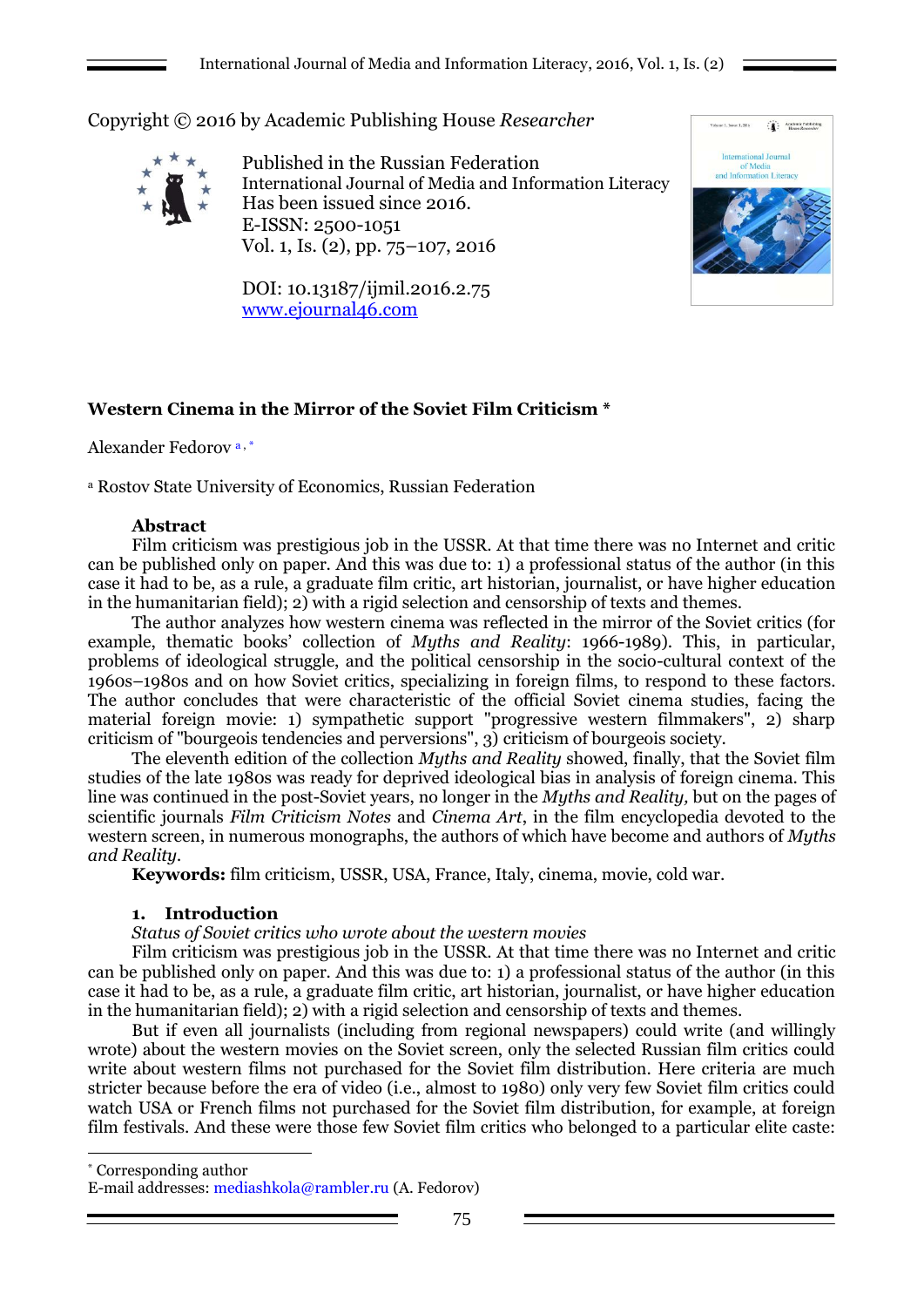Copyright © 2016 by Academic Publishing House *Researcher*

Published in the Russian Federation
International Journal of Media and Information Literacy
Has been issued since 2016.
E-ISSN: 2500-1051
Vol. 1, Is. (2), pp. 75–107, 2016

DOI: 10.13187/ijmil.2016.2.75
www.ejournal46.com

# Western Cinema in the Mirror of the Soviet Film Criticism *

Alexander Fedorov [a, *]

[a] Rostov State University of Economics, Russian Federation

**Abstract**

Film criticism was prestigious job in the USSR. At that time there was no Internet and critic can be published only on paper. And this was due to: 1) a professional status of the author (in this case it had to be, as a rule, a graduate film critic, art historian, journalist, or have higher education in the humanitarian field); 2) with a rigid selection and censorship of texts and themes.

The author analyzes how western cinema was reflected in the mirror of the Soviet critics (for example, thematic books' collection of *Myths and Reality*: 1966-1989). This, in particular, problems of ideological struggle, and the political censorship in the socio-cultural context of the 1960s–1980s and on how Soviet critics, specializing in foreign films, to respond to these factors. The author concludes that were characteristic of the official Soviet cinema studies, facing the material foreign movie: 1) sympathetic support "progressive western filmmakers", 2) sharp criticism of "bourgeois tendencies and perversions", 3) criticism of bourgeois society.

The eleventh edition of the collection *Myths and Reality* showed, finally, that the Soviet film studies of the late 1980s was ready for deprived ideological bias in analysis of foreign cinema. This line was continued in the post-Soviet years, no longer in the *Myths and Reality,* but on the pages of scientific journals *Film Criticism Notes* and *Cinema Art*, in the film encyclopedia devoted to the western screen, in numerous monographs, the authors of which have become and authors of *Myths and Reality*.

**Keywords:** film criticism, USSR, USA, France, Italy, cinema, movie, cold war.

## 1. Introduction

*Status of Soviet critics who wrote about the western movies*

Film criticism was prestigious job in the USSR. At that time there was no Internet and critic can be published only on paper. And this was due to: 1) a professional status of the author (in this case it had to be, as a rule, a graduate film critic, art historian, journalist, or have higher education in the humanitarian field); 2) with a rigid selection and censorship of texts and themes.

But if even all journalists (including from regional newspapers) could write (and willingly wrote) about the western movies on the Soviet screen, only the selected Russian film critics could write about western films not purchased for the Soviet film distribution. Here criteria are much stricter because before the era of video (i.e., almost to 1980) only very few Soviet film critics could watch USA or French films not purchased for the Soviet film distribution, for example, at foreign film festivals. And these were those few Soviet film critics who belonged to a particular elite caste:

* Corresponding author
E-mail addresses: mediashkola@rambler.ru (A. Fedorov)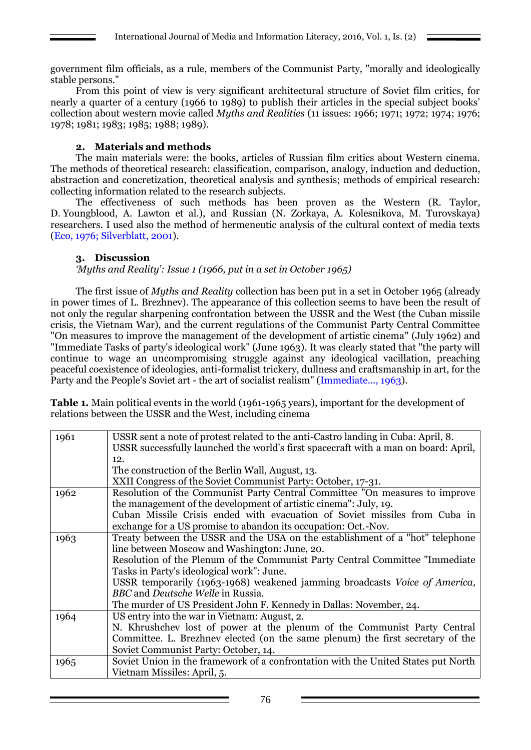government film officials, as a rule, members of the Communist Party, "morally and ideologically stable persons."

From this point of view is very significant architectural structure of Soviet film critics, for nearly a quarter of a century (1966 to 1989) to publish their articles in the special subject books' collection about western movie called *Myths and Realities* (11 issues: 1966; 1971; 1972; 1974; 1976; 1978; 1981; 1983; 1985; 1988; 1989).

## 2. Materials and methods

The main materials were: the books, articles of Russian film critics about Western cinema. The methods of theoretical research: classification, comparison, analogy, induction and deduction, abstraction and concretization, theoretical analysis and synthesis; methods of empirical research: collecting information related to the research subjects.

The effectiveness of such methods has been proven as the Western (R. Taylor, D. Youngblood, A. Lawton et al.), and Russian (N. Zorkaya, A. Kolesnikova, M. Turovskaya) researchers. I used also the method of hermeneutic analysis of the cultural context of media texts (Eco, 1976; Silverblatt, 2001).

## 3. Discussion

*'Myths and Reality': Issue 1 (1966, put in a set in October 1965)*

The first issue of *Myths and Reality* collection has been put in a set in October 1965 (already in power times of L. Brezhnev). The appearance of this collection seems to have been the result of not only the regular sharpening confrontation between the USSR and the West (the Cuban missile crisis, the Vietnam War), and the current regulations of the Communist Party Central Committee "On measures to improve the management of the development of artistic cinema" (July 1962) and "Immediate Tasks of party's ideological work" (June 1963). It was clearly stated that "the party will continue to wage an uncompromising struggle against any ideological vacillation, preaching peaceful coexistence of ideologies, anti-formalist trickery, dullness and craftsmanship in art, for the Party and the People's Soviet art - the art of socialist realism" (Immediate..., 1963).

**Table 1.** Main political events in the world (1961-1965 years), important for the development of relations between the USSR and the West, including cinema

| | |
|---|---|
| 1961 | USSR sent a note of protest related to the anti-Castro landing in Cuba: April, 8.<br>USSR successfully launched the world's first spacecraft with a man on board: April, 12.<br>The construction of the Berlin Wall, August, 13.<br>XXII Congress of the Soviet Communist Party: October, 17-31. |
| 1962 | Resolution of the Communist Party Central Committee "On measures to improve the management of the development of artistic cinema": July, 19.<br>Cuban Missile Crisis ended with evacuation of Soviet missiles from Cuba in exchange for a US promise to abandon its occupation: Oct.-Nov. |
| 1963 | Treaty between the USSR and the USA on the establishment of a "hot" telephone line between Moscow and Washington: June, 20.<br>Resolution of the Plenum of the Communist Party Central Committee "Immediate Tasks in Party's ideological work": June.<br>USSR temporarily (1963-1968) weakened jamming broadcasts *Voice of America, BBC* and *Deutsche Welle* in Russia.<br>The murder of US President John F. Kennedy in Dallas: November, 24. |
| 1964 | US entry into the war in Vietnam: August, 2.<br>N. Khrushchev lost of power at the plenum of the Communist Party Central Committee. L. Brezhnev elected (on the same plenum) the first secretary of the Soviet Communist Party: October, 14. |
| 1965 | Soviet Union in the framework of a confrontation with the United States put North Vietnam Missiles: April, 5. |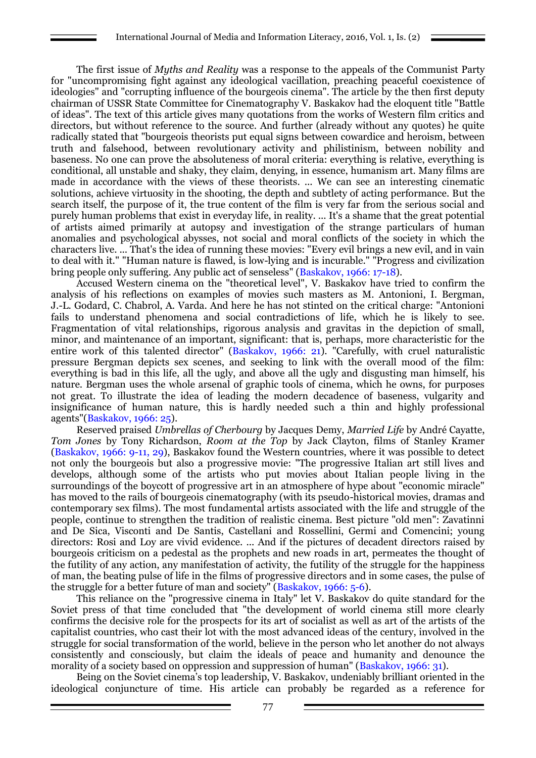The first issue of *Myths and Reality* was a response to the appeals of the Communist Party for "uncompromising fight against any ideological vacillation, preaching peaceful coexistence of ideologies" and "corrupting influence of the bourgeois cinema". The article by the then first deputy chairman of USSR State Committee for Cinematography V. Baskakov had the eloquent title "Battle of ideas". The text of this article gives many quotations from the works of Western film critics and directors, but without reference to the source. And further (already without any quotes) he quite radically stated that "bourgeois theorists put equal signs between cowardice and heroism, between truth and falsehood, between revolutionary activity and philistinism, between nobility and baseness. No one can prove the absoluteness of moral criteria: everything is relative, everything is conditional, all unstable and shaky, they claim, denying, in essence, humanism art. Many films are made in accordance with the views of these theorists. … We can see an interesting cinematic solutions, achieve virtuosity in the shooting, the depth and subtlety of acting performance. But the search itself, the purpose of it, the true content of the film is very far from the serious social and purely human problems that exist in everyday life, in reality. … It's a shame that the great potential of artists aimed primarily at autopsy and investigation of the strange particulars of human anomalies and psychological abysses, not social and moral conflicts of the society in which the characters live. … That's the idea of running these movies: "Every evil brings a new evil, and in vain to deal with it." "Human nature is flawed, is low-lying and is incurable." "Progress and civilization bring people only suffering. Any public act of senseless" (Baskakov, 1966: 17-18).

Accused Western cinema on the "theoretical level", V. Baskakov have tried to confirm the analysis of his reflections on examples of movies such masters as M. Antonioni, I. Bergman, J.-L. Godard, C. Chabrol, A. Varda. And here he has not stinted on the critical charge: "Antonioni fails to understand phenomena and social contradictions of life, which he is likely to see. Fragmentation of vital relationships, rigorous analysis and gravitas in the depiction of small, minor, and maintenance of an important, significant: that is, perhaps, more characteristic for the entire work of this talented director" (Baskakov, 1966: 21). "Carefully, with cruel naturalistic pressure Bergman depicts sex scenes, and seeking to link with the overall mood of the film: everything is bad in this life, all the ugly, and above all the ugly and disgusting man himself, his nature. Bergman uses the whole arsenal of graphic tools of cinema, which he owns, for purposes not great. To illustrate the idea of leading the modern decadence of baseness, vulgarity and insignificance of human nature, this is hardly needed such a thin and highly professional agents"(Baskakov, 1966: 25).

Reserved praised *Umbrellas of Cherbourg* by Jacques Demy, *Married Life* by André Cayatte, *Tom Jones* by Tony Richardson, *Room at the Top* by Jack Clayton, films of Stanley Kramer (Baskakov, 1966: 9-11, 29), Baskakov found the Western countries, where it was possible to detect not only the bourgeois but also a progressive movie: "The progressive Italian art still lives and develops, although some of the artists who put movies about Italian people living in the surroundings of the boycott of progressive art in an atmosphere of hype about "economic miracle" has moved to the rails of bourgeois cinematography (with its pseudo-historical movies, dramas and contemporary sex films). The most fundamental artists associated with the life and struggle of the people, continue to strengthen the tradition of realistic cinema. Best picture "old men": Zavatinni and De Sica, Visconti and De Santis, Castellani and Rossellini, Germi and Comencini; young directors: Rosi and Loy are vivid evidence. … And if the pictures of decadent directors raised by bourgeois criticism on a pedestal as the prophets and new roads in art, permeates the thought of the futility of any action, any manifestation of activity, the futility of the struggle for the happiness of man, the beating pulse of life in the films of progressive directors and in some cases, the pulse of the struggle for a better future of man and society" (Baskakov, 1966: 5-6).

This reliance on the "progressive cinema in Italy" let V. Baskakov do quite standard for the Soviet press of that time concluded that "the development of world cinema still more clearly confirms the decisive role for the prospects for its art of socialist as well as art of the artists of the capitalist countries, who cast their lot with the most advanced ideas of the century, involved in the struggle for social transformation of the world, believe in the person who let another do not always consistently and consciously, but claim the ideals of peace and humanity and denounce the morality of a society based on oppression and suppression of human" (Baskakov, 1966: 31).

Being on the Soviet cinema's top leadership, V. Baskakov, undeniably brilliant oriented in the ideological conjuncture of time. His article can probably be regarded as a reference for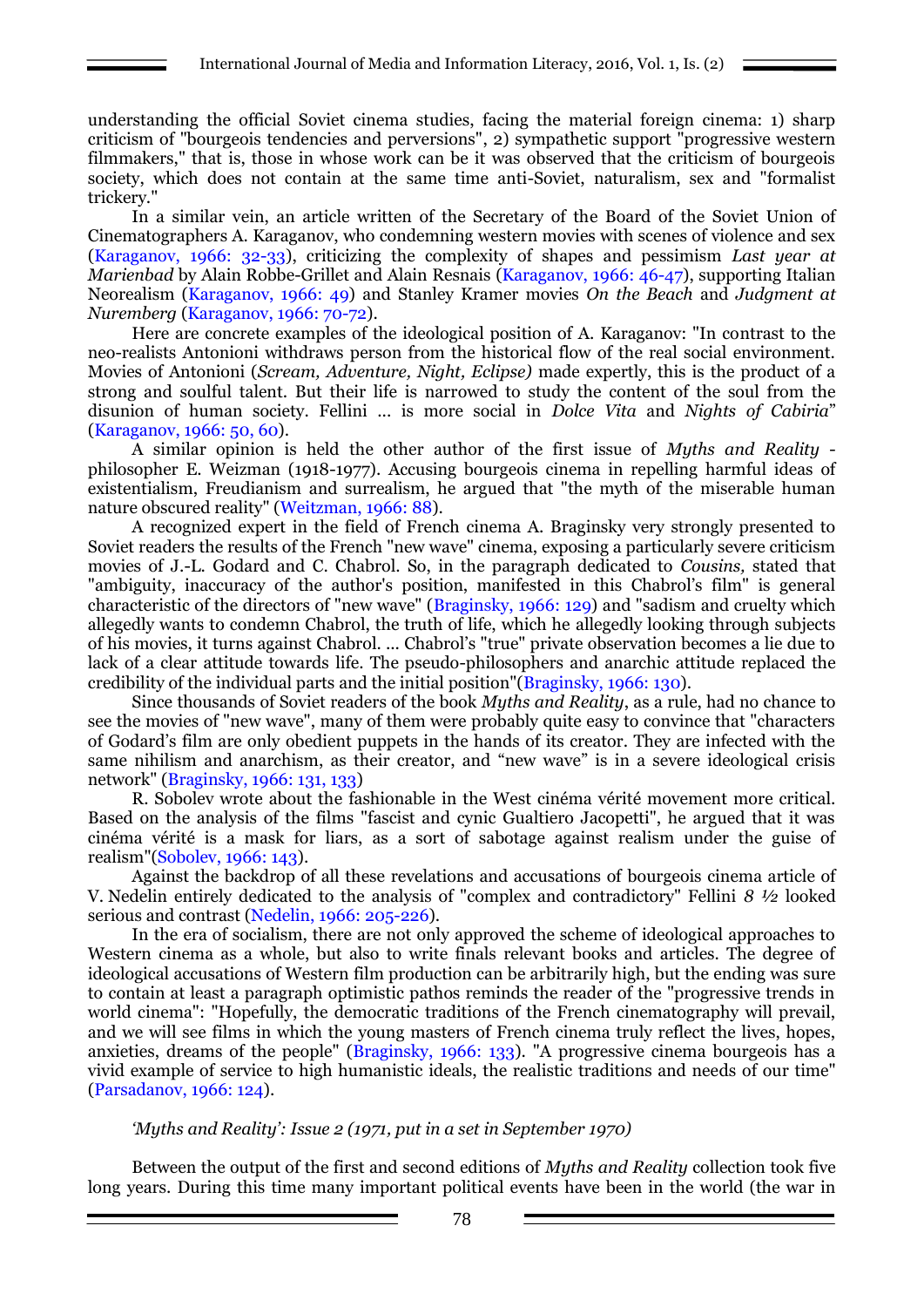understanding the official Soviet cinema studies, facing the material foreign cinema: 1) sharp criticism of "bourgeois tendencies and perversions", 2) sympathetic support "progressive western filmmakers," that is, those in whose work can be it was observed that the criticism of bourgeois society, which does not contain at the same time anti-Soviet, naturalism, sex and "formalist trickery."

In a similar vein, an article written of the Secretary of the Board of the Soviet Union of Cinematographers A. Karaganov, who condemning western movies with scenes of violence and sex (Karaganov, 1966: 32-33), criticizing the complexity of shapes and pessimism *Last year at Marienbad* by Alain Robbe-Grillet and Alain Resnais (Karaganov, 1966: 46-47), supporting Italian Neorealism (Karaganov, 1966: 49) and Stanley Kramer movies *On the Beach* and *Judgment at Nuremberg* (Karaganov, 1966: 70-72).

Here are concrete examples of the ideological position of A. Karaganov: "In contrast to the neo-realists Antonioni withdraws person from the historical flow of the real social environment. Movies of Antonioni (*Scream, Adventure, Night, Eclipse)* made expertly, this is the product of a strong and soulful talent. But their life is narrowed to study the content of the soul from the disunion of human society. Fellini ... is more social in *Dolce Vita* and *Nights of Cabiria*" (Karaganov, 1966: 50, 60).

A similar opinion is held the other author of the first issue of *Myths and Reality* - philosopher E. Weizman (1918-1977). Accusing bourgeois cinema in repelling harmful ideas of existentialism, Freudianism and surrealism, he argued that "the myth of the miserable human nature obscured reality" (Weitzman, 1966: 88).

A recognized expert in the field of French cinema A. Braginsky very strongly presented to Soviet readers the results of the French "new wave" cinema, exposing a particularly severe criticism movies of J.-L. Godard and C. Chabrol. So, in the paragraph dedicated to *Cousins,* stated that "ambiguity, inaccuracy of the author's position, manifested in this Chabrol's film" is general characteristic of the directors of "new wave" (Braginsky, 1966: 129) and "sadism and cruelty which allegedly wants to condemn Chabrol, the truth of life, which he allegedly looking through subjects of his movies, it turns against Chabrol. ... Chabrol's "true" private observation becomes a lie due to lack of a clear attitude towards life. The pseudo-philosophers and anarchic attitude replaced the credibility of the individual parts and the initial position"(Braginsky, 1966: 130).

Since thousands of Soviet readers of the book *Myths and Reality*, as a rule, had no chance to see the movies of "new wave", many of them were probably quite easy to convince that "characters of Godard's film are only obedient puppets in the hands of its creator. They are infected with the same nihilism and anarchism, as their creator, and "new wave" is in a severe ideological crisis network" (Braginsky, 1966: 131, 133)

R. Sobolev wrote about the fashionable in the West cinéma vérité movement more critical. Based on the analysis of the films "fascist and cynic Gualtiero Jacopetti", he argued that it was cinéma vérité is a mask for liars, as a sort of sabotage against realism under the guise of realism"(Sobolev, 1966: 143).

Against the backdrop of all these revelations and accusations of bourgeois cinema article of V. Nedelin entirely dedicated to the analysis of "complex and contradictory" Fellini *8 ½* looked serious and contrast (Nedelin, 1966: 205-226).

In the era of socialism, there are not only approved the scheme of ideological approaches to Western cinema as a whole, but also to write finals relevant books and articles. The degree of ideological accusations of Western film production can be arbitrarily high, but the ending was sure to contain at least a paragraph optimistic pathos reminds the reader of the "progressive trends in world cinema": "Hopefully, the democratic traditions of the French cinematography will prevail, and we will see films in which the young masters of French cinema truly reflect the lives, hopes, anxieties, dreams of the people" (Braginsky, 1966: 133). "A progressive cinema bourgeois has a vivid example of service to high humanistic ideals, the realistic traditions and needs of our time" (Parsadanov, 1966: 124).

*'Myths and Reality': Issue 2 (1971, put in a set in September 1970)*

Between the output of the first and second editions of *Myths and Reality* collection took five long years. During this time many important political events have been in the world (the war in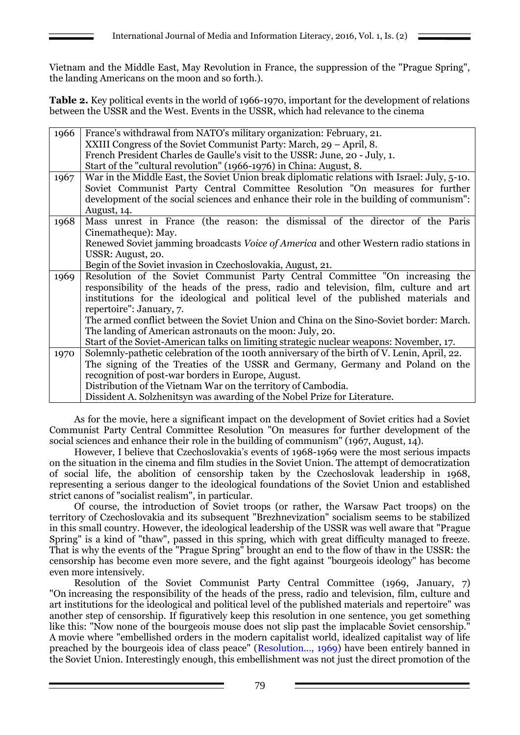Vietnam and the Middle East, May Revolution in France, the suppression of the "Prague Spring", the landing Americans on the moon and so forth.).

**Table 2.** Key political events in the world of 1966-1970, important for the development of relations between the USSR and the West. Events in the USSR, which had relevance to the cinema

| | |
|---|---|
| 1966 | France's withdrawal from NATO's military organization: February, 21.<br>XXIII Congress of the Soviet Communist Party: March, 29 – April, 8.<br>French President Charles de Gaulle's visit to the USSR: June, 20 - July, 1.<br>Start of the "cultural revolution" (1966-1976) in China: August, 8. |
| 1967 | War in the Middle East, the Soviet Union break diplomatic relations with Israel: July, 5-10.<br>Soviet Communist Party Central Committee Resolution "On measures for further development of the social sciences and enhance their role in the building of communism": August, 14. |
| 1968 | Mass unrest in France (the reason: the dismissal of the director of the Paris Cinematheque): May.<br>Renewed Soviet jamming broadcasts *Voice of America* and other Western radio stations in USSR: August, 20.<br>Begin of the Soviet invasion in Czechoslovakia, August, 21. |
| 1969 | Resolution of the Soviet Communist Party Central Committee "On increasing the responsibility of the heads of the press, radio and television, film, culture and art institutions for the ideological and political level of the published materials and repertoire": January, 7.<br>The armed conflict between the Soviet Union and China on the Sino-Soviet border: March.<br>The landing of American astronauts on the moon: July, 20.<br>Start of the Soviet-American talks on limiting strategic nuclear weapons: November, 17. |
| 1970 | Solemnly-pathetic celebration of the 100th anniversary of the birth of V. Lenin, April, 22.<br>The signing of the Treaties of the USSR and Germany, Germany and Poland on the recognition of post-war borders in Europe, August.<br>Distribution of the Vietnam War on the territory of Cambodia.<br>Dissident A. Solzhenitsyn was awarding of the Nobel Prize for Literature. |

As for the movie, here a significant impact on the development of Soviet critics had a Soviet Communist Party Central Committee Resolution "On measures for further development of the social sciences and enhance their role in the building of communism" (1967, August, 14).

However, I believe that Czechoslovakia's events of 1968-1969 were the most serious impacts on the situation in the cinema and film studies in the Soviet Union. The attempt of democratization of social life, the abolition of censorship taken by the Czechoslovak leadership in 1968, representing a serious danger to the ideological foundations of the Soviet Union and established strict canons of "socialist realism", in particular.

Of course, the introduction of Soviet troops (or rather, the Warsaw Pact troops) on the territory of Czechoslovakia and its subsequent "Brezhnevization" socialism seems to be stabilized in this small country. However, the ideological leadership of the USSR was well aware that "Prague Spring" is a kind of "thaw", passed in this spring, which with great difficulty managed to freeze. That is why the events of the "Prague Spring" brought an end to the flow of thaw in the USSR: the censorship has become even more severe, and the fight against "bourgeois ideology" has become even more intensively.

Resolution of the Soviet Communist Party Central Committee (1969, January, 7) "On increasing the responsibility of the heads of the press, radio and television, film, culture and art institutions for the ideological and political level of the published materials and repertoire" was another step of censorship. If figuratively keep this resolution in one sentence, you get something like this: "Now none of the bourgeois mouse does not slip past the implacable Soviet censorship." A movie where "embellished orders in the modern capitalist world, idealized capitalist way of life preached by the bourgeois idea of class peace" (Resolution..., 1969) have been entirely banned in the Soviet Union. Interestingly enough, this embellishment was not just the direct promotion of the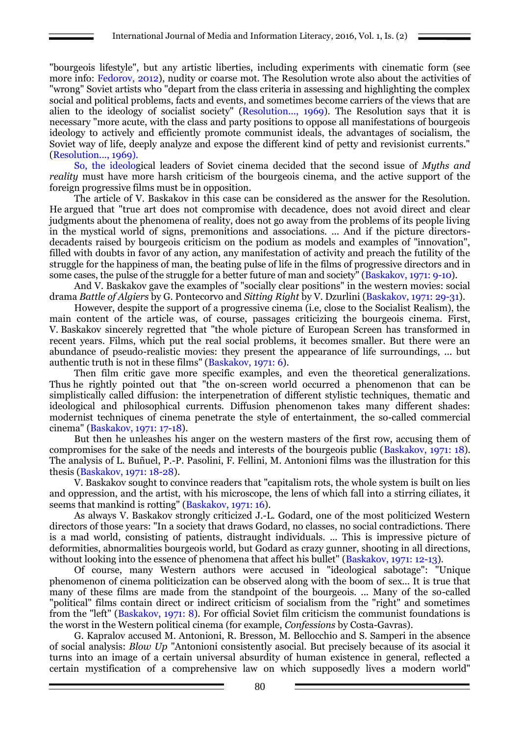"bourgeois lifestyle", but any artistic liberties, including experiments with cinematic form (see more info: Fedorov, 2012), nudity or coarse mot. The Resolution wrote also about the activities of "wrong" Soviet artists who "depart from the class criteria in assessing and highlighting the complex social and political problems, facts and events, and sometimes become carriers of the views that are alien to the ideology of socialist society" (Resolution..., 1969). The Resolution says that it is necessary "more acute, with the class and party positions to oppose all manifestations of bourgeois ideology to actively and efficiently promote communist ideals, the advantages of socialism, the Soviet way of life, deeply analyze and expose the different kind of petty and revisionist currents." (Resolution..., 1969).

So, the ideological leaders of Soviet cinema decided that the second issue of *Myths and reality* must have more harsh criticism of the bourgeois cinema, and the active support of the foreign progressive films must be in opposition.

The article of V. Baskakov in this case can be considered as the answer for the Resolution. He argued that "true art does not compromise with decadence, does not avoid direct and clear judgments about the phenomena of reality, does not go away from the problems of its people living in the mystical world of signs, premonitions and associations. ... And if the picture directors-decadents raised by bourgeois criticism on the podium as models and examples of "innovation", filled with doubts in favor of any action, any manifestation of activity and preach the futility of the struggle for the happiness of man, the beating pulse of life in the films of progressive directors and in some cases, the pulse of the struggle for a better future of man and society" (Baskakov, 1971: 9-10).

And V. Baskakov gave the examples of "socially clear positions" in the western movies: social drama *Battle of Algiers* by G. Pontecorvo and *Sitting Right* by V. Dzurlini (Baskakov, 1971: 29-31).

However, despite the support of a progressive cinema (i.e, close to the Socialist Realism), the main content of the article was, of course, passages criticizing the bourgeois cinema. First, V. Baskakov sincerely regretted that "the whole picture of European Screen has transformed in recent years. Films, which put the real social problems, it becomes smaller. But there were an abundance of pseudo-realistic movies: they present the appearance of life surroundings, ... but authentic truth is not in these films" (Baskakov, 1971: 6).

Then film critic gave more specific examples, and even the theoretical generalizations. Thus he rightly pointed out that "the on-screen world occurred a phenomenon that can be simplistically called diffusion: the interpenetration of different stylistic techniques, thematic and ideological and philosophical currents. Diffusion phenomenon takes many different shades: modernist techniques of cinema penetrate the style of entertainment, the so-called commercial cinema" (Baskakov, 1971: 17-18).

But then he unleashes his anger on the western masters of the first row, accusing them of compromises for the sake of the needs and interests of the bourgeois public (Baskakov, 1971: 18). The analysis of L. Buñuel, P.-P. Pasolini, F. Fellini, M. Antonioni films was the illustration for this thesis (Baskakov, 1971: 18-28).

V. Baskakov sought to convince readers that "capitalism rots, the whole system is built on lies and oppression, and the artist, with his microscope, the lens of which fall into a stirring ciliates, it seems that mankind is rotting" (Baskakov, 1971: 16).

As always V. Baskakov strongly criticized J.-L. Godard, one of the most politicized Western directors of those years: "In a society that draws Godard, no classes, no social contradictions. There is a mad world, consisting of patients, distraught individuals. ... This is impressive picture of deformities, abnormalities bourgeois world, but Godard as crazy gunner, shooting in all directions, without looking into the essence of phenomena that affect his bullet" (Baskakov, 1971: 12-13).

Of course, many Western authors were accused in "ideological sabotage": "Unique phenomenon of cinema politicization can be observed along with the boom of sex... It is true that many of these films are made from the standpoint of the bourgeois. ... Many of the so-called "political" films contain direct or indirect criticism of socialism from the "right" and sometimes from the "left" (Baskakov, 1971: 8). For official Soviet film criticism the communist foundations is the worst in the Western political cinema (for example, *Confessions* by Costa-Gavras).

G. Kapralov accused M. Antonioni, R. Bresson, M. Bellocchio and S. Samperi in the absence of social analysis: *Blow Up* "Antonioni consistently asocial. But precisely because of its asocial it turns into an image of a certain universal absurdity of human existence in general, reflected a certain mystification of a comprehensive law on which supposedly lives a modern world"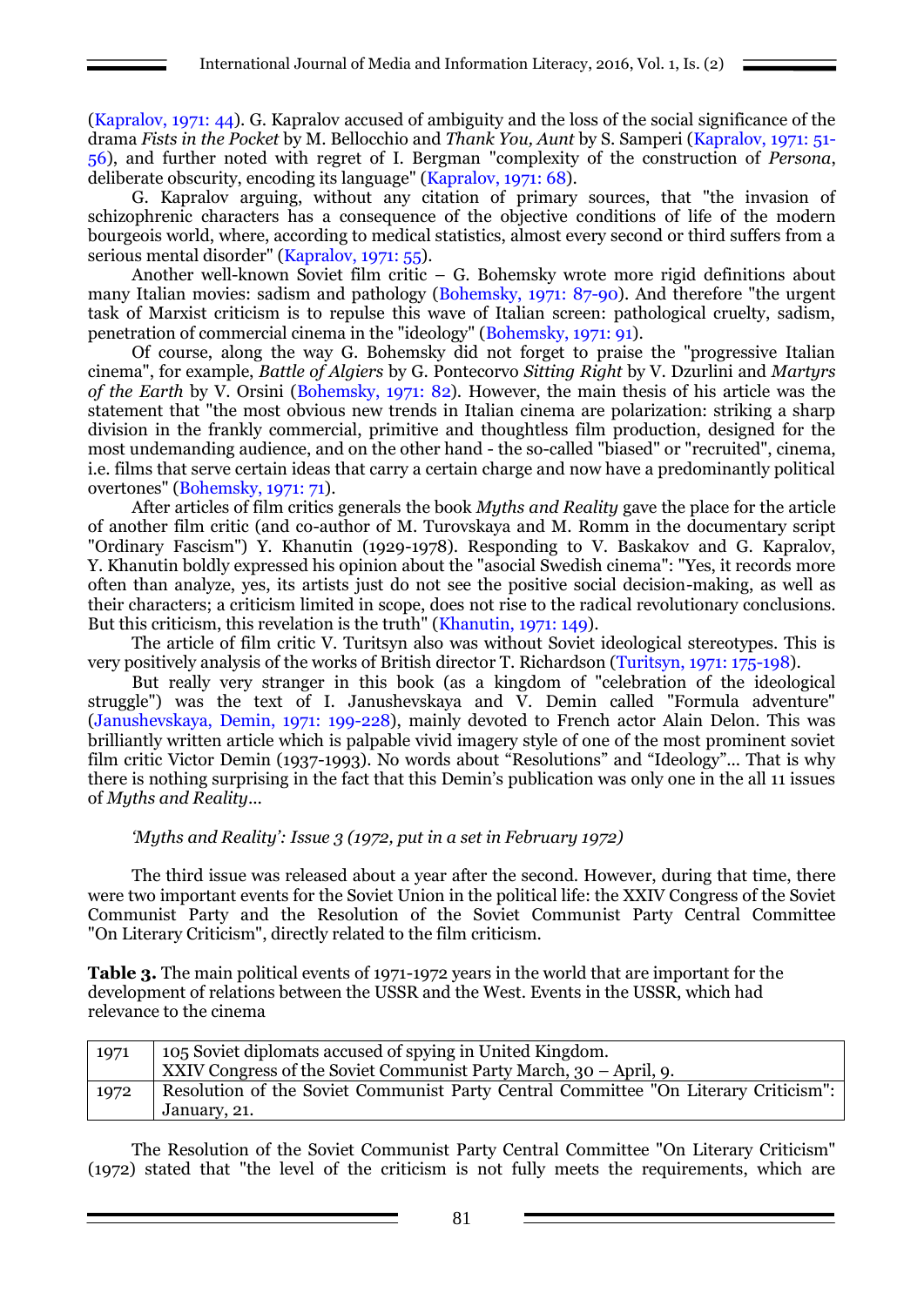(Kapralov, 1971: 44). G. Kapralov accused of ambiguity and the loss of the social significance of the drama *Fists in the Pocket* by M. Bellocchio and *Thank You, Aunt* by S. Samperi (Kapralov, 1971: 51-56), and further noted with regret of I. Bergman "complexity of the construction of *Persona*, deliberate obscurity, encoding its language" (Kapralov, 1971: 68).

G. Kapralov arguing, without any citation of primary sources, that "the invasion of schizophrenic characters has a consequence of the objective conditions of life of the modern bourgeois world, where, according to medical statistics, almost every second or third suffers from a serious mental disorder" (Kapralov, 1971: 55).

Another well-known Soviet film critic – G. Bohemsky wrote more rigid definitions about many Italian movies: sadism and pathology (Bohemsky, 1971: 87-90). And therefore "the urgent task of Marxist criticism is to repulse this wave of Italian screen: pathological cruelty, sadism, penetration of commercial cinema in the "ideology" (Bohemsky, 1971: 91).

Of course, along the way G. Bohemsky did not forget to praise the "progressive Italian cinema", for example, *Battle of Algiers* by G. Pontecorvo *Sitting Right* by V. Dzurlini and *Martyrs of the Earth* by V. Orsini (Bohemsky, 1971: 82). However, the main thesis of his article was the statement that "the most obvious new trends in Italian cinema are polarization: striking a sharp division in the frankly commercial, primitive and thoughtless film production, designed for the most undemanding audience, and on the other hand - the so-called "biased" or "recruited", cinema, i.e. films that serve certain ideas that carry a certain charge and now have a predominantly political overtones" (Bohemsky, 1971: 71).

After articles of film critics generals the book *Myths and Reality* gave the place for the article of another film critic (and co-author of M. Turovskaya and M. Romm in the documentary script "Ordinary Fascism") Y. Khanutin (1929-1978). Responding to V. Baskakov and G. Kapralov, Y. Khanutin boldly expressed his opinion about the "asocial Swedish cinema": "Yes, it records more often than analyze, yes, its artists just do not see the positive social decision-making, as well as their characters; a criticism limited in scope, does not rise to the radical revolutionary conclusions. But this criticism, this revelation is the truth" (Khanutin, 1971: 149).

The article of film critic V. Turitsyn also was without Soviet ideological stereotypes. This is very positively analysis of the works of British director T. Richardson (Turitsyn, 1971: 175-198).

But really very stranger in this book (as a kingdom of "celebration of the ideological struggle") was the text of I. Janushevskaya and V. Demin called "Formula adventure" (Janushevskaya, Demin, 1971: 199-228), mainly devoted to French actor Alain Delon. This was brilliantly written article which is palpable vivid imagery style of one of the most prominent soviet film critic Victor Demin (1937-1993). No words about "Resolutions" and "Ideology"... That is why there is nothing surprising in the fact that this Demin's publication was only one in the all 11 issues of *Myths and Reality*...

*'Myths and Reality': Issue 3 (1972, put in a set in February 1972)*

The third issue was released about a year after the second. However, during that time, there were two important events for the Soviet Union in the political life: the XXIV Congress of the Soviet Communist Party and the Resolution of the Soviet Communist Party Central Committee "On Literary Criticism", directly related to the film criticism.

**Table 3.** The main political events of 1971-1972 years in the world that are important for the development of relations between the USSR and the West. Events in the USSR, which had relevance to the cinema

| | |
|---|---|
| 1971 | 105 Soviet diplomats accused of spying in United Kingdom.<br>XXIV Congress of the Soviet Communist Party March, 30 – April, 9. |
| 1972 | Resolution of the Soviet Communist Party Central Committee "On Literary Criticism": January, 21. |

The Resolution of the Soviet Communist Party Central Committee "On Literary Criticism" (1972) stated that "the level of the criticism is not fully meets the requirements, which are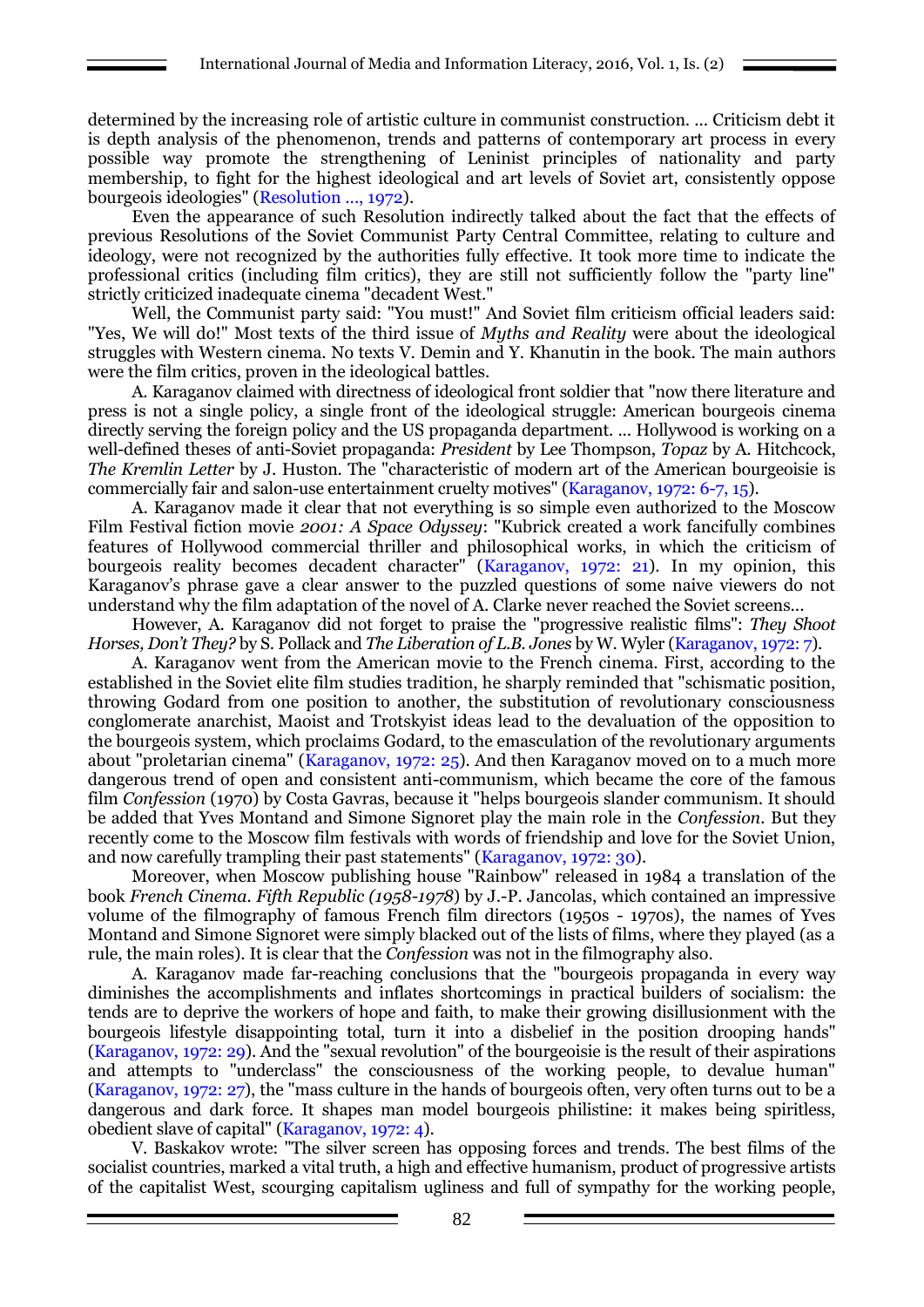determined by the increasing role of artistic culture in communist construction. ... Criticism debt it is depth analysis of the phenomenon, trends and patterns of contemporary art process in every possible way promote the strengthening of Leninist principles of nationality and party membership, to fight for the highest ideological and art levels of Soviet art, consistently oppose bourgeois ideologies" (Resolution ..., 1972).

Even the appearance of such Resolution indirectly talked about the fact that the effects of previous Resolutions of the Soviet Communist Party Central Committee, relating to culture and ideology, were not recognized by the authorities fully effective. It took more time to indicate the professional critics (including film critics), they are still not sufficiently follow the "party line" strictly criticized inadequate cinema "decadent West."

Well, the Communist party said: "You must!" And Soviet film criticism official leaders said: "Yes, We will do!" Most texts of the third issue of *Myths and Reality* were about the ideological struggles with Western cinema. No texts V. Demin and Y. Khanutin in the book. The main authors were the film critics, proven in the ideological battles.

A. Karaganov claimed with directness of ideological front soldier that "now there literature and press is not a single policy, a single front of the ideological struggle: American bourgeois cinema directly serving the foreign policy and the US propaganda department. ... Hollywood is working on a well-defined theses of anti-Soviet propaganda: *President* by Lee Thompson, *Topaz* by A. Hitchcock, *The Kremlin Letter* by J. Huston. The "characteristic of modern art of the American bourgeoisie is commercially fair and salon-use entertainment cruelty motives" (Karaganov, 1972: 6-7, 15).

A. Karaganov made it clear that not everything is so simple even authorized to the Moscow Film Festival fiction movie *2001: A Space Odyssey*: "Kubrick created a work fancifully combines features of Hollywood commercial thriller and philosophical works, in which the criticism of bourgeois reality becomes decadent character" (Karaganov, 1972: 21). In my opinion, this Karaganov's phrase gave a clear answer to the puzzled questions of some naive viewers do not understand why the film adaptation of the novel of A. Clarke never reached the Soviet screens...

However, A. Karaganov did not forget to praise the "progressive realistic films": *They Shoot Horses, Don't They?* by S. Pollack and *The Liberation of L.B. Jones* by W. Wyler (Karaganov, 1972: 7).

A. Karaganov went from the American movie to the French cinema. First, according to the established in the Soviet elite film studies tradition, he sharply reminded that "schismatic position, throwing Godard from one position to another, the substitution of revolutionary consciousness conglomerate anarchist, Maoist and Trotskyist ideas lead to the devaluation of the opposition to the bourgeois system, which proclaims Godard, to the emasculation of the revolutionary arguments about "proletarian cinema" (Karaganov, 1972: 25). And then Karaganov moved on to a much more dangerous trend of open and consistent anti-communism, which became the core of the famous film *Confession* (1970) by Costa Gavras, because it "helps bourgeois slander communism. It should be added that Yves Montand and Simone Signoret play the main role in the *Confession*. But they recently come to the Moscow film festivals with words of friendship and love for the Soviet Union, and now carefully trampling their past statements" (Karaganov, 1972: 30).

Moreover, when Moscow publishing house "Rainbow" released in 1984 a translation of the book *French Cinema. Fifth Republic (1958-1978)* by J.-P. Jancolas, which contained an impressive volume of the filmography of famous French film directors (1950s - 1970s), the names of Yves Montand and Simone Signoret were simply blacked out of the lists of films, where they played (as a rule, the main roles). It is clear that the *Confession* was not in the filmography also.

A. Karaganov made far-reaching conclusions that the "bourgeois propaganda in every way diminishes the accomplishments and inflates shortcomings in practical builders of socialism: the tends are to deprive the workers of hope and faith, to make their growing disillusionment with the bourgeois lifestyle disappointing total, turn it into a disbelief in the position drooping hands" (Karaganov, 1972: 29). And the "sexual revolution" of the bourgeoisie is the result of their aspirations and attempts to "underclass" the consciousness of the working people, to devalue human" (Karaganov, 1972: 27), the "mass culture in the hands of bourgeois often, very often turns out to be a dangerous and dark force. It shapes man model bourgeois philistine: it makes being spiritless, obedient slave of capital" (Karaganov, 1972: 4).

V. Baskakov wrote: "The silver screen has opposing forces and trends. The best films of the socialist countries, marked a vital truth, a high and effective humanism, product of progressive artists of the capitalist West, scourging capitalism ugliness and full of sympathy for the working people,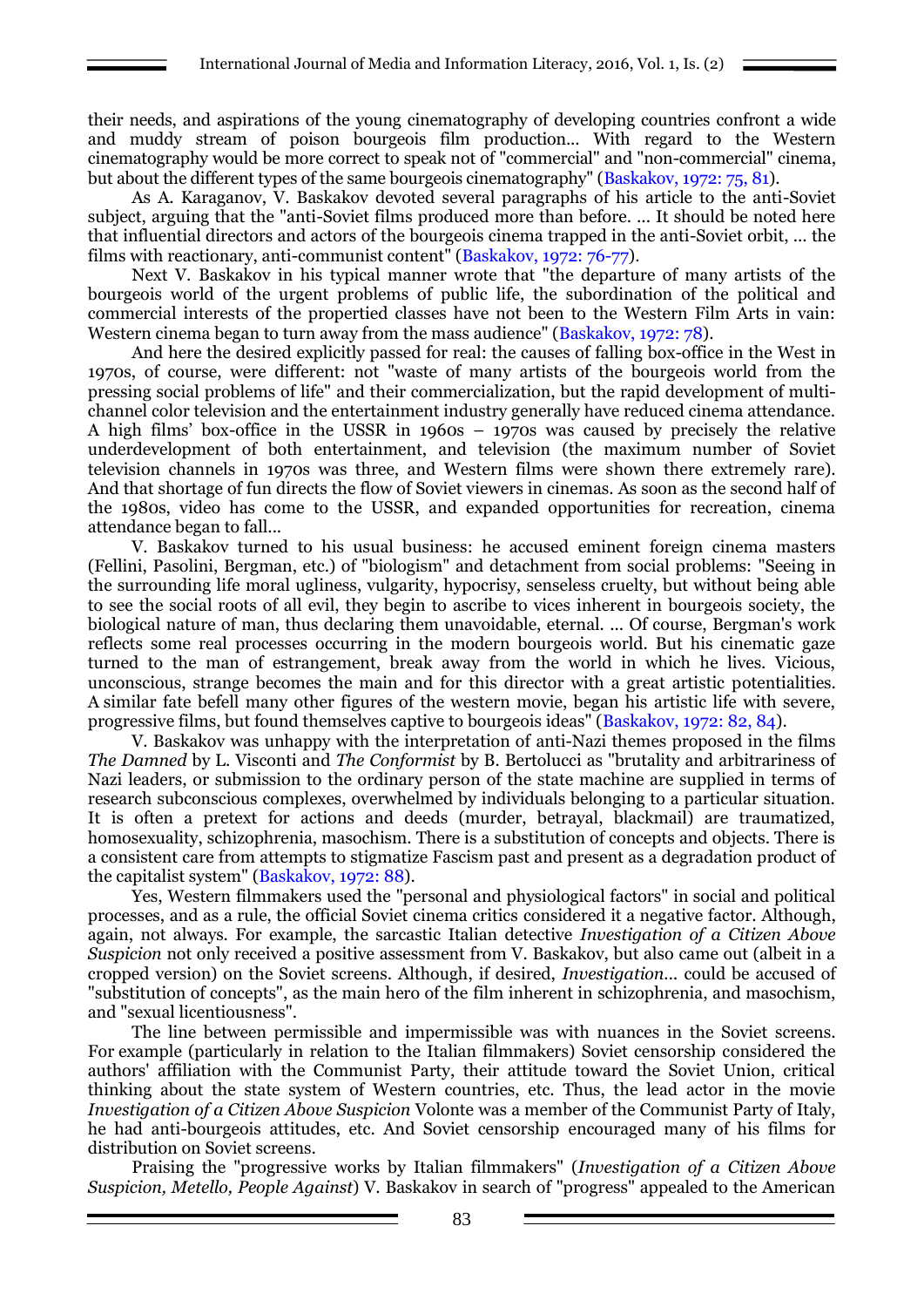their needs, and aspirations of the young cinematography of developing countries confront a wide and muddy stream of poison bourgeois film production... With regard to the Western cinematography would be more correct to speak not of "commercial" and "non-commercial" cinema, but about the different types of the same bourgeois cinematography" (Baskakov, 1972: 75, 81).

As A. Karaganov, V. Baskakov devoted several paragraphs of his article to the anti-Soviet subject, arguing that the "anti-Soviet films produced more than before. ... It should be noted here that influential directors and actors of the bourgeois cinema trapped in the anti-Soviet orbit, ... the films with reactionary, anti-communist content" (Baskakov, 1972: 76-77).

Next V. Baskakov in his typical manner wrote that "the departure of many artists of the bourgeois world of the urgent problems of public life, the subordination of the political and commercial interests of the propertied classes have not been to the Western Film Arts in vain: Western cinema began to turn away from the mass audience" (Baskakov, 1972: 78).

And here the desired explicitly passed for real: the causes of falling box-office in the West in 1970s, of course, were different: not "waste of many artists of the bourgeois world from the pressing social problems of life" and their commercialization, but the rapid development of multi-channel color television and the entertainment industry generally have reduced cinema attendance. A high films' box-office in the USSR in 1960s – 1970s was caused by precisely the relative underdevelopment of both entertainment, and television (the maximum number of Soviet television channels in 1970s was three, and Western films were shown there extremely rare). And that shortage of fun directs the flow of Soviet viewers in cinemas. As soon as the second half of the 1980s, video has come to the USSR, and expanded opportunities for recreation, cinema attendance began to fall...

V. Baskakov turned to his usual business: he accused eminent foreign cinema masters (Fellini, Pasolini, Bergman, etc.) of "biologism" and detachment from social problems: "Seeing in the surrounding life moral ugliness, vulgarity, hypocrisy, senseless cruelty, but without being able to see the social roots of all evil, they begin to ascribe to vices inherent in bourgeois society, the biological nature of man, thus declaring them unavoidable, eternal. ... Of course, Bergman's work reflects some real processes occurring in the modern bourgeois world. But his cinematic gaze turned to the man of estrangement, break away from the world in which he lives. Vicious, unconscious, strange becomes the main and for this director with a great artistic potentialities. A similar fate befell many other figures of the western movie, began his artistic life with severe, progressive films, but found themselves captive to bourgeois ideas" (Baskakov, 1972: 82, 84).

V. Baskakov was unhappy with the interpretation of anti-Nazi themes proposed in the films *The Damned* by L. Visconti and *The Conformist* by B. Bertolucci as "brutality and arbitrariness of Nazi leaders, or submission to the ordinary person of the state machine are supplied in terms of research subconscious complexes, overwhelmed by individuals belonging to a particular situation. It is often a pretext for actions and deeds (murder, betrayal, blackmail) are traumatized, homosexuality, schizophrenia, masochism. There is a substitution of concepts and objects. There is a consistent care from attempts to stigmatize Fascism past and present as a degradation product of the capitalist system" (Baskakov, 1972: 88).

Yes, Western filmmakers used the "personal and physiological factors" in social and political processes, and as a rule, the official Soviet cinema critics considered it a negative factor. Although, again, not always. For example, the sarcastic Italian detective *Investigation of a Citizen Above Suspicion* not only received a positive assessment from V. Baskakov, but also came out (albeit in a cropped version) on the Soviet screens. Although, if desired, *Investigation...* could be accused of "substitution of concepts", as the main hero of the film inherent in schizophrenia, and masochism, and "sexual licentiousness".

The line between permissible and impermissible was with nuances in the Soviet screens. For example (particularly in relation to the Italian filmmakers) Soviet censorship considered the authors' affiliation with the Communist Party, their attitude toward the Soviet Union, critical thinking about the state system of Western countries, etc. Thus, the lead actor in the movie *Investigation of a Citizen Above Suspicion* Volonte was a member of the Communist Party of Italy, he had anti-bourgeois attitudes, etc. And Soviet censorship encouraged many of his films for distribution on Soviet screens.

Praising the "progressive works by Italian filmmakers" (*Investigation of a Citizen Above Suspicion, Metello, People Against*) V. Baskakov in search of "progress" appealed to the American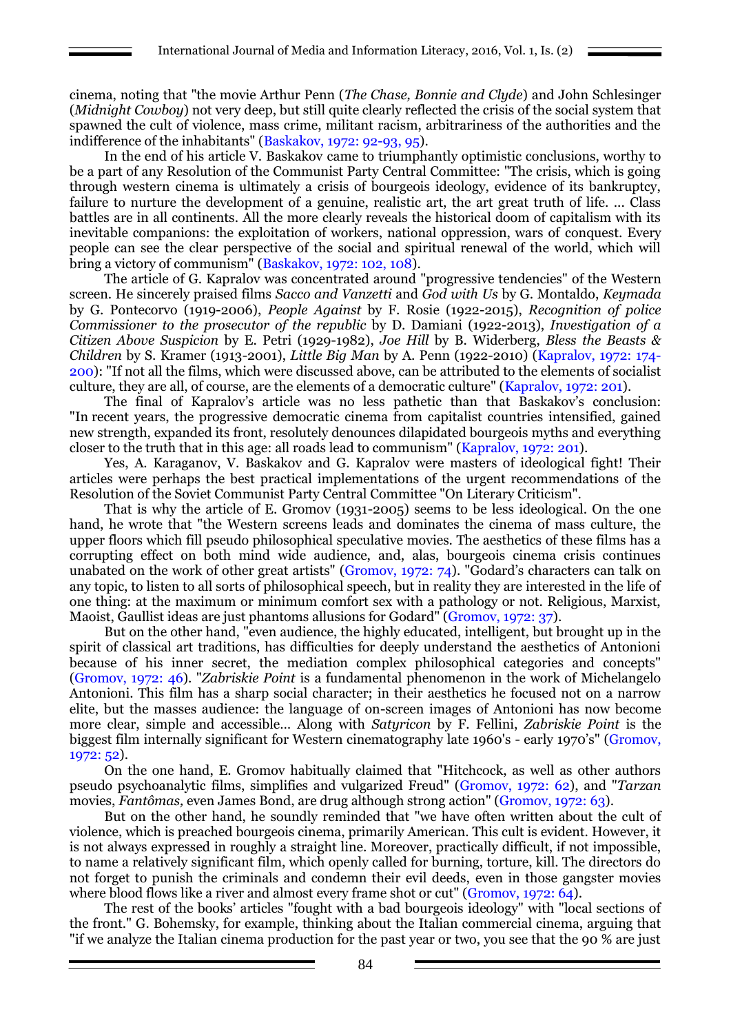cinema, noting that "the movie Arthur Penn (*The Chase, Bonnie and Clyde*) and John Schlesinger (*Midnight Cowboy*) not very deep, but still quite clearly reflected the crisis of the social system that spawned the cult of violence, mass crime, militant racism, arbitrariness of the authorities and the indifference of the inhabitants" (Baskakov, 1972: 92-93, 95).

In the end of his article V. Baskakov came to triumphantly optimistic conclusions, worthy to be a part of any Resolution of the Communist Party Central Committee: "The crisis, which is going through western cinema is ultimately a crisis of bourgeois ideology, evidence of its bankruptcy, failure to nurture the development of a genuine, realistic art, the art great truth of life. ... Class battles are in all continents. All the more clearly reveals the historical doom of capitalism with its inevitable companions: the exploitation of workers, national oppression, wars of conquest. Every people can see the clear perspective of the social and spiritual renewal of the world, which will bring a victory of communism" (Baskakov, 1972: 102, 108).

The article of G. Kapralov was concentrated around "progressive tendencies" of the Western screen. He sincerely praised films *Sacco and Vanzetti* and *God with Us* by G. Montaldo, *Keymada* by G. Pontecorvo (1919-2006), *People Against* by F. Rosie (1922-2015), *Recognition of police Commissioner to the prosecutor of the republic* by D. Damiani (1922-2013), *Investigation of a Citizen Above Suspicion* by E. Petri (1929-1982), *Joe Hill* by B. Widerberg, *Bless the Beasts & Children* by S. Kramer (1913-2001), *Little Big Man* by A. Penn (1922-2010) (Kapralov, 1972: 174-200): "If not all the films, which were discussed above, can be attributed to the elements of socialist culture, they are all, of course, are the elements of a democratic culture" (Kapralov, 1972: 201).

The final of Kapralov's article was no less pathetic than that Baskakov's conclusion: "In recent years, the progressive democratic cinema from capitalist countries intensified, gained new strength, expanded its front, resolutely denounces dilapidated bourgeois myths and everything closer to the truth that in this age: all roads lead to communism" (Kapralov, 1972: 201).

Yes, A. Karaganov, V. Baskakov and G. Kapralov were masters of ideological fight! Their articles were perhaps the best practical implementations of the urgent recommendations of the Resolution of the Soviet Communist Party Central Committee "On Literary Criticism".

That is why the article of E. Gromov (1931-2005) seems to be less ideological. On the one hand, he wrote that "the Western screens leads and dominates the cinema of mass culture, the upper floors which fill pseudo philosophical speculative movies. The aesthetics of these films has a corrupting effect on both mind wide audience, and, alas, bourgeois cinema crisis continues unabated on the work of other great artists" (Gromov, 1972: 74). "Godard's characters can talk on any topic, to listen to all sorts of philosophical speech, but in reality they are interested in the life of one thing: at the maximum or minimum comfort sex with a pathology or not. Religious, Marxist, Maoist, Gaullist ideas are just phantoms allusions for Godard" (Gromov, 1972: 37).

But on the other hand, "even audience, the highly educated, intelligent, but brought up in the spirit of classical art traditions, has difficulties for deeply understand the aesthetics of Antonioni because of his inner secret, the mediation complex philosophical categories and concepts" (Gromov, 1972: 46). "*Zabriskie Point* is a fundamental phenomenon in the work of Michelangelo Antonioni. This film has a sharp social character; in their aesthetics he focused not on a narrow elite, but the masses audience: the language of on-screen images of Antonioni has now become more clear, simple and accessible... Along with *Satyricon* by F. Fellini, *Zabriskie Point* is the biggest film internally significant for Western cinematography late 1960's - early 1970's" (Gromov, 1972: 52).

On the one hand, E. Gromov habitually claimed that "Hitchcock, as well as other authors pseudo psychoanalytic films, simplifies and vulgarized Freud" (Gromov, 1972: 62), and "*Tarzan* movies, *Fantômas,* even James Bond, are drug although strong action" (Gromov, 1972: 63).

But on the other hand, he soundly reminded that "we have often written about the cult of violence, which is preached bourgeois cinema, primarily American. This cult is evident. However, it is not always expressed in roughly a straight line. Moreover, practically difficult, if not impossible, to name a relatively significant film, which openly called for burning, torture, kill. The directors do not forget to punish the criminals and condemn their evil deeds, even in those gangster movies where blood flows like a river and almost every frame shot or cut" (Gromov, 1972: 64).

The rest of the books' articles "fought with a bad bourgeois ideology" with "local sections of the front." G. Bohemsky, for example, thinking about the Italian commercial cinema, arguing that "if we analyze the Italian cinema production for the past year or two, you see that the 90 % are just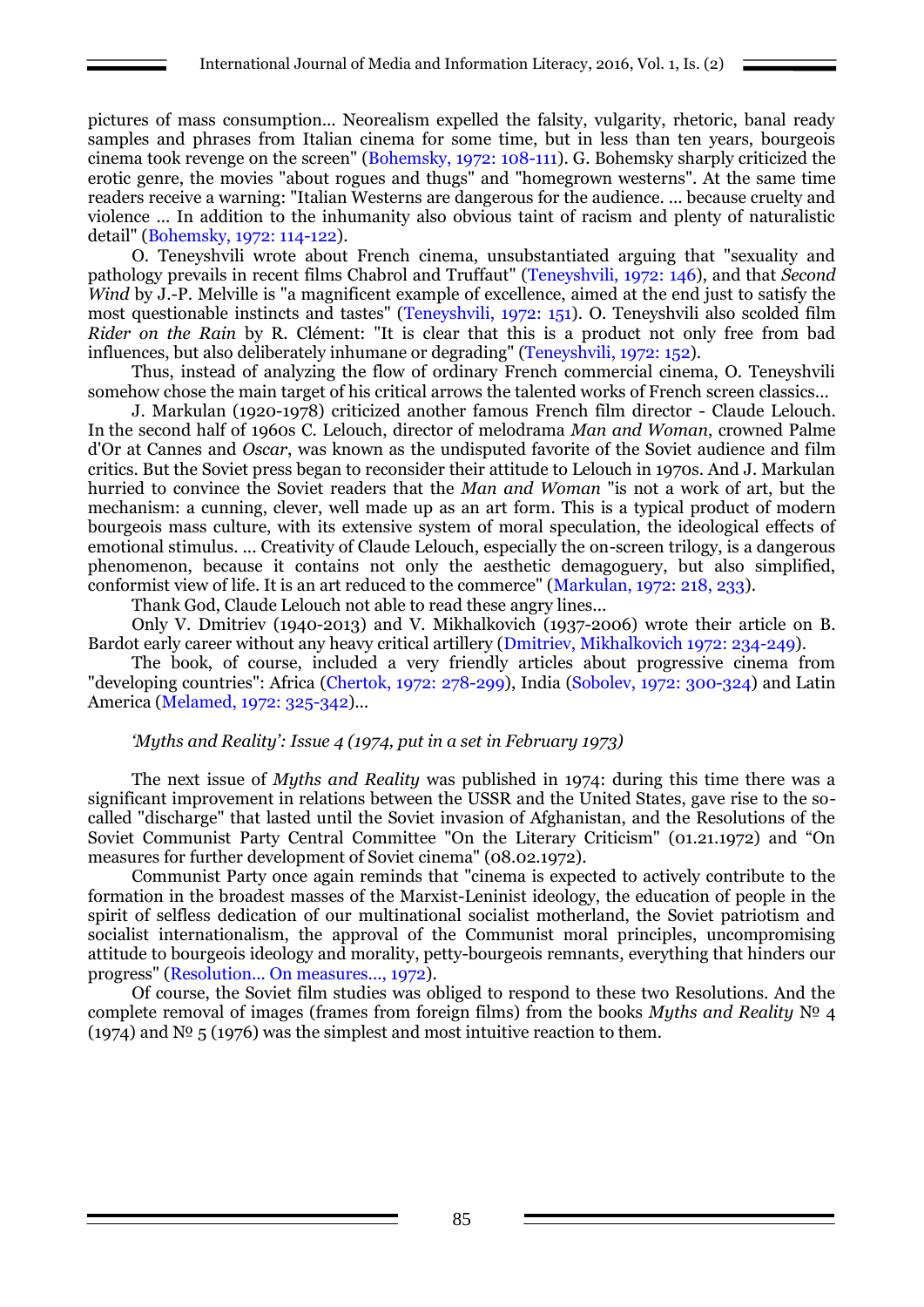pictures of mass consumption... Neorealism expelled the falsity, vulgarity, rhetoric, banal ready samples and phrases from Italian cinema for some time, but in less than ten years, bourgeois cinema took revenge on the screen" (Bohemsky, 1972: 108-111). G. Bohemsky sharply criticized the erotic genre, the movies "about rogues and thugs" and "homegrown westerns". At the same time readers receive a warning: "Italian Westerns are dangerous for the audience. ... because cruelty and violence ... In addition to the inhumanity also obvious taint of racism and plenty of naturalistic detail" (Bohemsky, 1972: 114-122).

O. Teneyshvili wrote about French cinema, unsubstantiated arguing that "sexuality and pathology prevails in recent films Chabrol and Truffaut" (Teneyshvili, 1972: 146), and that *Second Wind* by J.-P. Melville is "a magnificent example of excellence, aimed at the end just to satisfy the most questionable instincts and tastes" (Teneyshvili, 1972: 151). O. Teneyshvili also scolded film *Rider on the Rain* by R. Clément: "It is clear that this is a product not only free from bad influences, but also deliberately inhumane or degrading" (Teneyshvili, 1972: 152).

Thus, instead of analyzing the flow of ordinary French commercial cinema, O. Teneyshvili somehow chose the main target of his critical arrows the talented works of French screen classics...

J. Markulan (1920-1978) criticized another famous French film director - Claude Lelouch. In the second half of 1960s C. Lelouch, director of melodrama *Man and Woman*, crowned Palme d'Or at Cannes and *Oscar*, was known as the undisputed favorite of the Soviet audience and film critics. But the Soviet press began to reconsider their attitude to Lelouch in 1970s. And J. Markulan hurried to convince the Soviet readers that the *Man and Woman* "is not a work of art, but the mechanism: a cunning, clever, well made up as an art form. This is a typical product of modern bourgeois mass culture, with its extensive system of moral speculation, the ideological effects of emotional stimulus. ... Creativity of Claude Lelouch, especially the on-screen trilogy, is a dangerous phenomenon, because it contains not only the aesthetic demagoguery, but also simplified, conformist view of life. It is an art reduced to the commerce" (Markulan, 1972: 218, 233).

Thank God, Claude Lelouch not able to read these angry lines...

Only V. Dmitriev (1940-2013) and V. Mikhalkovich (1937-2006) wrote their article on B. Bardot early career without any heavy critical artillery (Dmitriev, Mikhalkovich 1972: 234-249).

The book, of course, included a very friendly articles about progressive cinema from "developing countries": Africa (Chertok, 1972: 278-299), India (Sobolev, 1972: 300-324) and Latin America (Melamed, 1972: 325-342)...

*'Myths and Reality': Issue 4 (1974, put in a set in February 1973)*

The next issue of *Myths and Reality* was published in 1974: during this time there was a significant improvement in relations between the USSR and the United States, gave rise to the so-called "discharge" that lasted until the Soviet invasion of Afghanistan, and the Resolutions of the Soviet Communist Party Central Committee "On the Literary Criticism" (01.21.1972) and "On measures for further development of Soviet cinema" (08.02.1972).

Communist Party once again reminds that "cinema is expected to actively contribute to the formation in the broadest masses of the Marxist-Leninist ideology, the education of people in the spirit of selfless dedication of our multinational socialist motherland, the Soviet patriotism and socialist internationalism, the approval of the Communist moral principles, uncompromising attitude to bourgeois ideology and morality, petty-bourgeois remnants, everything that hinders our progress" (Resolution... On measures..., 1972).

Of course, the Soviet film studies was obliged to respond to these two Resolutions. And the complete removal of images (frames from foreign films) from the books *Myths and Reality* № 4 (1974) and № 5 (1976) was the simplest and most intuitive reaction to them.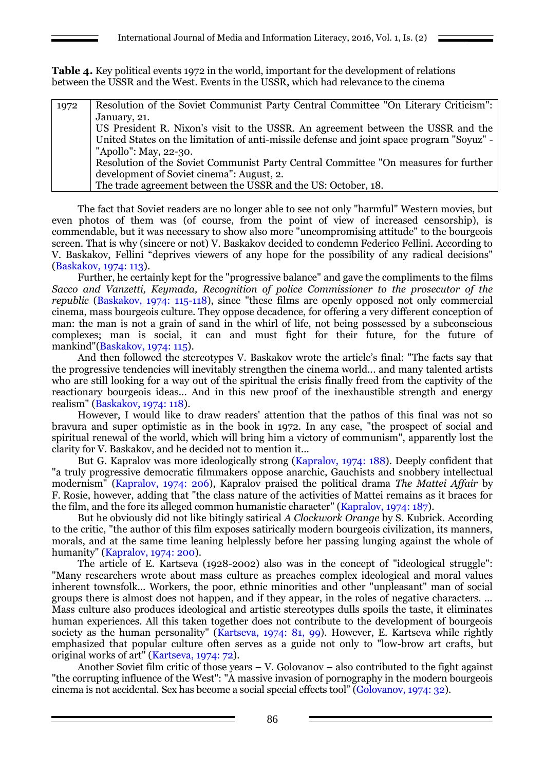**Table 4.** Key political events 1972 in the world, important for the development of relations between the USSR and the West. Events in the USSR, which had relevance to the cinema

| | |
|---|---|
| 1972 | Resolution of the Soviet Communist Party Central Committee "On Literary Criticism": January, 21.<br>US President R. Nixon's visit to the USSR. An agreement between the USSR and the United States on the limitation of anti-missile defense and joint space program "Soyuz" - "Apollo": May, 22-30.<br>Resolution of the Soviet Communist Party Central Committee "On measures for further development of Soviet cinema": August, 2.<br>The trade agreement between the USSR and the US: October, 18. |

The fact that Soviet readers are no longer able to see not only "harmful" Western movies, but even photos of them was (of course, from the point of view of increased censorship), is commendable, but it was necessary to show also more "uncompromising attitude" to the bourgeois screen. That is why (sincere or not) V. Baskakov decided to condemn Federico Fellini. According to V. Baskakov, Fellini "deprives viewers of any hope for the possibility of any radical decisions" (Baskakov, 1974: 113).

Further, he certainly kept for the "progressive balance" and gave the compliments to the films *Sacco and Vanzetti, Keymada, Recognition of police Commissioner to the prosecutor of the republic* (Baskakov, 1974: 115-118), since "these films are openly opposed not only commercial cinema, mass bourgeois culture. They oppose decadence, for offering a very different conception of man: the man is not a grain of sand in the whirl of life, not being possessed by a subconscious complexes; man is social, it can and must fight for their future, for the future of mankind"(Baskakov, 1974: 115).

And then followed the stereotypes V. Baskakov wrote the article's final: "The facts say that the progressive tendencies will inevitably strengthen the cinema world… and many talented artists who are still looking for a way out of the spiritual the crisis finally freed from the captivity of the reactionary bourgeois ideas… And in this new proof of the inexhaustible strength and energy realism" (Baskakov, 1974: 118).

However, I would like to draw readers' attention that the pathos of this final was not so bravura and super optimistic as in the book in 1972. In any case, "the prospect of social and spiritual renewal of the world, which will bring him a victory of communism", apparently lost the clarity for V. Baskakov, and he decided not to mention it…

But G. Kapralov was more ideologically strong (Kapralov, 1974: 188). Deeply confident that "a truly progressive democratic filmmakers oppose anarchic, Gauchists and snobbery intellectual modernism" (Kapralov, 1974: 206), Kapralov praised the political drama *The Mattei Affair* by F. Rosie, however, adding that "the class nature of the activities of Mattei remains as it braces for the film, and the fore its alleged common humanistic character" (Kapralov, 1974: 187).

But he obviously did not like bitingly satirical *A Clockwork Orange* by S. Kubrick. According to the critic, "the author of this film exposes satirically modern bourgeois civilization, its manners, morals, and at the same time leaning helplessly before her passing lunging against the whole of humanity" (Kapralov, 1974: 200).

The article of E. Kartseva (1928-2002) also was in the concept of "ideological struggle": "Many researchers wrote about mass culture as preaches complex ideological and moral values inherent townsfolk… Workers, the poor, ethnic minorities and other "unpleasant" man of social groups there is almost does not happen, and if they appear, in the roles of negative characters. … Mass culture also produces ideological and artistic stereotypes dulls spoils the taste, it eliminates human experiences. All this taken together does not contribute to the development of bourgeois society as the human personality" (Kartseva, 1974: 81, 99). However, E. Kartseva while rightly emphasized that popular culture often serves as a guide not only to "low-brow art crafts, but original works of art" (Kartseva, 1974: 72).

Another Soviet film critic of those years – V. Golovanov – also contributed to the fight against "the corrupting influence of the West": "A massive invasion of pornography in the modern bourgeois cinema is not accidental. Sex has become a social special effects tool" (Golovanov, 1974: 32).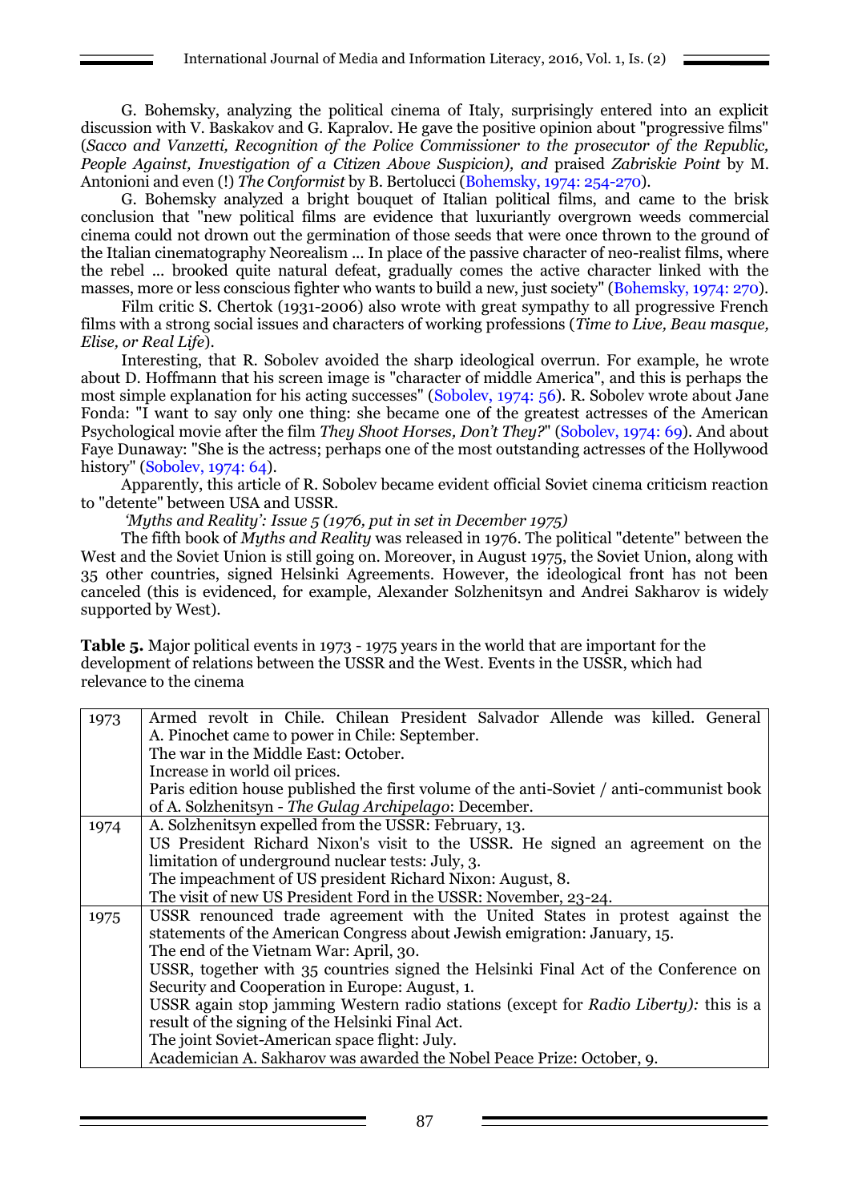G. Bohemsky, analyzing the political cinema of Italy, surprisingly entered into an explicit discussion with V. Baskakov and G. Kapralov. He gave the positive opinion about "progressive films" (*Sacco and Vanzetti, Recognition of the Police Commissioner to the prosecutor of the Republic, People Against, Investigation of a Citizen Above Suspicion), and* praised *Zabriskie Point* by M. Antonioni and even (!) *The Conformist* by B. Bertolucci (Bohemsky, 1974: 254-270).

G. Bohemsky analyzed a bright bouquet of Italian political films, and came to the brisk conclusion that "new political films are evidence that luxuriantly overgrown weeds commercial cinema could not drown out the germination of those seeds that were once thrown to the ground of the Italian cinematography Neorealism ... In place of the passive character of neo-realist films, where the rebel ... brooked quite natural defeat, gradually comes the active character linked with the masses, more or less conscious fighter who wants to build a new, just society" (Bohemsky, 1974: 270).

Film critic S. Chertok (1931-2006) also wrote with great sympathy to all progressive French films with a strong social issues and characters of working professions (*Time to Live, Beau masque, Elise, or Real Life*).

Interesting, that R. Sobolev avoided the sharp ideological overrun. For example, he wrote about D. Hoffmann that his screen image is "character of middle America", and this is perhaps the most simple explanation for his acting successes" (Sobolev, 1974: 56). R. Sobolev wrote about Jane Fonda: "I want to say only one thing: she became one of the greatest actresses of the American Psychological movie after the film *They Shoot Horses, Don't They?*" (Sobolev, 1974: 69). And about Faye Dunaway: "She is the actress; perhaps one of the most outstanding actresses of the Hollywood history" (Sobolev, 1974: 64).

Apparently, this article of R. Sobolev became evident official Soviet cinema criticism reaction to "detente" between USA and USSR.

*'Myths and Reality': Issue 5 (1976, put in set in December 1975)*

The fifth book of *Myths and Reality* was released in 1976. The political "detente" between the West and the Soviet Union is still going on. Moreover, in August 1975, the Soviet Union, along with 35 other countries, signed Helsinki Agreements. However, the ideological front has not been canceled (this is evidenced, for example, Alexander Solzhenitsyn and Andrei Sakharov is widely supported by West).

**Table 5.** Major political events in 1973 - 1975 years in the world that are important for the development of relations between the USSR and the West. Events in the USSR, which had relevance to the cinema

| Year | Events |
|---|---|
| 1973 | Armed revolt in Chile. Chilean President Salvador Allende was killed. General A. Pinochet came to power in Chile: September.<br>The war in the Middle East: October.<br>Increase in world oil prices.<br>Paris edition house published the first volume of the anti-Soviet / anti-communist book of A. Solzhenitsyn - *The Gulag Archipelago*: December. |
| 1974 | A. Solzhenitsyn expelled from the USSR: February, 13.<br>US President Richard Nixon's visit to the USSR. He signed an agreement on the limitation of underground nuclear tests: July, 3.<br>The impeachment of US president Richard Nixon: August, 8.<br>The visit of new US President Ford in the USSR: November, 23-24. |
| 1975 | USSR renounced trade agreement with the United States in protest against the statements of the American Congress about Jewish emigration: January, 15.<br>The end of the Vietnam War: April, 30.<br>USSR, together with 35 countries signed the Helsinki Final Act of the Conference on Security and Cooperation in Europe: August, 1.<br>USSR again stop jamming Western radio stations (except for *Radio Liberty):* this is a result of the signing of the Helsinki Final Act.<br>The joint Soviet-American space flight: July.<br>Academician A. Sakharov was awarded the Nobel Peace Prize: October, 9. |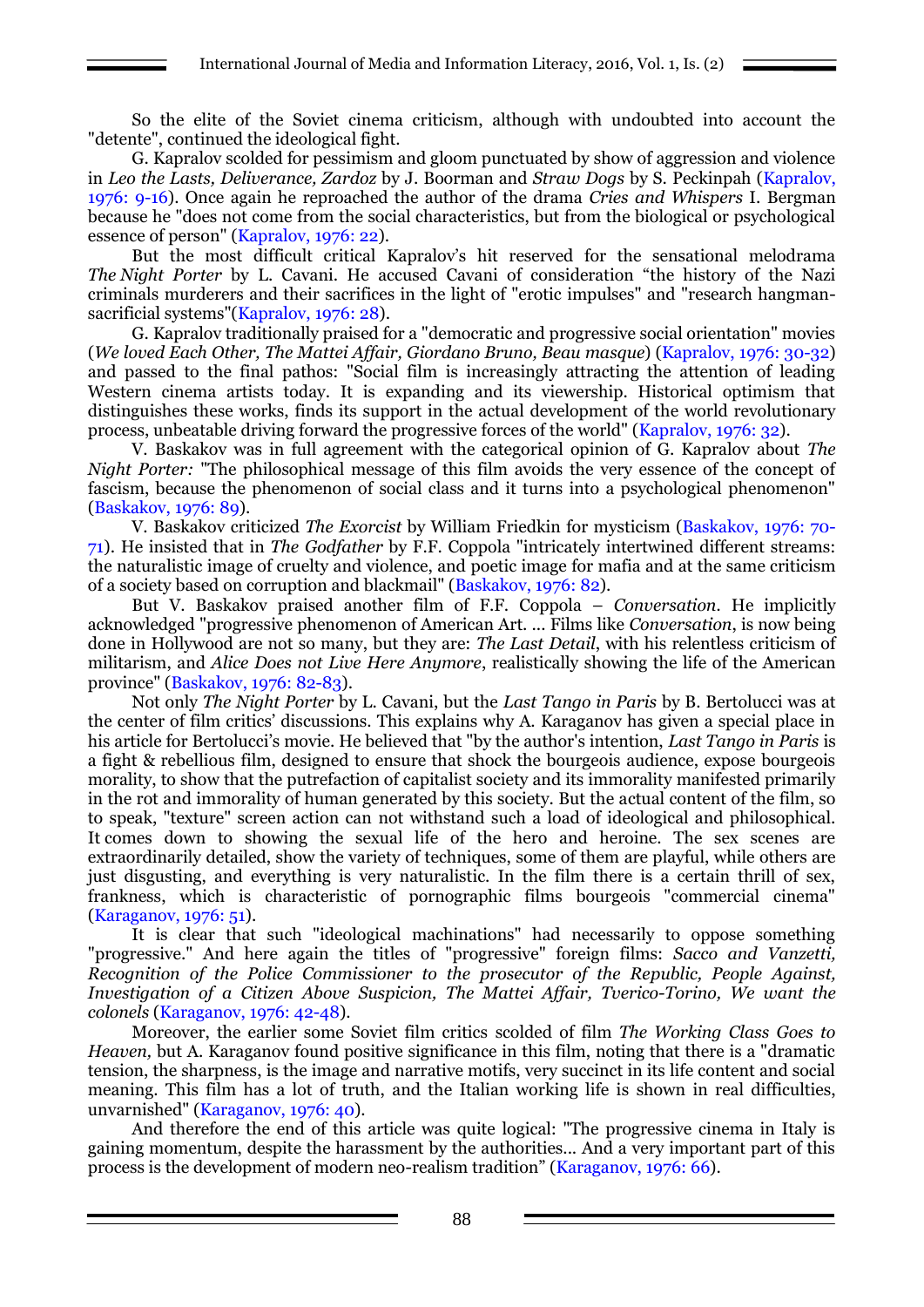So the elite of the Soviet cinema criticism, although with undoubted into account the "detente", continued the ideological fight.

G. Kapralov scolded for pessimism and gloom punctuated by show of aggression and violence in *Leo the Lasts, Deliverance, Zardoz* by J. Boorman and *Straw Dogs* by S. Peckinpah (Kapralov, 1976: 9-16). Once again he reproached the author of the drama *Cries and Whispers* I. Bergman because he "does not come from the social characteristics, but from the biological or psychological essence of person" (Kapralov, 1976: 22).

But the most difficult critical Kapralov's hit reserved for the sensational melodrama *The Night Porter* by L. Cavani. He accused Cavani of consideration "the history of the Nazi criminals murderers and their sacrifices in the light of "erotic impulses" and "research hangman-sacrificial systems"(Kapralov, 1976: 28).

G. Kapralov traditionally praised for a "democratic and progressive social orientation" movies (*We loved Each Other, The Mattei Affair, Giordano Bruno, Beau masque*) (Kapralov, 1976: 30-32) and passed to the final pathos: "Social film is increasingly attracting the attention of leading Western cinema artists today. It is expanding and its viewership. Historical optimism that distinguishes these works, finds its support in the actual development of the world revolutionary process, unbeatable driving forward the progressive forces of the world" (Kapralov, 1976: 32).

V. Baskakov was in full agreement with the categorical opinion of G. Kapralov about *The Night Porter:* "The philosophical message of this film avoids the very essence of the concept of fascism, because the phenomenon of social class and it turns into a psychological phenomenon" (Baskakov, 1976: 89).

V. Baskakov criticized *The Exorcist* by William Friedkin for mysticism (Baskakov, 1976: 70-71). He insisted that in *The Godfather* by F.F. Coppola "intricately intertwined different streams: the naturalistic image of cruelty and violence, and poetic image for mafia and at the same criticism of a society based on corruption and blackmail" (Baskakov, 1976: 82).

But V. Baskakov praised another film of F.F. Coppola – *Conversation.* He implicitly acknowledged "progressive phenomenon of American Art. ... Films like *Conversation*, is now being done in Hollywood are not so many, but they are: *The Last Detail*, with his relentless criticism of militarism, and *Alice Does not Live Here Anymore*, realistically showing the life of the American province" (Baskakov, 1976: 82-83).

Not only *The Night Porter* by L. Cavani, but the *Last Tango in Paris* by B. Bertolucci was at the center of film critics' discussions. This explains why A. Karaganov has given a special place in his article for Bertolucci's movie. He believed that "by the author's intention, *Last Tango in Paris* is a fight & rebellious film, designed to ensure that shock the bourgeois audience, expose bourgeois morality, to show that the putrefaction of capitalist society and its immorality manifested primarily in the rot and immorality of human generated by this society. But the actual content of the film, so to speak, "texture" screen action can not withstand such a load of ideological and philosophical. It comes down to showing the sexual life of the hero and heroine. The sex scenes are extraordinarily detailed, show the variety of compositions, some of them are playful, while others are just disgusting, and everything is very naturalistic. In the film there is a certain thrill of sex, frankness, which is characteristic of pornographic films bourgeois "commercial cinema" (Karaganov, 1976: 51).

It is clear that such "ideological machinations" had necessarily to oppose something "progressive." And here again the titles of "progressive" foreign films: *Sacco and Vanzetti, Recognition of the Police Commissioner to the prosecutor of the Republic, People Against, Investigation of a Citizen Above Suspicion, The Mattei Affair, Tverico-Torino, We want the colonels* (Karaganov, 1976: 42-48).

Moreover, the earlier some Soviet film critics scolded of film *The Working Class Goes to Heaven,* but A. Karaganov found positive significance in this film, noting that there is a "dramatic tension, the sharpness, is the image and narrative motifs, very succinct in its life content and social meaning. This film has a lot of truth, and the Italian working life is shown in real difficulties, unvarnished" (Karaganov, 1976: 40).

And therefore the end of this article was quite logical: "The progressive cinema in Italy is gaining momentum, despite the harassment by the authorities... And a very important part of this process is the development of modern neo-realism tradition" (Karaganov, 1976: 66).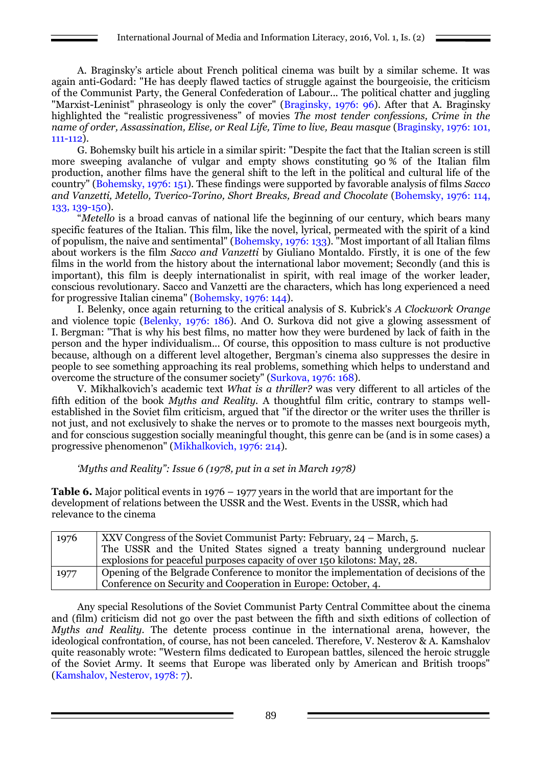A. Braginsky's article about French political cinema was built by a similar scheme. It was again anti-Godard: "He has deeply flawed tactics of struggle against the bourgeoisie, the criticism of the Communist Party, the General Confederation of Labour... The political chatter and juggling "Marxist-Leninist" phraseology is only the cover" (Braginsky, 1976: 96). After that A. Braginsky highlighted the "realistic progressiveness" of movies *The most tender confessions, Crime in the name of order, Assassination, Elise, or Real Life, Time to live, Beau masque* (Braginsky, 1976: 101, 111-112).

G. Bohemsky built his article in a similar spirit: "Despite the fact that the Italian screen is still more sweeping avalanche of vulgar and empty shows constituting 90 % of the Italian film production, another films have the general shift to the left in the political and cultural life of the country" (Bohemsky, 1976: 151). These findings were supported by favorable analysis of films *Sacco and Vanzetti, Metello, Tverico-Torino, Short Breaks, Bread and Chocolate* (Bohemsky, 1976: 114, 133, 139-150).

"*Metello* is a broad canvas of national life the beginning of our century, which bears many specific features of the Italian. This film, like the novel, lyrical, permeated with the spirit of a kind of populism, the naive and sentimental" (Bohemsky, 1976: 133). "Most important of all Italian films about workers is the film *Sacco and Vanzetti* by Giuliano Montaldo. Firstly, it is one of the few films in the world from the history about the international labor movement; Secondly (and this is important), this film is deeply internationalist in spirit, with real image of the worker leader, conscious revolutionary. Sacco and Vanzetti are the characters, which has long experienced a need for progressive Italian cinema" (Bohemsky, 1976: 144).

I. Belenky, once again returning to the critical analysis of S. Kubrick's *A Clockwork Orange* and violence topic (Belenky, 1976: 186). And O. Surkova did not give a glowing assessment of I. Bergman: "That is why his best films, no matter how they were burdened by lack of faith in the person and the hyper individualism... Of course, this opposition to mass culture is not productive because, although on a different level altogether, Bergman's cinema also suppresses the desire in people to see something approaching its real problems, something which helps to understand and overcome the structure of the consumer society" (Surkova, 1976: 168).

V. Mikhalkovich's academic text *What is a thriller?* was very different to all articles of the fifth edition of the book *Myths and Reality*. A thoughtful film critic, contrary to stamps well-established in the Soviet film criticism, argued that "if the director or the writer uses the thriller is not just, and not exclusively to shake the nerves or to promote to the masses next bourgeois myth, and for conscious suggestion socially meaningful thought, this genre can be (and is in some cases) a progressive phenomenon" (Mikhalkovich, 1976: 214).

*'Myths and Reality": Issue 6 (1978, put in a set in March 1978)*

**Table 6.** Major political events in 1976 – 1977 years in the world that are important for the development of relations between the USSR and the West. Events in the USSR, which had relevance to the cinema

| | |
|---|---|
| 1976 | XXV Congress of the Soviet Communist Party: February, 24 – March, 5.<br>The USSR and the United States signed a treaty banning underground nuclear explosions for peaceful purposes capacity of over 150 kilotons: May, 28. |
| 1977 | Opening of the Belgrade Conference to monitor the implementation of decisions of the Conference on Security and Cooperation in Europe: October, 4. |

Any special Resolutions of the Soviet Communist Party Central Committee about the cinema and (film) criticism did not go over the past between the fifth and sixth editions of collection of *Myths and Reality*. The detente process continue in the international arena, however, the ideological confrontation, of course, has not been canceled. Therefore, V. Nesterov & A. Kamshalov quite reasonably wrote: "Western films dedicated to European battles, silenced the heroic struggle of the Soviet Army. It seems that Europe was liberated only by American and British troops" (Kamshalov, Nesterov, 1978: 7).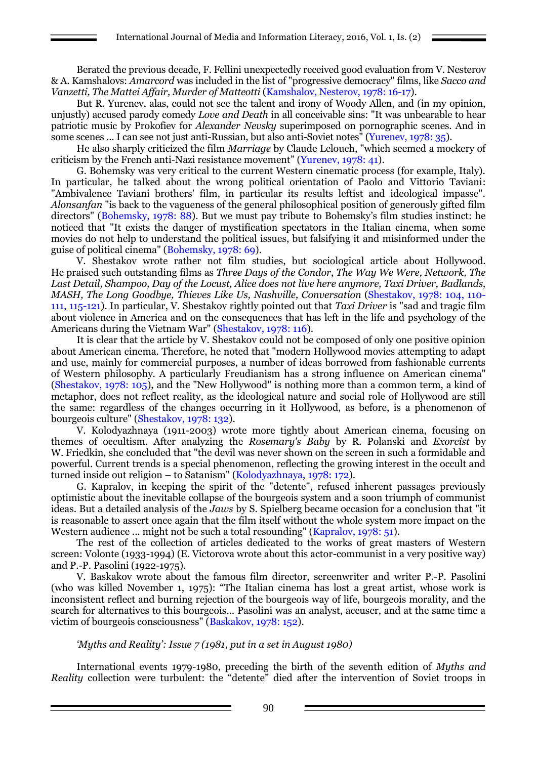Berated the previous decade, F. Fellini unexpectedly received good evaluation from V. Nesterov & A. Kamshalovs: *Amarcord* was included in the list of "progressive democracy" films, like *Sacco and Vanzetti, The Mattei Affair, Murder of Matteotti* (Kamshalov, Nesterov, 1978: 16-17).

But R. Yurenev, alas, could not see the talent and irony of Woody Allen, and (in my opinion, unjustly) accused parody comedy *Love and Death* in all conceivable sins: "It was unbearable to hear patriotic music by Prokofiev for *Alexander Nevsky* superimposed on pornographic scenes. And in some scenes ... I can see not just anti-Russian, but also anti-Soviet notes" (Yurenev, 1978: 35).

He also sharply criticized the film *Marriage* by Claude Lelouch, "which seemed a mockery of criticism by the French anti-Nazi resistance movement" (Yurenev, 1978: 41).

G. Bohemsky was very critical to the current Western cinematic process (for example, Italy). In particular, he talked about the wrong political orientation of Paolo and Vittorio Taviani: "Ambivalence Taviani brothers' film, in particular its results leftist and ideological impasse". *Alonsanfan* "is back to the vagueness of the general philosophical position of generously gifted film directors" (Bohemsky, 1978: 88). But we must pay tribute to Bohemsky's film studies instinct: he noticed that "It exists the danger of mystification spectators in the Italian cinema, when some movies do not help to understand the political issues, but falsifying it and misinformed under the guise of political cinema" (Bohemsky, 1978: 69).

V. Shestakov wrote rather not film studies, but sociological article about Hollywood. He praised such outstanding films as *Three Days of the Condor, The Way We Were, Network, The Last Detail, Shampoo, Day of the Locust, Alice does not live here anymore, Taxi Driver, Badlands, MASH, The Long Goodbye, Thieves Like Us, Nashville, Conversation* (Shestakov, 1978: 104, 110-111, 115-121). In particular, V. Shestakov rightly pointed out that *Taxi Driver* is "sad and tragic film about violence in America and on the consequences that has left in the life and psychology of the Americans during the Vietnam War" (Shestakov, 1978: 116).

It is clear that the article by V. Shestakov could not be composed of only one positive opinion about American cinema. Therefore, he noted that "modern Hollywood movies attempting to adapt and use, mainly for commercial purposes, a number of ideas borrowed from fashionable currents of Western philosophy. A particularly Freudianism has a strong influence on American cinema" (Shestakov, 1978: 105), and the "New Hollywood" is nothing more than a common term, a kind of metaphor, does not reflect reality, as the ideological nature and social role of Hollywood are still the same: regardless of the changes occurring in it Hollywood, as before, is a phenomenon of bourgeois culture" (Shestakov, 1978: 132).

V. Kolodyazhnaya (1911-2003) wrote more tightly about American cinema, focusing on themes of occultism. After analyzing the *Rosemary's Baby* by R. Polanski and *Exorcist* by W. Friedkin, she concluded that "the devil was never shown on the screen in such a formidable and powerful. Current trends is a special phenomenon, reflecting the growing interest in the occult and turned inside out religion – to Satanism" (Kolodyazhnaya, 1978: 172).

G. Kapralov, in keeping the spirit of the "detente", refused inherent passages previously optimistic about the inevitable collapse of the bourgeois system and a soon triumph of communist ideas. But a detailed analysis of the *Jaws* by S. Spielberg became occasion for a conclusion that "it is reasonable to assert once again that the film itself without the whole system more impact on the Western audience ... might not be such a total resounding" (Kapralov, 1978: 51).

The rest of the collection of articles dedicated to the works of great masters of Western screen: Volonte (1933-1994) (E. Victorova wrote about this actor-communist in a very positive way) and P.-P. Pasolini (1922-1975).

V. Baskakov wrote about the famous film director, screenwriter and writer P.-P. Pasolini (who was killed November 1, 1975): "The Italian cinema has lost a great artist, whose work is inconsistent reflect and burning rejection of the bourgeois way of life, bourgeois morality, and the search for alternatives to this bourgeois... Pasolini was an analyst, accuser, and at the same time a victim of bourgeois consciousness" (Baskakov, 1978: 152).

*'Myths and Reality': Issue 7 (1981, put in a set in August 1980)*

International events 1979-1980, preceding the birth of the seventh edition of *Myths and Reality* collection were turbulent: the "detente" died after the intervention of Soviet troops in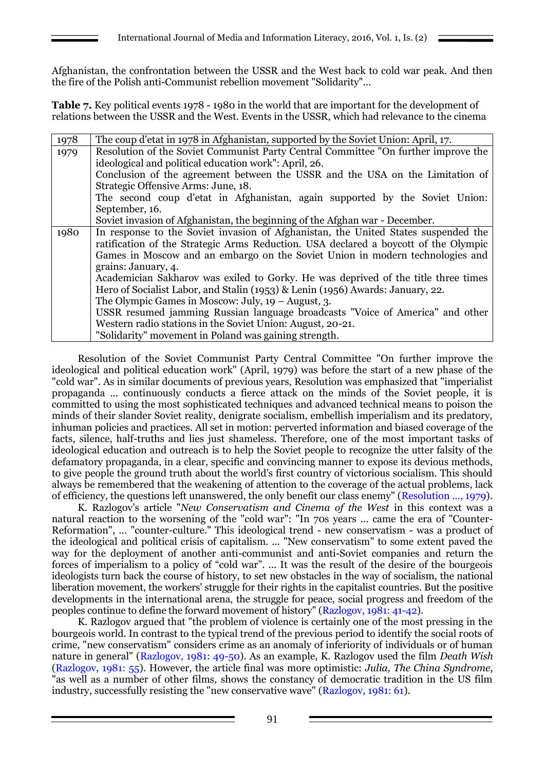Afghanistan, the confrontation between the USSR and the West back to cold war peak. And then the fire of the Polish anti-Communist rebellion movement "Solidarity"...

**Table 7.** Key political events 1978 - 1980 in the world that are important for the development of relations between the USSR and the West. Events in the USSR, which had relevance to the cinema

| | |
|---|---|
| 1978 | The coup d'etat in 1978 in Afghanistan, supported by the Soviet Union: April, 17. |
| 1979 | Resolution of the Soviet Communist Party Central Committee "On further improve the ideological and political education work": April, 26.<br>Conclusion of the agreement between the USSR and the USA on the Limitation of Strategic Offensive Arms: June, 18.<br>The second coup d'etat in Afghanistan, again supported by the Soviet Union: September, 16.<br>Soviet invasion of Afghanistan, the beginning of the Afghan war - December. |
| 1980 | In response to the Soviet invasion of Afghanistan, the United States suspended the ratification of the Strategic Arms Reduction. USA declared a boycott of the Olympic Games in Moscow and an embargo on the Soviet Union in modern technologies and grains: January, 4.<br>Academician Sakharov was exiled to Gorky. He was deprived of the title three times Hero of Socialist Labor, and Stalin (1953) & Lenin (1956) Awards: January, 22.<br>The Olympic Games in Moscow: July, 19 – August, 3.<br>USSR resumed jamming Russian language broadcasts "Voice of America" and other Western radio stations in the Soviet Union: August, 20-21.<br>"Solidarity" movement in Poland was gaining strength. |

Resolution of the Soviet Communist Party Central Committee "On further improve the ideological and political education work" (April, 1979) was before the start of a new phase of the "cold war". As in similar documents of previous years, Resolution was emphasized that "imperialist propaganda ... continuously conducts a fierce attack on the minds of the Soviet people, it is committed to using the most sophisticated techniques and advanced technical means to poison the minds of their slander Soviet reality, denigrate socialism, embellish imperialism and its predatory, inhuman policies and practices. All set in motion: perverted information and biased coverage of the facts, silence, half-truths and lies just shameless. Therefore, one of the most important tasks of ideological education and outreach is to help the Soviet people to recognize the utter falsity of the defamatory propaganda, in a clear, specific and convincing manner to expose its devious methods, to give people the ground truth about the world's first country of victorious socialism. This should always be remembered that the weakening of attention to the coverage of the actual problems, lack of efficiency, the questions left unanswered, the only benefit our class enemy" (Resolution ..., 1979).

K. Razlogov's article "*New Conservatism and Cinema of the West* in this context was a natural reaction to the worsening of the "cold war": "In 70s years ... came the era of "Counter-Reformation", ... "counter-culture." This ideological trend - new conservatism - was a product of the ideological and political crisis of capitalism. ... "New conservatism" to some extent paved the way for the deployment of another anti-communist and anti-Soviet companies and return the forces of imperialism to a policy of "cold war". ... It was the result of the desire of the bourgeois ideologists turn back the course of history, to set new obstacles in the way of socialism, the national liberation movement, the workers' struggle for their rights in the capitalist countries. But the positive developments in the international arena, the struggle for peace, social progress and freedom of the peoples continue to define the forward movement of history" (Razlogov, 1981: 41-42).

K. Razlogov argued that "the problem of violence is certainly one of the most pressing in the bourgeois world. In contrast to the typical trend of the previous period to identify the social roots of crime, "new conservatism" considers crime as an anomaly of inferiority of individuals or of human nature in general" (Razlogov, 1981: 49-50). As an example, K. Razlogov used the film *Death Wish* (Razlogov, 1981: 55). However, the article final was more optimistic: *Julia, The China Syndrome*, "as well as a number of other films, shows the constancy of democratic tradition in the US film industry, successfully resisting the "new conservative wave" (Razlogov, 1981: 61).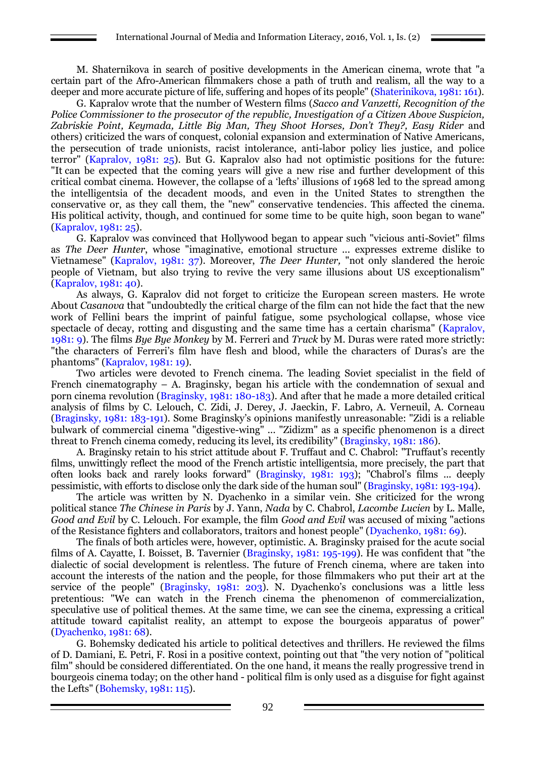M. Shaternikova in search of positive developments in the American cinema, wrote that "a certain part of the Afro-American filmmakers chose a path of truth and realism, all the way to a deeper and more accurate picture of life, suffering and hopes of its people" (Shaterinikova, 1981: 161).

G. Kapralov wrote that the number of Western films (*Sacco and Vanzetti, Recognition of the Police Commissioner to the prosecutor of the republic, Investigation of a Citizen Above Suspicion, Zabriskie Point, Keymada, Little Big Man, They Shoot Horses, Don't They?, Easy Rider* and others) criticized the wars of conquest, colonial expansion and extermination of Native Americans, the persecution of trade unionists, racist intolerance, anti-labor policy lies justice, and police terror" (Kapralov, 1981: 25). But G. Kapralov also had not optimistic positions for the future: "It can be expected that the coming years will give a new rise and further development of this critical combat cinema. However, the collapse of a 'lefts' illusions of 1968 led to the spread among the intelligentsia of the decadent moods, and even in the United States to strengthen the conservative or, as they call them, the "new" conservative tendencies. This affected the cinema. His political activity, though, and continued for some time to be quite high, soon began to wane" (Kapralov, 1981: 25).

G. Kapralov was convinced that Hollywood began to appear such "vicious anti-Soviet" films as *The Deer Hunter*, whose "imaginative, emotional structure ... expresses extreme dislike to Vietnamese" (Kapralov, 1981: 37). Moreover, *The Deer Hunter,* "not only slandered the heroic people of Vietnam, but also trying to revive the very same illusions about US exceptionalism" (Kapralov, 1981: 40).

As always, G. Kapralov did not forget to criticize the European screen masters. He wrote About *Casanova* that "undoubtedly the critical charge of the film can not hide the fact that the new work of Fellini bears the imprint of painful fatigue, some psychological collapse, whose vice spectacle of decay, rotting and disgusting and the same time has a certain charisma" (Kapralov, 1981: 9). The films *Bye Bye Monkey* by M. Ferreri and *Truck* by M. Duras were rated more strictly: "the characters of Ferreri's film have flesh and blood, while the characters of Duras's are the phantoms" (Kapralov, 1981: 19).

Two articles were devoted to French cinema. The leading Soviet specialist in the field of French cinematography – A. Braginsky, began his article with the condemnation of sexual and porn cinema revolution (Braginsky, 1981: 180-183). And after that he made a more detailed critical analysis of films by C. Lelouch, C. Zidi, J. Derey, J. Jaeckin, F. Labro, A. Verneuil, A. Corneau (Braginsky, 1981: 183-191). Some Braginsky's opinions manifestly unreasonable: "Zidi is a reliable bulwark of commercial cinema "digestive-wing" ... "Zidizm" as a specific phenomenon is a direct threat to French cinema comedy, reducing its level, its credibility" (Braginsky, 1981: 186).

A. Braginsky retain to his strict attitude about F. Truffaut and C. Chabrol: "Truffaut's recently films, unwittingly reflect the mood of the French artistic intelligentsia, more precisely, the part that often looks back and rarely looks forward" (Braginsky, 1981: 193); "Chabrol's films ... deeply pessimistic, with efforts to disclose only the dark side of the human soul" (Braginsky, 1981: 193-194).

The article was written by N. Dyachenko in a similar vein. She criticized for the wrong political stance *The Chinese in Paris* by J. Yann, *Nada* by C. Chabrol, *Lacombe Lucien* by L. Malle, *Good and Evil* by C. Lelouch. For example, the film *Good and Evil* was accused of mixing "actions of the Resistance fighters and collaborators, traitors and honest people" (Dyachenko, 1981: 69).

The finals of both articles were, however, optimistic. A. Braginsky praised for the acute social films of A. Cayatte, I. Boisset, B. Tavernier (Braginsky, 1981: 195-199). He was confident that "the dialectic of social development is relentless. The future of French cinema, where are taken into account the interests of the nation and the people, for those filmmakers who put their art at the service of the people" (Braginsky, 1981: 203). N. Dyachenko's conclusions was a little less pretentious: "We can watch in the French cinema the phenomenon of commercialization, speculative use of political themes. At the same time, we can see the cinema, expressing a critical attitude toward capitalist reality, an attempt to expose the bourgeois apparatus of power" (Dyachenko, 1981: 68).

G. Bohemsky dedicated his article to political detectives and thrillers. He reviewed the films of D. Damiani, E. Petri, F. Rosi in a positive context, pointing out that "the very notion of "political film" should be considered differentiated. On the one hand, it means the really progressive trend in bourgeois cinema today; on the other hand - political film is only used as a disguise for fight against the Lefts" (Bohemsky, 1981: 115).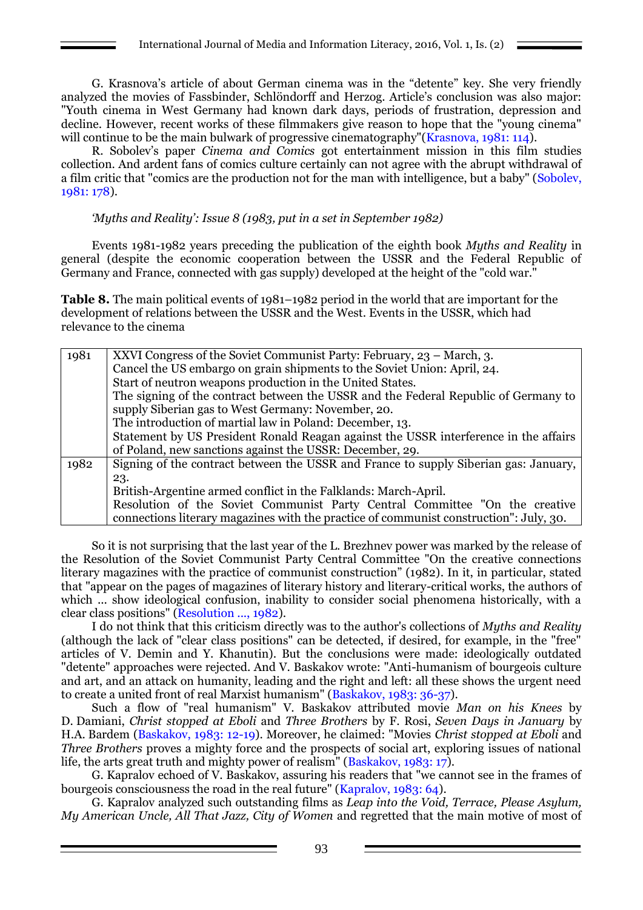G. Krasnova's article of about German cinema was in the "detente" key. She very friendly analyzed the movies of Fassbinder, Schlöndorff and Herzog. Article's conclusion was also major: "Youth cinema in West Germany had known dark days, periods of frustration, depression and decline. However, recent works of these filmmakers give reason to hope that the "young cinema" will continue to be the main bulwark of progressive cinematography"(Krasnova, 1981: 114).

R. Sobolev's paper *Cinema and Comics* got entertainment mission in this film studies collection. And ardent fans of comics culture certainly can not agree with the abrupt withdrawal of a film critic that "comics are the production not for the man with intelligence, but a baby" (Sobolev, 1981: 178).

*'Myths and Reality': Issue 8 (1983, put in a set in September 1982)*

Events 1981-1982 years preceding the publication of the eighth book *Myths and Reality* in general (despite the economic cooperation between the USSR and the Federal Republic of Germany and France, connected with gas supply) developed at the height of the "cold war."

**Table 8.** The main political events of 1981–1982 period in the world that are important for the development of relations between the USSR and the West. Events in the USSR, which had relevance to the cinema

| | |
|---|---|
| 1981 | XXVI Congress of the Soviet Communist Party: February, 23 – March, 3.<br>Cancel the US embargo on grain shipments to the Soviet Union: April, 24.<br>Start of neutron weapons production in the United States.<br>The signing of the contract between the USSR and the Federal Republic of Germany to supply Siberian gas to West Germany: November, 20.<br>The introduction of martial law in Poland: December, 13.<br>Statement by US President Ronald Reagan against the USSR interference in the affairs of Poland, new sanctions against the USSR: December, 29. |
| 1982 | Signing of the contract between the USSR and France to supply Siberian gas: January, 23.<br>British-Argentine armed conflict in the Falklands: March-April.<br>Resolution of the Soviet Communist Party Central Committee "On the creative connections literary magazines with the practice of communist construction": July, 30. |

So it is not surprising that the last year of the L. Brezhnev power was marked by the release of the Resolution of the Soviet Communist Party Central Committee "On the creative connections literary magazines with the practice of communist construction" (1982). In it, in particular, stated that "appear on the pages of magazines of literary history and literary-critical works, the authors of which ... show ideological confusion, inability to consider social phenomena historically, with a clear class positions" (Resolution ..., 1982).

I do not think that this criticism directly was to the author's collections of *Myths and Reality* (although the lack of "clear class positions" can be detected, if desired, for example, in the "free" articles of V. Demin and Y. Khanutin). But the conclusions were made: ideologically outdated "detente" approaches were rejected. And V. Baskakov wrote: "Anti-humanism of bourgeois culture and art, and an attack on humanity, leading and the right and left: all these shows the urgent need to create a united front of real Marxist humanism" (Baskakov, 1983: 36-37).

Such a flow of "real humanism" V. Baskakov attributed movie *Man on his Knees* by D. Damiani, *Christ stopped at Eboli* and *Three Brothers* by F. Rosi, *Seven Days in January* by H.A. Bardem (Baskakov, 1983: 12-19). Moreover, he claimed: "Movies *Christ stopped at Eboli* and *Three Brothers* proves a mighty force and the prospects of social art, exploring issues of national life, the arts great truth and mighty power of realism" (Baskakov, 1983: 17).

G. Kapralov echoed of V. Baskakov, assuring his readers that "we cannot see in the frames of bourgeois consciousness the road in the real future" (Kapralov, 1983: 64).

G. Kapralov analyzed such outstanding films as *Leap into the Void, Terrace, Please Asylum, My American Uncle, All That Jazz, City of Women* and regretted that the main motive of most of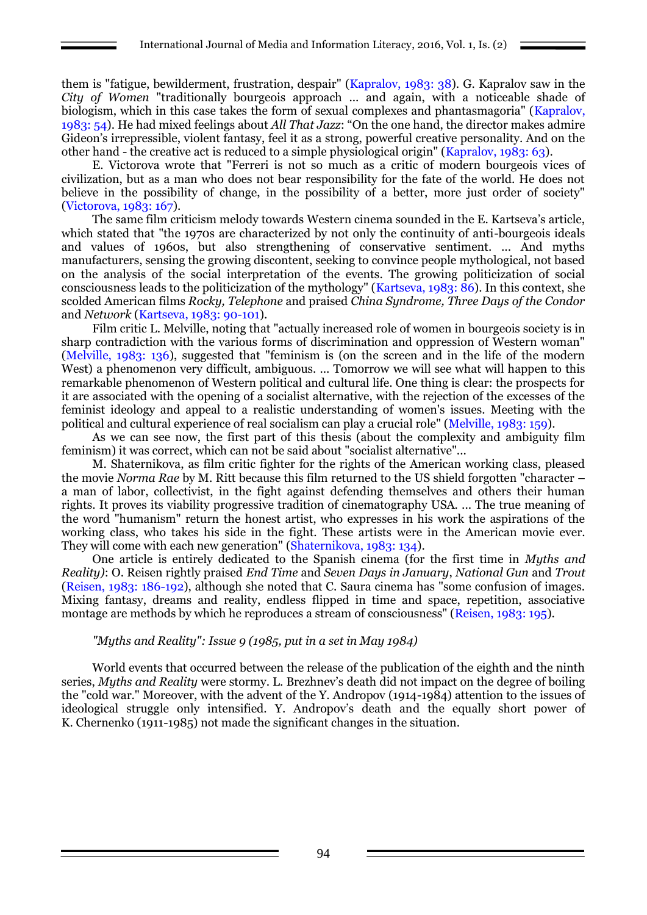them is "fatigue, bewilderment, frustration, despair" (Kapralov, 1983: 38). G. Kapralov saw in the *City of Women* "traditionally bourgeois approach ... and again, with a noticeable shade of biologism, which in this case takes the form of sexual complexes and phantasmagoria" (Kapralov, 1983: 54). He had mixed feelings about *All That Jazz*: "On the one hand, the director makes admire Gideon's irrepressible, violent fantasy, feel it as a strong, powerful creative personality. And on the other hand - the creative act is reduced to a simple physiological origin" (Kapralov, 1983: 63).

E. Victorova wrote that "Ferreri is not so much as a critic of modern bourgeois vices of civilization, but as a man who does not bear responsibility for the fate of the world. He does not believe in the possibility of change, in the possibility of a better, more just order of society" (Victorova, 1983: 167).

The same film criticism melody towards Western cinema sounded in the E. Kartseva's article, which stated that "the 1970s are characterized by not only the continuity of anti-bourgeois ideals and values of 1960s, but also strengthening of conservative sentiment. ... And myths manufacturers, sensing the growing discontent, seeking to convince people mythological, not based on the analysis of the social interpretation of the events. The growing politicization of social consciousness leads to the politicization of the mythology" (Kartseva, 1983: 86). In this context, she scolded American films *Rocky, Telephone* and praised *China Syndrome, Three Days of the Condor* and *Network* (Kartseva, 1983: 90-101).

Film critic L. Melville, noting that "actually increased role of women in bourgeois society is in sharp contradiction with the various forms of discrimination and oppression of Western woman" (Melville, 1983: 136), suggested that "feminism is (on the screen and in the life of the modern West) a phenomenon very difficult, ambiguous. ... Tomorrow we will see what will happen to this remarkable phenomenon of Western political and cultural life. One thing is clear: the prospects for it are associated with the opening of a socialist alternative, with the rejection of the excesses of the feminist ideology and appeal to a realistic understanding of women's issues. Meeting with the political and cultural experience of real socialism can play a crucial role" (Melville, 1983: 159).

As we can see now, the first part of this thesis (about the complexity and ambiguity film feminism) it was correct, which can not be said about "socialist alternative"...

M. Shaternikova, as film critic fighter for the rights of the American working class, pleased the movie *Norma Rae* by M. Ritt because this film returned to the US shield forgotten "character – a man of labor, collectivist, in the fight against defending themselves and others their human rights. It proves its viability progressive tradition of cinematography USA. ... The true meaning of the word "humanism" return the honest artist, who expresses in his work the aspirations of the working class, who takes his side in the fight. These artists were in the American movie ever. They will come with each new generation" (Shaternikova, 1983: 134).

One article is entirely dedicated to the Spanish cinema (for the first time in *Myths and Reality)*: O. Reisen rightly praised *End Time* and *Seven Days in January*, *National Gun* and *Trout* (Reisen, 1983: 186-192), although she noted that C. Saura cinema has "some confusion of images. Mixing fantasy, dreams and reality, endless flipped in time and space, repetition, associative montage are methods by which he reproduces a stream of consciousness" (Reisen, 1983: 195).

*"Myths and Reality": Issue 9 (1985, put in a set in May 1984)*

World events that occurred between the release of the publication of the eighth and the ninth series, *Myths and Reality* were stormy. L. Brezhnev's death did not impact on the degree of boiling the "cold war." Moreover, with the advent of the Y. Andropov (1914-1984) attention to the issues of ideological struggle only intensified. Y. Andropov's death and the equally short power of K. Chernenko (1911-1985) not made the significant changes in the situation.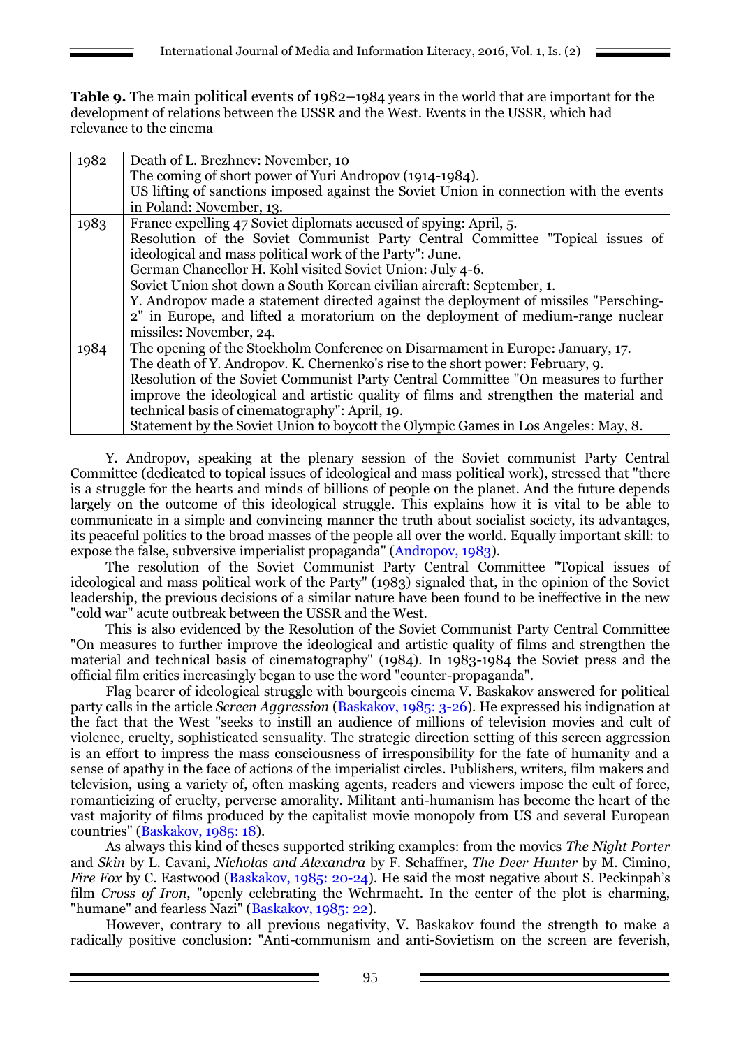**Table 9.** The main political events of 1982–1984 years in the world that are important for the development of relations between the USSR and the West. Events in the USSR, which had relevance to the cinema

| | |
|---|---|
| 1982 | Death of L. Brezhnev: November, 10<br>The coming of short power of Yuri Andropov (1914-1984).<br>US lifting of sanctions imposed against the Soviet Union in connection with the events in Poland: November, 13. |
| 1983 | France expelling 47 Soviet diplomats accused of spying: April, 5.<br>Resolution of the Soviet Communist Party Central Committee "Topical issues of ideological and mass political work of the Party": June.<br>German Chancellor H. Kohl visited Soviet Union: July 4-6.<br>Soviet Union shot down a South Korean civilian aircraft: September, 1.<br>Y. Andropov made a statement directed against the deployment of missiles "Persching-2" in Europe, and lifted a moratorium on the deployment of medium-range nuclear missiles: November, 24. |
| 1984 | The opening of the Stockholm Conference on Disarmament in Europe: January, 17.<br>The death of Y. Andropov. K. Chernenko's rise to the short power: February, 9.<br>Resolution of the Soviet Communist Party Central Committee "On measures to further improve the ideological and artistic quality of films and strengthen the material and technical basis of cinematography": April, 19.<br>Statement by the Soviet Union to boycott the Olympic Games in Los Angeles: May, 8. |

Y. Andropov, speaking at the plenary session of the Soviet communist Party Central Committee (dedicated to topical issues of ideological and mass political work), stressed that "there is a struggle for the hearts and minds of billions of people on the planet. And the future depends largely on the outcome of this ideological struggle. This explains how it is vital to be able to communicate in a simple and convincing manner the truth about socialist society, its advantages, its peaceful politics to the broad masses of the people all over the world. Equally important skill: to expose the false, subversive imperialist propaganda" (Andropov, 1983).

The resolution of the Soviet Communist Party Central Committee "Topical issues of ideological and mass political work of the Party" (1983) signaled that, in the opinion of the Soviet leadership, the previous decisions of a similar nature have been found to be ineffective in the new "cold war" acute outbreak between the USSR and the West.

This is also evidenced by the Resolution of the Soviet Communist Party Central Committee "On measures to further improve the ideological and artistic quality of films and strengthen the material and technical basis of cinematography" (1984). In 1983-1984 the Soviet press and the official film critics increasingly began to use the word "counter-propaganda".

Flag bearer of ideological struggle with bourgeois cinema V. Baskakov answered for political party calls in the article *Screen Aggression* (Baskakov, 1985: 3-26). He expressed his indignation at the fact that the West "seeks to instill an audience of millions of television movies and cult of violence, cruelty, sophisticated sensuality. The strategic direction setting of this screen aggression is an effort to impress the mass consciousness of irresponsibility for the fate of humanity and a sense of apathy in the face of actions of the imperialist circles. Publishers, writers, film makers and television, using a variety of, often masking agents, readers and viewers impose the cult of force, romanticizing of cruelty, perverse amorality. Militant anti-humanism has become the heart of the vast majority of films produced by the capitalist movie monopoly from US and several European countries" (Baskakov, 1985: 18).

As always this kind of theses supported striking examples: from the movies *The Night Porter* and *Skin* by L. Cavani, *Nicholas and Alexandra* by F. Schaffner, *The Deer Hunter* by M. Cimino, *Fire Fox* by C. Eastwood (Baskakov, 1985: 20-24). He said the most negative about S. Peckinpah's film *Cross of Iron*, "openly celebrating the Wehrmacht. In the center of the plot is charming, "humane" and fearless Nazi" (Baskakov, 1985: 22).

However, contrary to all previous negativity, V. Baskakov found the strength to make a radically positive conclusion: "Anti-communism and anti-Sovietism on the screen are feverish,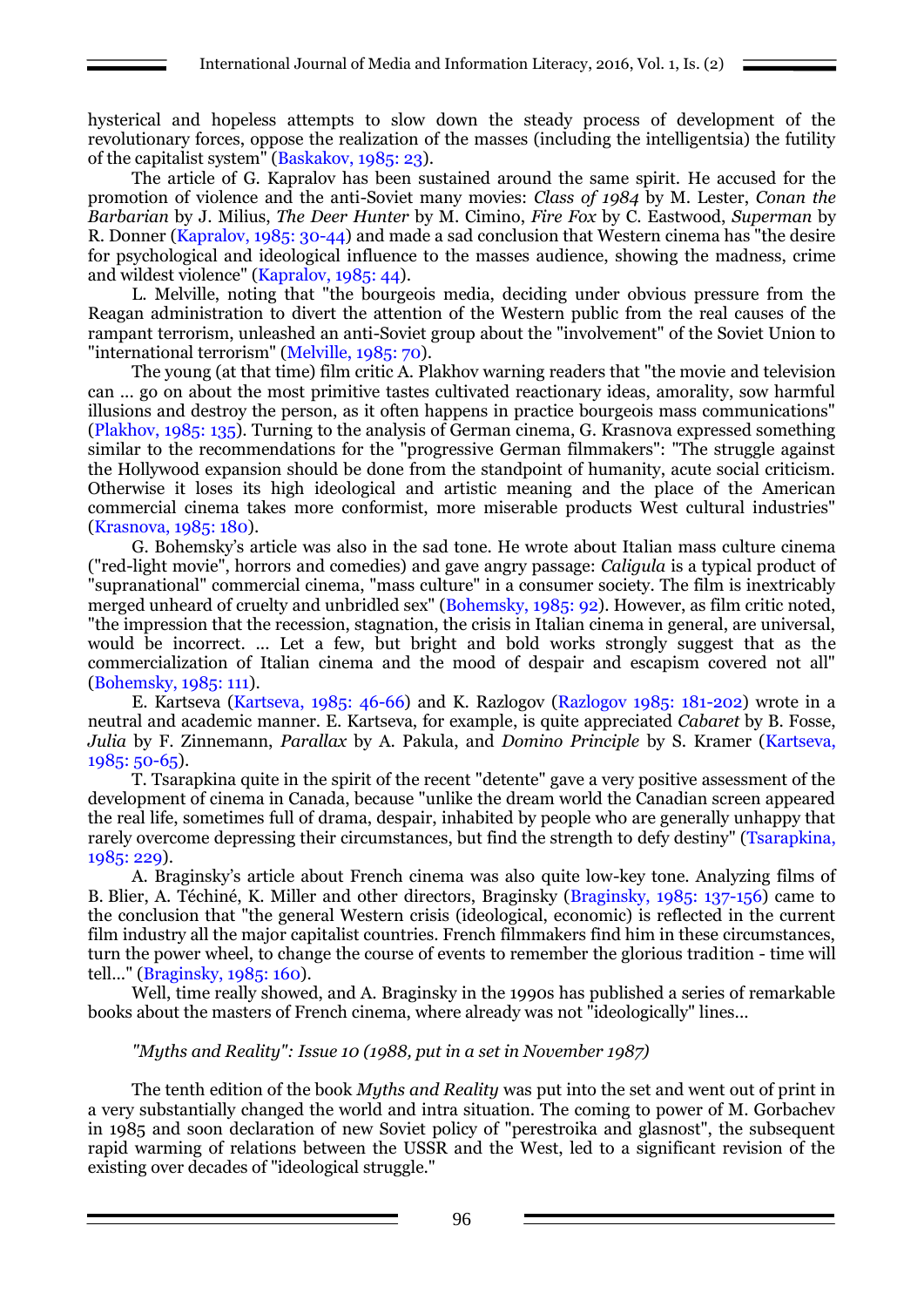hysterical and hopeless attempts to slow down the steady process of development of the revolutionary forces, oppose the realization of the masses (including the intelligentsia) the futility of the capitalist system" (Baskakov, 1985: 23).

The article of G. Kapralov has been sustained around the same spirit. He accused for the promotion of violence and the anti-Soviet many movies: *Class of 1984* by M. Lester, *Conan the Barbarian* by J. Milius, *The Deer Hunter* by M. Cimino, *Fire Fox* by C. Eastwood, *Superman* by R. Donner (Kapralov, 1985: 30-44) and made a sad conclusion that Western cinema has "the desire for psychological and ideological influence to the masses audience, showing the madness, crime and wildest violence" (Kapralov, 1985: 44).

L. Melville, noting that "the bourgeois media, deciding under obvious pressure from the Reagan administration to divert the attention of the Western public from the real causes of the rampant terrorism, unleashed an anti-Soviet group about the "involvement" of the Soviet Union to "international terrorism" (Melville, 1985: 70).

The young (at that time) film critic A. Plakhov warning readers that "the movie and television can ... go on about the most primitive tastes cultivated reactionary ideas, amorality, sow harmful illusions and destroy the person, as it often happens in practice bourgeois mass communications" (Plakhov, 1985: 135). Turning to the analysis of German cinema, G. Krasnova expressed something similar to the recommendations for the "progressive German filmmakers": "The struggle against the Hollywood expansion should be done from the standpoint of humanity, acute social criticism. Otherwise it loses its high ideological and artistic meaning and the place of the American commercial cinema takes more conformist, more miserable products West cultural industries" (Krasnova, 1985: 180).

G. Bohemsky's article was also in the sad tone. He wrote about Italian mass culture cinema ("red-light movie", horrors and comedies) and gave angry passage: *Caligula* is a typical product of "supranational" commercial cinema, "mass culture" in a consumer society. The film is inextricably merged unheard of cruelty and unbridled sex" (Bohemsky, 1985: 92). However, as film critic noted, "the impression that the recession, stagnation, the crisis in Italian cinema in general, are universal, would be incorrect. ... Let a few, but bright and bold works strongly suggest that as the commercialization of Italian cinema and the mood of despair and escapism covered not all" (Bohemsky, 1985: 111).

E. Kartseva (Kartseva, 1985: 46-66) and K. Razlogov (Razlogov 1985: 181-202) wrote in a neutral and academic manner. E. Kartseva, for example, is quite appreciated *Cabaret* by B. Fosse, *Julia* by F. Zinnemann, *Parallax* by A. Pakula, and *Domino Principle* by S. Kramer (Kartseva, 1985: 50-65).

T. Tsarapkina quite in the spirit of the recent "detente" gave a very positive assessment of the development of cinema in Canada, because "unlike the dream world the Canadian screen appeared the real life, sometimes full of drama, despair, inhabited by people who are generally unhappy that rarely overcome depressing their circumstances, but find the strength to defy destiny" (Tsarapkina, 1985: 229).

A. Braginsky's article about French cinema was also quite low-key tone. Analyzing films of B. Blier, A. Téchiné, K. Miller and other directors, Braginsky (Braginsky, 1985: 137-156) came to the conclusion that "the general Western crisis (ideological, economic) is reflected in the current film industry all the major capitalist countries. French filmmakers find him in these circumstances, turn the power wheel, to change the course of events to remember the glorious tradition - time will tell..." (Braginsky, 1985: 160).

Well, time really showed, and A. Braginsky in the 1990s has published a series of remarkable books about the masters of French cinema, where already was not "ideologically" lines...

*"Myths and Reality": Issue 10 (1988, put in a set in November 1987)*

The tenth edition of the book *Myths and Reality* was put into the set and went out of print in a very substantially changed the world and intra situation. The coming to power of M. Gorbachev in 1985 and soon declaration of new Soviet policy of "perestroika and glasnost", the subsequent rapid warming of relations between the USSR and the West, led to a significant revision of the existing over decades of "ideological struggle."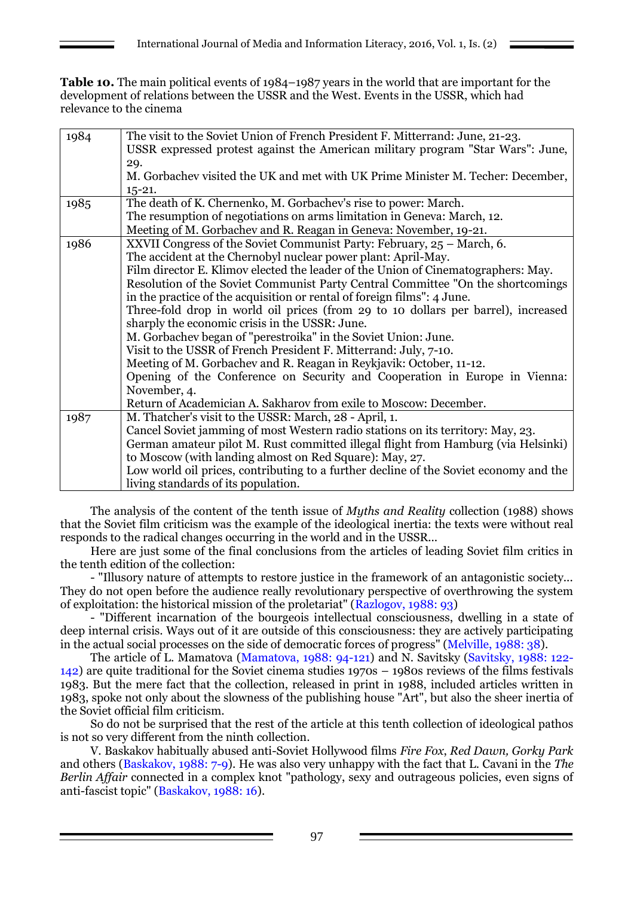**Table 10.** The main political events of 1984–1987 years in the world that are important for the development of relations between the USSR and the West. Events in the USSR, which had relevance to the cinema

| | |
|---|---|
| 1984 | The visit to the Soviet Union of French President F. Mitterrand: June, 21-23.<br>USSR expressed protest against the American military program "Star Wars": June, 29.<br>M. Gorbachev visited the UK and met with UK Prime Minister M. Techer: December, 15-21. |
| 1985 | The death of K. Chernenko, M. Gorbachev's rise to power: March.<br>The resumption of negotiations on arms limitation in Geneva: March, 12.<br>Meeting of M. Gorbachev and R. Reagan in Geneva: November, 19-21. |
| 1986 | XXVII Congress of the Soviet Communist Party: February, 25 – March, 6.<br>The accident at the Chernobyl nuclear power plant: April-May.<br>Film director E. Klimov elected the leader of the Union of Cinematographers: May.<br>Resolution of the Soviet Communist Party Central Committee "On the shortcomings in the practice of the acquisition or rental of foreign films": 4 June.<br>Three-fold drop in world oil prices (from 29 to 10 dollars per barrel), increased sharply the economic crisis in the USSR: June.<br>M. Gorbachev began of "perestroika" in the Soviet Union: June.<br>Visit to the USSR of French President F. Mitterrand: July, 7-10.<br>Meeting of M. Gorbachev and R. Reagan in Reykjavik: October, 11-12.<br>Opening of the Conference on Security and Cooperation in Europe in Vienna: November, 4.<br>Return of Academician A. Sakharov from exile to Moscow: December. |
| 1987 | M. Thatcher's visit to the USSR: March, 28 - April, 1.<br>Cancel Soviet jamming of most Western radio stations on its territory: May, 23.<br>German amateur pilot M. Rust committed illegal flight from Hamburg (via Helsinki) to Moscow (with landing almost on Red Square): May, 27.<br>Low world oil prices, contributing to a further decline of the Soviet economy and the living standards of its population. |

The analysis of the content of the tenth issue of *Myths and Reality* collection (1988) shows that the Soviet film criticism was the example of the ideological inertia: the texts were without real responds to the radical changes occurring in the world and in the USSR...

Here are just some of the final conclusions from the articles of leading Soviet film critics in the tenth edition of the collection:

- "Illusory nature of attempts to restore justice in the framework of an antagonistic society... They do not open before the audience really revolutionary perspective of overthrowing the system of exploitation: the historical mission of the proletariat" (Razlogov, 1988: 93)

- "Different incarnation of the bourgeois intellectual consciousness, dwelling in a state of deep internal crisis. Ways out of it are outside of this consciousness: they are actively participating in the actual social processes on the side of democratic forces of progress" (Melville, 1988: 38).

The article of L. Mamatova (Mamatova, 1988: 94-121) and N. Savitsky (Savitsky, 1988: 122-142) are quite traditional for the Soviet cinema studies 1970s – 1980s reviews of the films festivals 1983. But the mere fact that the collection, released in print in 1988, included articles written in 1983, spoke not only about the slowness of the publishing house "Art", but also the sheer inertia of the Soviet official film criticism.

So do not be surprised that the rest of the article at this tenth collection of ideological pathos is not so very different from the ninth collection.

V. Baskakov habitually abused anti-Soviet Hollywood films *Fire Fox*, *Red Dawn, Gorky Park* and others (Baskakov, 1988: 7-9). He was also very unhappy with the fact that L. Cavani in the *The Berlin Affair* connected in a complex knot "pathology, sexy and outrageous policies, even signs of anti-fascist topic" (Baskakov, 1988: 16).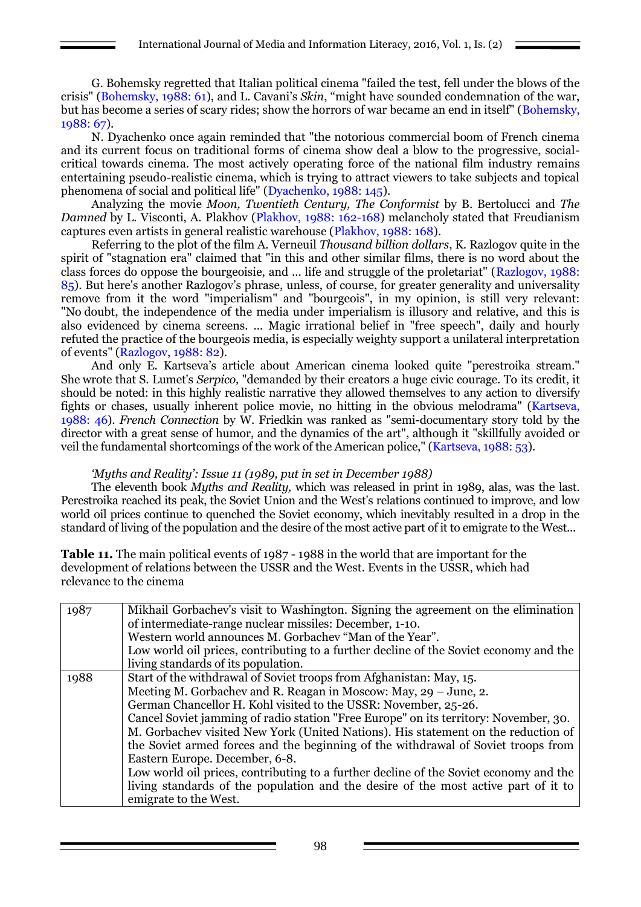G. Bohemsky regretted that Italian political cinema "failed the test, fell under the blows of the crisis" (Bohemsky, 1988: 61), and L. Cavani's *Skin*, "might have sounded condemnation of the war, but has become a series of scary rides; show the horrors of war became an end in itself" (Bohemsky, 1988: 67).

N. Dyachenko once again reminded that "the notorious commercial boom of French cinema and its current focus on traditional forms of cinema show deal a blow to the progressive, social-critical towards cinema. The most actively operating force of the national film industry remains entertaining pseudo-realistic cinema, which is trying to attract viewers to take subjects and topical phenomena of social and political life" (Dyachenko, 1988: 145).

Analyzing the movie *Moon, Twentieth Century, The Conformist* by B. Bertolucci and *The Damned* by L. Visconti, A. Plakhov (Plakhov, 1988: 162-168) melancholy stated that Freudianism captures even artists in general realistic warehouse (Plakhov, 1988: 168).

Referring to the plot of the film A. Verneuil *Thousand billion dollars*, K. Razlogov quite in the spirit of "stagnation era" claimed that "in this and other similar films, there is no word about the class forces do oppose the bourgeoisie, and ... life and struggle of the proletariat" (Razlogov, 1988: 85). But here's another Razlogov's phrase, unless, of course, for greater generality and universality remove from it the word "imperialism" and "bourgeois", in my opinion, is still very relevant: "No doubt, the independence of the media under imperialism is illusory and relative, and this is also evidenced by cinema screens. ... Magic irrational belief in "free speech", daily and hourly refuted the practice of the bourgeois media, is especially weighty support a unilateral interpretation of events" (Razlogov, 1988: 82).

And only E. Kartseva's article about American cinema looked quite "perestroika stream." She wrote that S. Lumet's *Serpico,* "demanded by their creators a huge civic courage. To its credit, it should be noted: in this highly realistic narrative they allowed themselves to any action to diversify fights or chases, usually inherent police movie, no hitting in the obvious melodrama" (Kartseva, 1988: 46). *French Connection* by W. Friedkin was ranked as "semi-documentary story told by the director with a great sense of humor, and the dynamics of the art", although it "skillfully avoided or veil the fundamental shortcomings of the work of the American police," (Kartseva, 1988: 53).

*'Myths and Reality': Issue 11 (1989, put in set in December 1988)*

The eleventh book *Myths and Reality,* which was released in print in 1989, alas, was the last. Perestroika reached its peak, the Soviet Union and the West's relations continued to improve, and low world oil prices continue to quenched the Soviet economy, which inevitably resulted in a drop in the standard of living of the population and the desire of the most active part of it to emigrate to the West...

**Table 11.** The main political events of 1987 - 1988 in the world that are important for the development of relations between the USSR and the West. Events in the USSR, which had relevance to the cinema

| | |
|---|---|
| 1987 | Mikhail Gorbachev's visit to Washington. Signing the agreement on the elimination of intermediate-range nuclear missiles: December, 1-10.<br>Western world announces M. Gorbachev "Man of the Year".<br>Low world oil prices, contributing to a further decline of the Soviet economy and the living standards of its population. |
| 1988 | Start of the withdrawal of Soviet troops from Afghanistan: May, 15.<br>Meeting M. Gorbachev and R. Reagan in Moscow: May, 29 – June, 2.<br>German Chancellor H. Kohl visited to the USSR: November, 25-26.<br>Cancel Soviet jamming of radio station "Free Europe" on its territory: November, 30.<br>M. Gorbachev visited New York (United Nations). His statement on the reduction of the Soviet armed forces and the beginning of the withdrawal of Soviet troops from Eastern Europe. December, 6-8.<br>Low world oil prices, contributing to a further decline of the Soviet economy and the living standards of the population and the desire of the most active part of it to emigrate to the West. |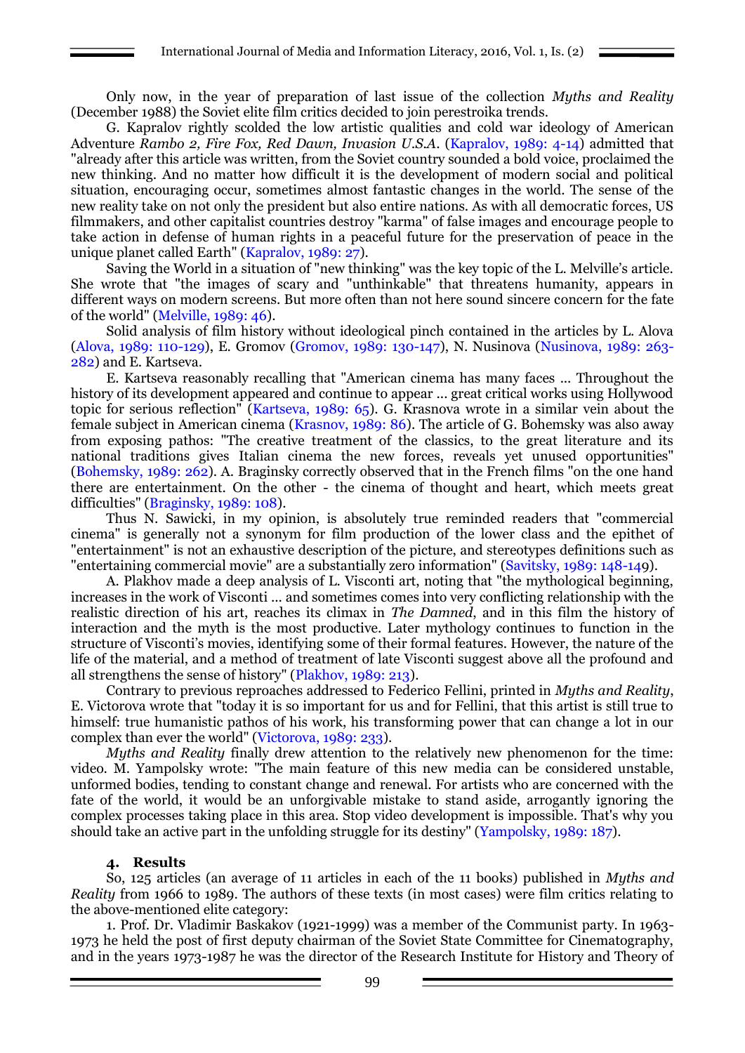Only now, in the year of preparation of last issue of the collection *Myths and Reality* (December 1988) the Soviet elite film critics decided to join perestroika trends.

G. Kapralov rightly scolded the low artistic qualities and cold war ideology of American Adventure *Rambo 2, Fire Fox, Red Dawn, Invasion U.S.A.* (Kapralov, 1989: 4-14) admitted that "already after this article was written, from the Soviet country sounded a bold voice, proclaimed the new thinking. And no matter how difficult it is the development of modern social and political situation, encouraging occur, sometimes almost fantastic changes in the world. The sense of the new reality take on not only the president but also entire nations. As with all democratic forces, US filmmakers, and other capitalist countries destroy "karma" of false images and encourage people to take action in defense of human rights in a peaceful future for the preservation of peace in the unique planet called Earth" (Kapralov, 1989: 27).

Saving the World in a situation of "new thinking" was the key topic of the L. Melville's article. She wrote that "the images of scary and "unthinkable" that threatens humanity, appears in different ways on modern screens. But more often than not here sound sincere concern for the fate of the world" (Melville, 1989: 46).

Solid analysis of film history without ideological pinch contained in the articles by L. Alova (Alova, 1989: 110-129), E. Gromov (Gromov, 1989: 130-147), N. Nusinova (Nusinova, 1989: 263-282) and E. Kartseva.

E. Kartseva reasonably recalling that "American cinema has many faces ... Throughout the history of its development appeared and continue to appear ... great critical works using Hollywood topic for serious reflection" (Kartseva, 1989: 65). G. Krasnova wrote in a similar vein about the female subject in American cinema (Krasnov, 1989: 86). The article of G. Bohemsky was also away from exposing pathos: "The creative treatment of the classics, to the great literature and its national traditions gives Italian cinema the new forces, reveals yet unused opportunities" (Bohemsky, 1989: 262). A. Braginsky correctly observed that in the French films "on the one hand there are entertainment. On the other - the cinema of thought and heart, which meets great difficulties" (Braginsky, 1989: 108).

Thus N. Sawicki, in my opinion, is absolutely true reminded readers that "commercial cinema" is generally not a synonym for film production of the lower class and the epithet of "entertainment" is not an exhaustive description of the picture, and stereotypes definitions such as "entertaining commercial movie" are a substantially zero information" (Savitsky, 1989: 148-149).

A. Plakhov made a deep analysis of L. Visconti art, noting that "the mythological beginning, increases in the work of Visconti ... and sometimes comes into very conflicting relationship with the realistic direction of his art, reaches its climax in *The Damned*, and in this film the history of interaction and the myth is the most productive. Later mythology continues to function in the structure of Visconti's movies, identifying some of their formal features. However, the nature of the life of the material, and a method of treatment of late Visconti suggest above all the profound and all strengthens the sense of history" (Plakhov, 1989: 213).

Contrary to previous reproaches addressed to Federico Fellini, printed in *Myths and Reality*, E. Victorova wrote that "today it is so important for us and for Fellini, that this artist is still true to himself: true humanistic pathos of his work, his transforming power that can change a lot in our complex than ever the world" (Victorova, 1989: 233).

*Myths and Reality* finally drew attention to the relatively new phenomenon for the time: video. M. Yampolsky wrote: "The main feature of this new media can be considered unstable, unformed bodies, tending to constant change and renewal. For artists who are concerned with the fate of the world, it would be an unforgivable mistake to stand aside, arrogantly ignoring the complex processes taking place in this area. Stop video development is impossible. That's why you should take an active part in the unfolding struggle for its destiny" (Yampolsky, 1989: 187).

## 4. Results

So, 125 articles (an average of 11 articles in each of the 11 books) published in *Myths and Reality* from 1966 to 1989. The authors of these texts (in most cases) were film critics relating to the above-mentioned elite category:

1. Prof. Dr. Vladimir Baskakov (1921-1999) was a member of the Communist party. In 1963-1973 he held the post of first deputy chairman of the Soviet State Committee for Cinematography, and in the years 1973-1987 he was the director of the Research Institute for History and Theory of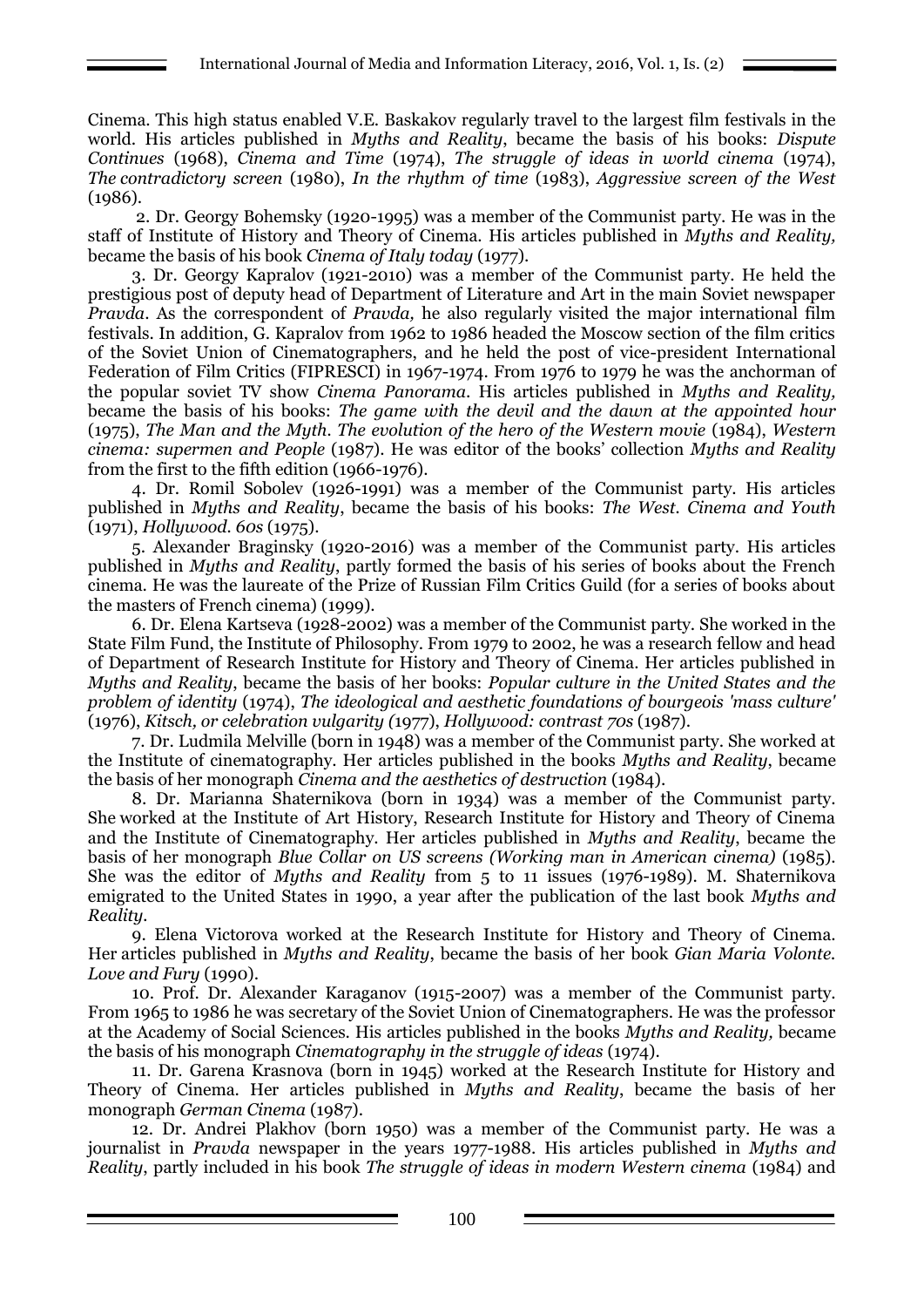Cinema. This high status enabled V.E. Baskakov regularly travel to the largest film festivals in the world. His articles published in *Myths and Reality*, became the basis of his books: *Dispute Continues* (1968), *Cinema and Time* (1974), *The struggle of ideas in world cinema* (1974), *The contradictory screen* (1980), *In the rhythm of time* (1983), *Aggressive screen of the West* (1986).

2. Dr. Georgy Bohemsky (1920-1995) was a member of the Communist party. He was in the staff of Institute of History and Theory of Cinema. His articles published in *Myths and Reality,* became the basis of his book *Cinema of Italy today* (1977).

3. Dr. Georgy Kapralov (1921-2010) was a member of the Communist party. He held the prestigious post of deputy head of Department of Literature and Art in the main Soviet newspaper *Pravda*. As the correspondent of *Pravda,* he also regularly visited the major international film festivals. In addition, G. Kapralov from 1962 to 1986 headed the Moscow section of the film critics of the Soviet Union of Cinematographers, and he held the post of vice-president International Federation of Film Critics (FIPRESCI) in 1967-1974. From 1976 to 1979 he was the anchorman of the popular soviet TV show *Cinema Panorama*. His articles published in *Myths and Reality,* became the basis of his books: *The game with the devil and the dawn at the appointed hour* (1975), *The Man and the Myth. The evolution of the hero of the Western movie* (1984), *Western cinema: supermen and People* (1987). He was editor of the books' collection *Myths and Reality* from the first to the fifth edition (1966-1976).

4. Dr. Romil Sobolev (1926-1991) was a member of the Communist party. His articles published in *Myths and Reality*, became the basis of his books: *The West. Cinema and Youth* (1971), *Hollywood. 60s* (1975).

5. Alexander Braginsky (1920-2016) was a member of the Communist party. His articles published in *Myths and Reality*, partly formed the basis of his series of books about the French cinema. He was the laureate of the Prize of Russian Film Critics Guild (for a series of books about the masters of French cinema) (1999).

6. Dr. Elena Kartseva (1928-2002) was a member of the Communist party. She worked in the State Film Fund, the Institute of Philosophy. From 1979 to 2002, he was a research fellow and head of Department of Research Institute for History and Theory of Cinema. Her articles published in *Myths and Reality*, became the basis of her books: *Popular culture in the United States and the problem of identity* (1974), *The ideological and aesthetic foundations of bourgeois 'mass culture'* (1976), *Kitsch, or celebration vulgarity (*1977), *Hollywood: contrast 70s* (1987).

7. Dr. Ludmila Melville (born in 1948) was a member of the Communist party. She worked at the Institute of cinematography. Her articles published in the books *Myths and Reality*, became the basis of her monograph *Cinema and the aesthetics of destruction* (1984).

8. Dr. Marianna Shaternikova (born in 1934) was a member of the Communist party. She worked at the Institute of Art History, Research Institute for History and Theory of Cinema and the Institute of Cinematography. Her articles published in *Myths and Reality*, became the basis of her monograph *Blue Collar on US screens (Working man in American cinema)* (1985). She was the editor of *Myths and Reality* from 5 to 11 issues (1976-1989). M. Shaternikova emigrated to the United States in 1990, a year after the publication of the last book *Myths and Reality*.

9. Elena Victorova worked at the Research Institute for History and Theory of Cinema. Her articles published in *Myths and Reality*, became the basis of her book *Gian Maria Volonte. Love and Fury* (1990).

10. Prof. Dr. Alexander Karaganov (1915-2007) was a member of the Communist party. From 1965 to 1986 he was secretary of the Soviet Union of Cinematographers. He was the professor at the Academy of Social Sciences. His articles published in the books *Myths and Reality,* became the basis of his monograph *Cinematography in the struggle of ideas* (1974).

11. Dr. Garena Krasnova (born in 1945) worked at the Research Institute for History and Theory of Cinema. Her articles published in *Myths and Reality*, became the basis of her monograph *German Cinema* (1987).

12. Dr. Andrei Plakhov (born 1950) was a member of the Communist party. He was a journalist in *Pravda* newspaper in the years 1977-1988. His articles published in *Myths and Reality*, partly included in his book *The struggle of ideas in modern Western cinema* (1984) and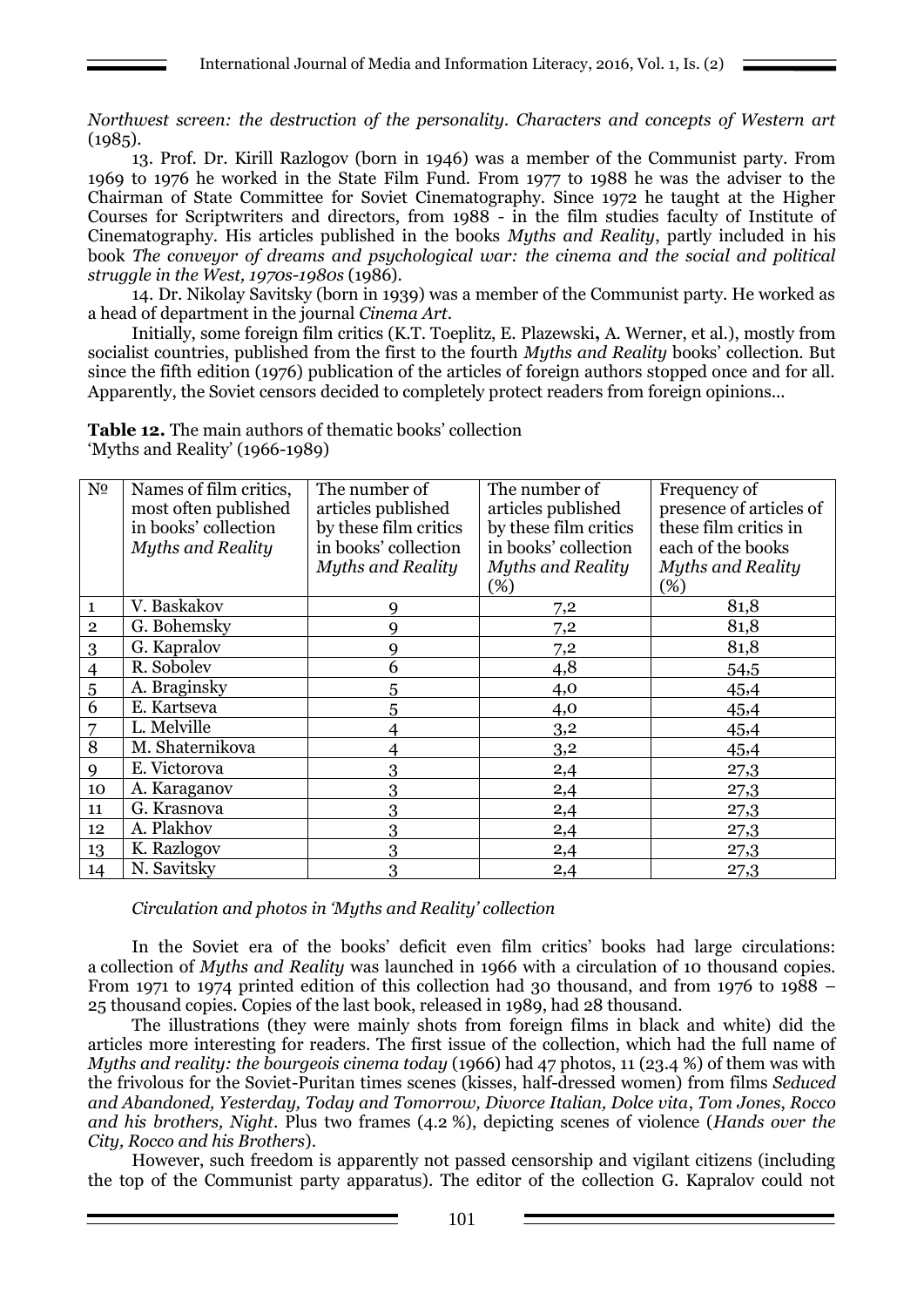*Northwest screen: the destruction of the personality. Characters and concepts of Western art* (1985).

13. Prof. Dr. Kirill Razlogov (born in 1946) was a member of the Communist party. From 1969 to 1976 he worked in the State Film Fund. From 1977 to 1988 he was the adviser to the Chairman of State Committee for Soviet Cinematography. Since 1972 he taught at the Higher Courses for Scriptwriters and directors, from 1988 - in the film studies faculty of Institute of Cinematography. His articles published in the books *Myths and Reality*, partly included in his book *The conveyor of dreams and psychological war: the cinema and the social and political struggle in the West, 1970s-1980s* (1986).

14. Dr. Nikolay Savitsky (born in 1939) was a member of the Communist party. He worked as a head of department in the journal *Cinema Art*.

Initially, some foreign film critics (K.T. Toeplitz, E. Plazewski**,** A. Werner, et al.), mostly from socialist countries, published from the first to the fourth *Myths and Reality* books' collection. But since the fifth edition (1976) publication of the articles of foreign authors stopped once and for all. Apparently, the Soviet censors decided to completely protect readers from foreign opinions...

**Table 12.** The main authors of thematic books' collection 'Myths and Reality' (1966-1989)

| № | Names of film critics, most often published in books' collection *Myths and Reality* | The number of articles published by these film critics in books' collection *Myths and Reality* | The number of articles published by these film critics in books' collection *Myths and Reality* (%) | Frequency of presence of articles of these film critics in each of the books *Myths and Reality* (%) |
|---|---|---|---|---|
| 1 | V. Baskakov | 9 | 7,2 | 81,8 |
| 2 | G. Bohemsky | 9 | 7,2 | 81,8 |
| 3 | G. Kapralov | 9 | 7,2 | 81,8 |
| 4 | R. Sobolev | 6 | 4,8 | 54,5 |
| 5 | A. Braginsky | 5 | 4,0 | 45,4 |
| 6 | E. Kartseva | 5 | 4,0 | 45,4 |
| 7 | L. Melville | 4 | 3,2 | 45,4 |
| 8 | M. Shaternikova | 4 | 3,2 | 45,4 |
| 9 | E. Victorova | 3 | 2,4 | 27,3 |
| 10 | A. Karaganov | 3 | 2,4 | 27,3 |
| 11 | G. Krasnova | 3 | 2,4 | 27,3 |
| 12 | A. Plakhov | 3 | 2,4 | 27,3 |
| 13 | K. Razlogov | 3 | 2,4 | 27,3 |
| 14 | N. Savitsky | 3 | 2,4 | 27,3 |

*Circulation and photos in 'Myths and Reality' collection*

In the Soviet era of the books' deficit even film critics' books had large circulations: a collection of *Myths and Reality* was launched in 1966 with a circulation of 10 thousand copies. From 1971 to 1974 printed edition of this collection had 30 thousand, and from 1976 to 1988 – 25 thousand copies. Copies of the last book, released in 1989, had 28 thousand.

The illustrations (they were mainly shots from foreign films in black and white) did the articles more interesting for readers. The first issue of the collection, which had the full name of *Myths and reality: the bourgeois cinema today* (1966) had 47 photos, 11 (23.4 %) of them was with the frivolous for the Soviet-Puritan times scenes (kisses, half-dressed women) from films *Seduced and Abandoned, Yesterday, Today and Tomorrow, Divorce Italian, Dolce vita*, *Tom Jones*, *Rocco and his brothers, Night*. Plus two frames (4.2 %), depicting scenes of violence (*Hands over the City, Rocco and his Brothers*).

However, such freedom is apparently not passed censorship and vigilant citizens (including the top of the Communist party apparatus). The editor of the collection G. Kapralov could not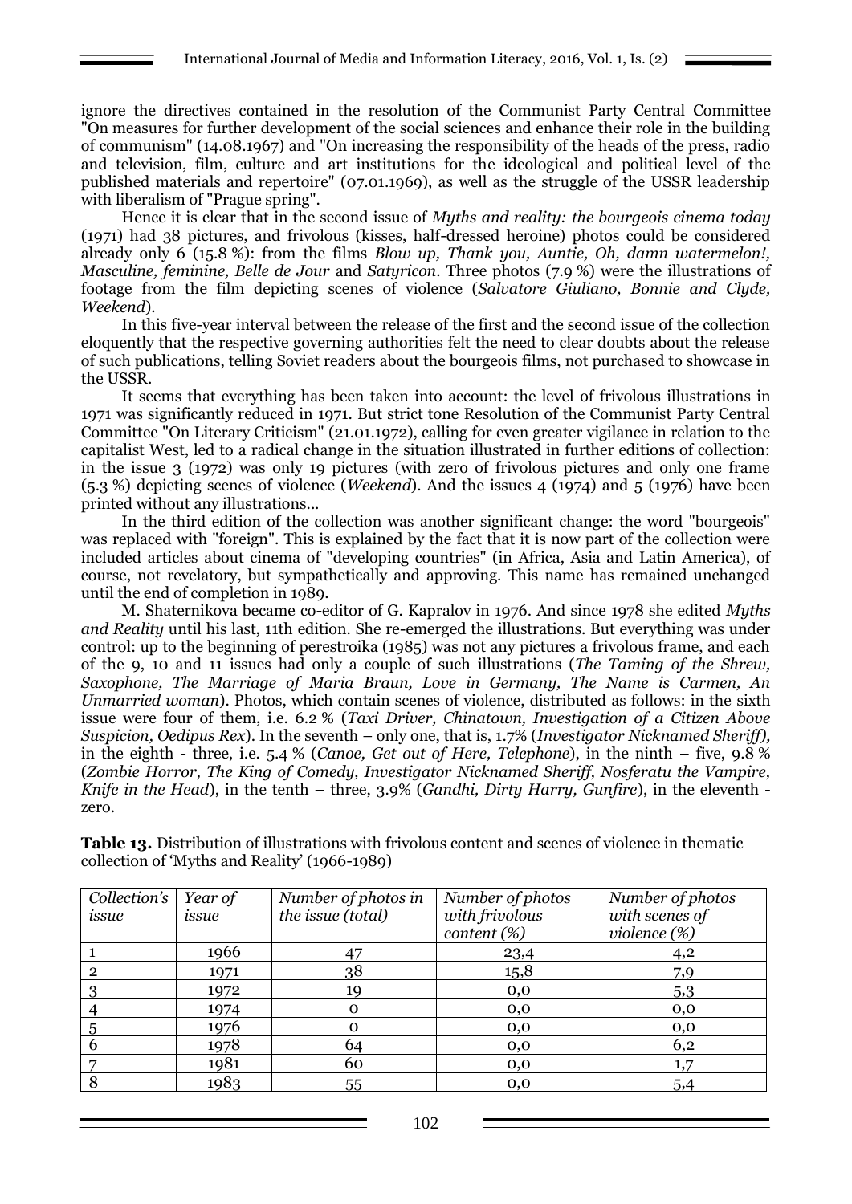ignore the directives contained in the resolution of the Communist Party Central Committee "On measures for further development of the social sciences and enhance their role in the building of communism" (14.08.1967) and "On increasing the responsibility of the heads of the press, radio and television, film, culture and art institutions for the ideological and political level of the published materials and repertoire" (07.01.1969), as well as the struggle of the USSR leadership with liberalism of "Prague spring".

Hence it is clear that in the second issue of *Myths and reality: the bourgeois cinema today* (1971) had 38 pictures, and frivolous (kisses, half-dressed heroine) photos could be considered already only 6 (15.8 %): from the films *Blow up, Thank you, Auntie, Oh, damn watermelon!, Masculine, feminine, Belle de Jour* and *Satyricon*. Three photos (7.9 %) were the illustrations of footage from the film depicting scenes of violence (*Salvatore Giuliano, Bonnie and Clyde, Weekend*).

In this five-year interval between the release of the first and the second issue of the collection eloquently that the respective governing authorities felt the need to clear doubts about the release of such publications, telling Soviet readers about the bourgeois films, not purchased to showcase in the USSR.

It seems that everything has been taken into account: the level of frivolous illustrations in 1971 was significantly reduced in 1971. But strict tone Resolution of the Communist Party Central Committee "On Literary Criticism" (21.01.1972), calling for even greater vigilance in relation to the capitalist West, led to a radical change in the situation illustrated in further editions of collection: in the issue 3 (1972) was only 19 pictures (with zero of frivolous pictures and only one frame (5.3 %) depicting scenes of violence (*Weekend*). And the issues 4 (1974) and 5 (1976) have been printed without any illustrations...

In the third edition of the collection was another significant change: the word "bourgeois" was replaced with "foreign". This is explained by the fact that it is now part of the collection were included articles about cinema of "developing countries" (in Africa, Asia and Latin America), of course, not revelatory, but sympathetically and approving. This name has remained unchanged until the end of completion in 1989.

M. Shaternikova became co-editor of G. Kapralov in 1976. And since 1978 she edited *Myths and Reality* until his last, 11th edition. She re-emerged the illustrations. But everything was under control: up to the beginning of perestroika (1985) was not any pictures a frivolous frame, and each of the 9, 10 and 11 issues had only a couple of such illustrations (*The Taming of the Shrew, Saxophone, The Marriage of Maria Braun, Love in Germany, The Name is Carmen, An Unmarried woman*). Photos, which contain scenes of violence, distributed as follows: in the sixth issue were four of them, i.e. 6.2 % (*Taxi Driver, Chinatown, Investigation of a Citizen Above Suspicion, Oedipus Rex*). In the seventh – only one, that is, 1.7% (*Investigator Nicknamed Sheriff),* in the eighth - three, i.e. 5.4 % (*Canoe, Get out of Here, Telephone*), in the ninth – five, 9.8 % (*Zombie Horror, The King of Comedy, Investigator Nicknamed Sheriff, Nosferatu the Vampire, Knife in the Head*), in the tenth – three, 3.9% (*Gandhi, Dirty Harry, Gunfire*), in the eleventh - zero.

**Table 13.** Distribution of illustrations with frivolous content and scenes of violence in thematic collection of 'Myths and Reality' (1966-1989)

| *Collection's issue* | *Year of issue* | *Number of photos in the issue (total)* | *Number of photos with frivolous content (%)* | *Number of photos with scenes of violence (%)* |
|---|---|---|---|---|
| 1 | 1966 | 47 | 23,4 | 4,2 |
| 2 | 1971 | 38 | 15,8 | 7,9 |
| 3 | 1972 | 19 | 0,0 | 5,3 |
| 4 | 1974 | 0 | 0,0 | 0,0 |
| 5 | 1976 | 0 | 0,0 | 0,0 |
| 6 | 1978 | 64 | 0,0 | 6,2 |
| 7 | 1981 | 60 | 0,0 | 1,7 |
| 8 | 1983 | 55 | 0,0 | 5,4 |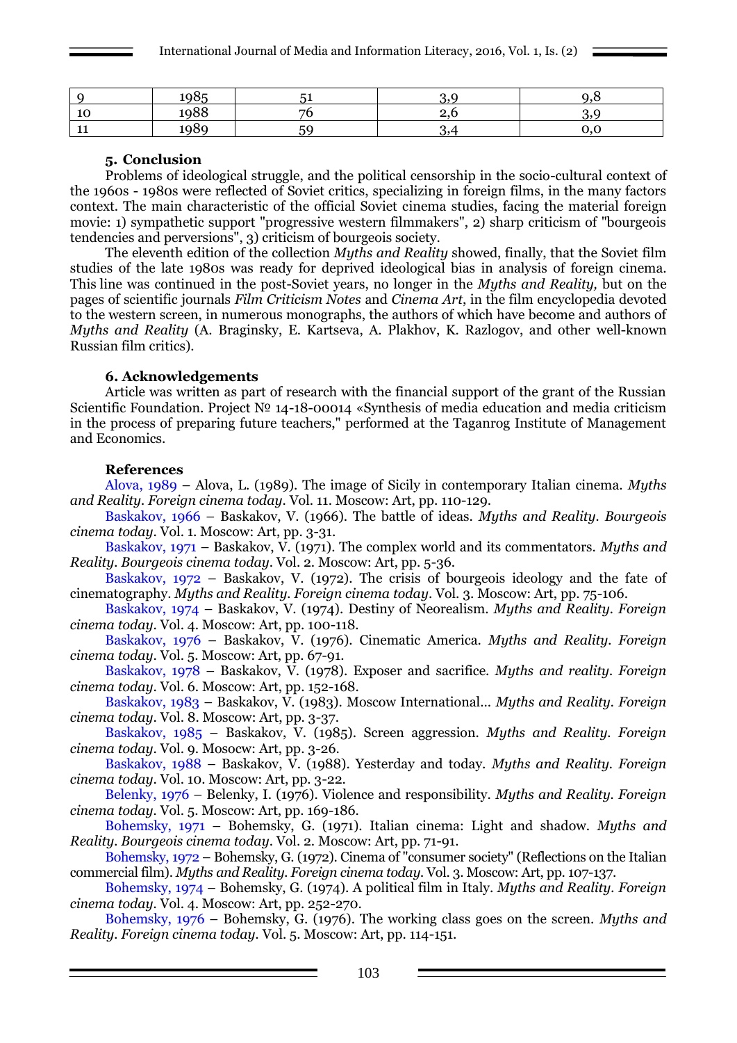| 9 | 1985 | 51 | 3,9 | 9,8 |
|---|---|---|---|---|
| 10 | 1988 | 76 | 2,6 | 3,9 |
| 11 | 1989 | 59 | 3,4 | 0,0 |

### 5. Conclusion

Problems of ideological struggle, and the political censorship in the socio-cultural context of the 1960s - 1980s were reflected of Soviet critics, specializing in foreign films, in the many factors context. The main characteristic of the official Soviet cinema studies, facing the material foreign movie: 1) sympathetic support "progressive western filmmakers", 2) sharp criticism of "bourgeois tendencies and perversions", 3) criticism of bourgeois society.

The eleventh edition of the collection *Myths and Reality* showed, finally, that the Soviet film studies of the late 1980s was ready for deprived ideological bias in analysis of foreign cinema. This line was continued in the post-Soviet years, no longer in the *Myths and Reality,* but on the pages of scientific journals *Film Criticism Notes* and *Cinema Art*, in the film encyclopedia devoted to the western screen, in numerous monographs, the authors of which have become and authors of *Myths and Reality* (A. Braginsky, E. Kartseva, A. Plakhov, K. Razlogov, and other well-known Russian film critics).

### 6. Acknowledgements

Article was written as part of research with the financial support of the grant of the Russian Scientific Foundation. Project № 14-18-00014 «Synthesis of media education and media criticism in the process of preparing future teachers," performed at the Taganrog Institute of Management and Economics.

### References

Alova, 1989 – Alova, L. (1989). The image of Sicily in contemporary Italian cinema. *Myths and Reality. Foreign cinema today*. Vol. 11. Moscow: Art, pp. 110-129.

Baskakov, 1966 – Baskakov, V. (1966). The battle of ideas. *Myths and Reality. Bourgeois cinema today*. Vol. 1. Moscow: Art, pp. 3-31.

Baskakov, 1971 – Baskakov, V. (1971). The complex world and its commentators. *Myths and Reality. Bourgeois cinema today*. Vol. 2. Moscow: Art, pp. 5-36.

Baskakov, 1972 – Baskakov, V. (1972). The crisis of bourgeois ideology and the fate of cinematography. *Myths and Reality. Foreign cinema today*. Vol. 3. Moscow: Art, pp. 75-106.

Baskakov, 1974 – Baskakov, V. (1974). Destiny of Neorealism. *Myths and Reality. Foreign cinema today*. Vol. 4. Moscow: Art, pp. 100-118.

Baskakov, 1976 – Baskakov, V. (1976). Cinematic America. *Myths and Reality. Foreign cinema today*. Vol. 5. Moscow: Art, pp. 67-91.

Baskakov, 1978 – Baskakov, V. (1978). Exposer and sacrifice. *Myths and reality. Foreign cinema today*. Vol. 6. Moscow: Art, pp. 152-168.

Baskakov, 1983 – Baskakov, V. (1983). Moscow International... *Myths and Reality. Foreign cinema today*. Vol. 8. Moscow: Art, pp. 3-37.

Baskakov, 1985 – Baskakov, V. (1985). Screen aggression. *Myths and Reality. Foreign cinema today*. Vol. 9. Mosocw: Art, pp. 3-26.

Baskakov, 1988 – Baskakov, V. (1988). Yesterday and today. *Myths and Reality. Foreign cinema today*. Vol. 10. Moscow: Art, pp. 3-22.

Belenky, 1976 – Belenky, I. (1976). Violence and responsibility. *Myths and Reality. Foreign cinema today*. Vol. 5. Moscow: Art, pp. 169-186.

Bohemsky, 1971 – Bohemsky, G. (1971). Italian cinema: Light and shadow. *Myths and Reality. Bourgeois cinema today*. Vol. 2. Moscow: Art, pp. 71-91.

Bohemsky, 1972 – Bohemsky, G. (1972). Cinema of "consumer society" (Reflections on the Italian commercial film). *Myths and Reality. Foreign cinema today*. Vol. 3. Moscow: Art, pp. 107-137.

Bohemsky, 1974 – Bohemsky, G. (1974). A political film in Italy. *Myths and Reality. Foreign cinema today*. Vol. 4. Moscow: Art, pp. 252-270.

Bohemsky, 1976 – Bohemsky, G. (1976). The working class goes on the screen. *Myths and Reality. Foreign cinema today*. Vol. 5. Moscow: Art, pp. 114-151.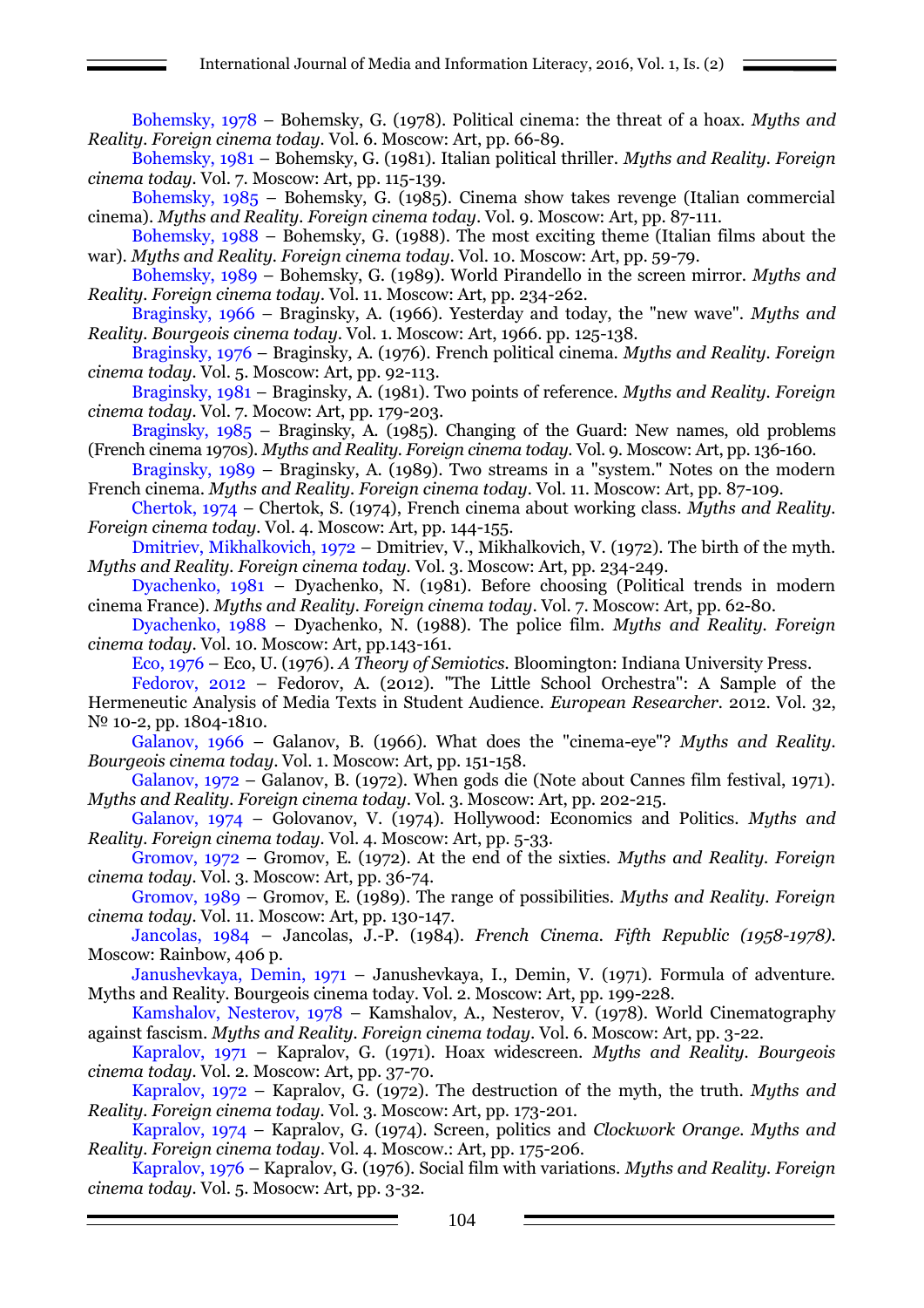Bohemsky, 1978 – Bohemsky, G. (1978). Political cinema: the threat of a hoax. *Myths and Reality. Foreign cinema today*. Vol. 6. Moscow: Art, pp. 66-89.

Bohemsky, 1981 – Bohemsky, G. (1981). Italian political thriller. *Myths and Reality. Foreign cinema today*. Vol. 7. Moscow: Art, pp. 115-139.

Bohemsky, 1985 – Bohemsky, G. (1985). Cinema show takes revenge (Italian commercial cinema). *Myths and Reality. Foreign cinema today*. Vol. 9. Moscow: Art, pp. 87-111.

Bohemsky, 1988 – Bohemsky, G. (1988). The most exciting theme (Italian films about the war). *Myths and Reality. Foreign cinema today*. Vol. 10. Moscow: Art, pp. 59-79.

Bohemsky, 1989 – Bohemsky, G. (1989). World Pirandello in the screen mirror. *Myths and Reality. Foreign cinema today*. Vol. 11. Moscow: Art, pp. 234-262.

Braginsky, 1966 – Braginsky, A. (1966). Yesterday and today, the "new wave". *Myths and Reality. Bourgeois cinema today*. Vol. 1. Moscow: Art, 1966. pp. 125-138.

Braginsky, 1976 – Braginsky, A. (1976). French political cinema. *Myths and Reality. Foreign cinema today*. Vol. 5. Moscow: Art, pp. 92-113.

Braginsky, 1981 – Braginsky, A. (1981). Two points of reference. *Myths and Reality. Foreign cinema today*. Vol. 7. Mocow: Art, pp. 179-203.

Braginsky, 1985 – Braginsky, A. (1985). Changing of the Guard: New names, old problems (French cinema 1970s). *Myths and Reality. Foreign cinema today*. Vol. 9. Moscow: Art, pp. 136-160.

Braginsky, 1989 – Braginsky, A. (1989). Two streams in a "system." Notes on the modern French cinema. *Myths and Reality. Foreign cinema today*. Vol. 11. Moscow: Art, pp. 87-109.

Chertok, 1974 – Chertok, S. (1974), French cinema about working class. *Myths and Reality. Foreign cinema today*. Vol. 4. Moscow: Art, pp. 144-155.

Dmitriev, Mikhalkovich, 1972 – Dmitriev, V., Mikhalkovich, V. (1972). The birth of the myth. *Myths and Reality. Foreign cinema today*. Vol. 3. Moscow: Art, pp. 234-249.

Dyachenko, 1981 – Dyachenko, N. (1981). Before choosing (Political trends in modern cinema France). *Myths and Reality. Foreign cinema today*. Vol. 7. Moscow: Art, pp. 62-80.

Dyachenko, 1988 – Dyachenko, N. (1988). The police film. *Myths and Reality. Foreign cinema today*. Vol. 10. Moscow: Art, pp.143-161.

Eco, 1976 – Eco, U. (1976). *A Theory of Semiotics*. Bloomington: Indiana University Press.

Fedorov, 2012 – Fedorov, A. (2012). "The Little School Orchestra": A Sample of the Hermeneutic Analysis of Media Texts in Student Audience. *European Researcher*. 2012. Vol. 32, № 10-2, pp. 1804-1810.

Galanov, 1966 – Galanov, B. (1966). What does the "cinema-eye"? *Myths and Reality. Bourgeois cinema today*. Vol. 1. Moscow: Art, pp. 151-158.

Galanov, 1972 – Galanov, B. (1972). When gods die (Note about Cannes film festival, 1971). *Myths and Reality. Foreign cinema today*. Vol. 3. Moscow: Art, pp. 202-215.

Galanov, 1974 – Golovanov, V. (1974). Hollywood: Economics and Politics. *Myths and Reality. Foreign cinema today*. Vol. 4. Moscow: Art, pp. 5-33.

Gromov, 1972 – Gromov, E. (1972). At the end of the sixties. *Myths and Reality. Foreign cinema today*. Vol. 3. Moscow: Art, pp. 36-74.

Gromov, 1989 – Gromov, E. (1989). The range of possibilities. *Myths and Reality. Foreign cinema today*. Vol. 11. Moscow: Art, pp. 130-147.

Jancolas, 1984 – Jancolas, J.-P. (1984). *French Cinema. Fifth Republic (1958-1978)*. Moscow: Rainbow, 406 p.

Janushevkaya, Demin, 1971 – Janushevkaya, I., Demin, V. (1971). Formula of adventure. Myths and Reality. Bourgeois cinema today. Vol. 2. Moscow: Art, pp. 199-228.

Kamshalov, Nesterov, 1978 – Kamshalov, A., Nesterov, V. (1978). World Cinematography against fascism. *Myths and Reality. Foreign cinema today*. Vol. 6. Moscow: Art, pp. 3-22.

Kapralov, 1971 – Kapralov, G. (1971). Hoax widescreen. *Myths and Reality. Bourgeois cinema today*. Vol. 2. Moscow: Art, pp. 37-70.

Kapralov, 1972 – Kapralov, G. (1972). The destruction of the myth, the truth. *Myths and Reality. Foreign cinema today*. Vol. 3. Moscow: Art, pp. 173-201.

Kapralov, 1974 – Kapralov, G. (1974). Screen, politics and *Clockwork Orange*. *Myths and Reality. Foreign cinema today*. Vol. 4. Moscow.: Art, pp. 175-206.

Kapralov, 1976 – Kapralov, G. (1976). Social film with variations. *Myths and Reality. Foreign cinema today*. Vol. 5. Mosocw: Art, pp. 3-32.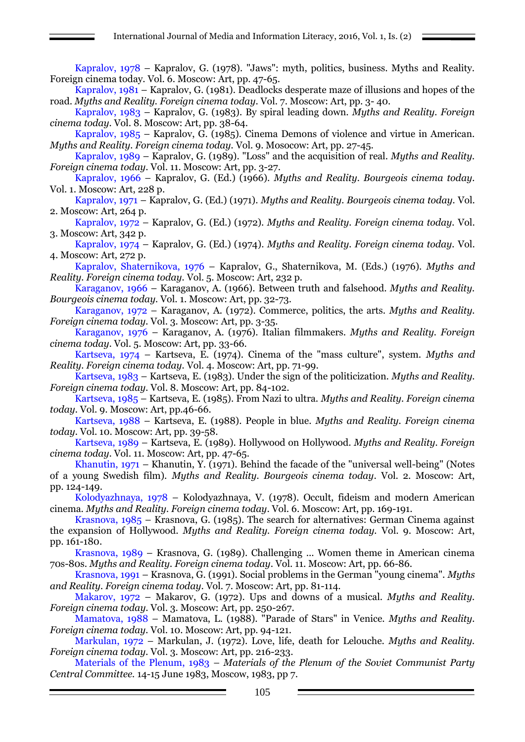Kapralov, 1978 – Kapralov, G. (1978). "Jaws": myth, politics, business. Myths and Reality. Foreign cinema today. Vol. 6. Moscow: Art, pp. 47-65.

Kapralov, 1981 – Kapralov, G. (1981). Deadlocks desperate maze of illusions and hopes of the road. *Myths and Reality. Foreign cinema today*. Vol. 7. Moscow: Art, pp. 3- 40.

Kapralov, 1983 – Kapralov, G. (1983). By spiral leading down. *Myths and Reality. Foreign cinema today*. Vol. 8. Moscow: Art, pp. 38-64.

Kapralov, 1985 – Kapralov, G. (1985). Cinema Demons of violence and virtue in American. *Myths and Reality. Foreign cinema today*. Vol. 9. Mosocow: Art, pp. 27-45.

Kapralov, 1989 – Kapralov, G. (1989). "Loss" and the acquisition of real. *Myths and Reality. Foreign cinema today*. Vol. 11. Moscow: Art, pp. 3-27.

Kapralov, 1966 – Kapralov, G. (Ed.) (1966). *Myths and Reality. Bourgeois cinema today*. Vol. 1. Moscow: Art, 228 p.

Kapralov, 1971 – Kapralov, G. (Ed.) (1971). *Myths and Reality. Bourgeois cinema today*. Vol. 2. Moscow: Art, 264 p.

Kapralov, 1972 – Kapralov, G. (Ed.) (1972). *Myths and Reality. Foreign cinema today*. Vol. 3. Moscow: Art, 342 p.

Kapralov, 1974 – Kapralov, G. (Ed.) (1974). *Myths and Reality. Foreign cinema today*. Vol. 4. Moscow: Art, 272 p.

Kapralov, Shaternikova, 1976 – Kapralov, G., Shaternikova, M. (Eds.) (1976). *Myths and Reality. Foreign cinema today*. Vol. 5. Moscow: Art, 232 p.

Karaganov, 1966 – Karaganov, A. (1966). Between truth and falsehood. *Myths and Reality. Bourgeois cinema today*. Vol. 1. Moscow: Art, pp. 32-73.

Karaganov, 1972 – Karaganov, A. (1972). Commerce, politics, the arts. *Myths and Reality. Foreign cinema today*. Vol. 3. Moscow: Art, pp. 3-35.

Karaganov, 1976 – Karaganov, A. (1976). Italian filmmakers. *Myths and Reality. Foreign cinema today*. Vol. 5. Moscow: Art, pp. 33-66.

Kartseva, 1974 – Kartseva, E. (1974). Cinema of the "mass culture", system. *Myths and Reality. Foreign cinema today*. Vol. 4. Moscow: Art, pp. 71-99.

Kartseva, 1983 – Kartseva, E. (1983). Under the sign of the politicization. *Myths and Reality. Foreign cinema today*. Vol. 8. Moscow: Art, pp. 84-102.

Kartseva, 1985 – Kartseva, E. (1985). From Nazi to ultra. *Myths and Reality. Foreign cinema today*. Vol. 9. Moscow: Art, pp.46-66.

Kartseva, 1988 – Kartseva, E. (1988). People in blue. *Myths and Reality. Foreign cinema today*. Vol. 10. Moscow: Art, pp. 39-58.

Kartseva, 1989 – Kartseva, E. (1989). Hollywood on Hollywood. *Myths and Reality. Foreign cinema today*. Vol. 11. Moscow: Art, pp. 47-65.

Khanutin, 1971 – Khanutin, Y. (1971). Behind the facade of the "universal well-being" (Notes of a young Swedish film). *Myths and Reality. Bourgeois cinema today*. Vol. 2. Moscow: Art, pp. 124-149.

Kolodyazhnaya, 1978 – Kolodyazhnaya, V. (1978). Occult, fideism and modern American cinema. *Myths and Reality. Foreign cinema today*. Vol. 6. Moscow: Art, pp. 169-191.

Krasnova, 1985 – Krasnova, G. (1985). The search for alternatives: German Cinema against the expansion of Hollywood. *Myths and Reality. Foreign cinema today*. Vol. 9. Moscow: Art, pp. 161-180.

Krasnova, 1989 – Krasnova, G. (1989). Challenging ... Women theme in American cinema 70s-80s. *Myths and Reality. Foreign cinema today*. Vol. 11. Moscow: Art, pp. 66-86.

Krasnova, 1991 – Krasnova, G. (1991). Social problems in the German "young cinema". *Myths and Reality. Foreign cinema today*. Vol. 7. Moscow: Art, pp. 81-114.

Makarov, 1972 – Makarov, G. (1972). Ups and downs of a musical. *Myths and Reality. Foreign cinema today*. Vol. 3. Moscow: Art, pp. 250-267.

Mamatova, 1988 – Mamatova, L. (1988). "Parade of Stars" in Venice. *Myths and Reality. Foreign cinema today*. Vol. 10. Moscow: Art, pp. 94-121.

Markulan, 1972 – Markulan, J. (1972). Love, life, death for Lelouche. *Myths and Reality. Foreign cinema today*. Vol. 3. Moscow: Art, pp. 216-233.

Materials of the Plenum, 1983 – *Materials of the Plenum of the Soviet Communist Party Central Committee*. 14-15 June 1983, Moscow, 1983, pp 7.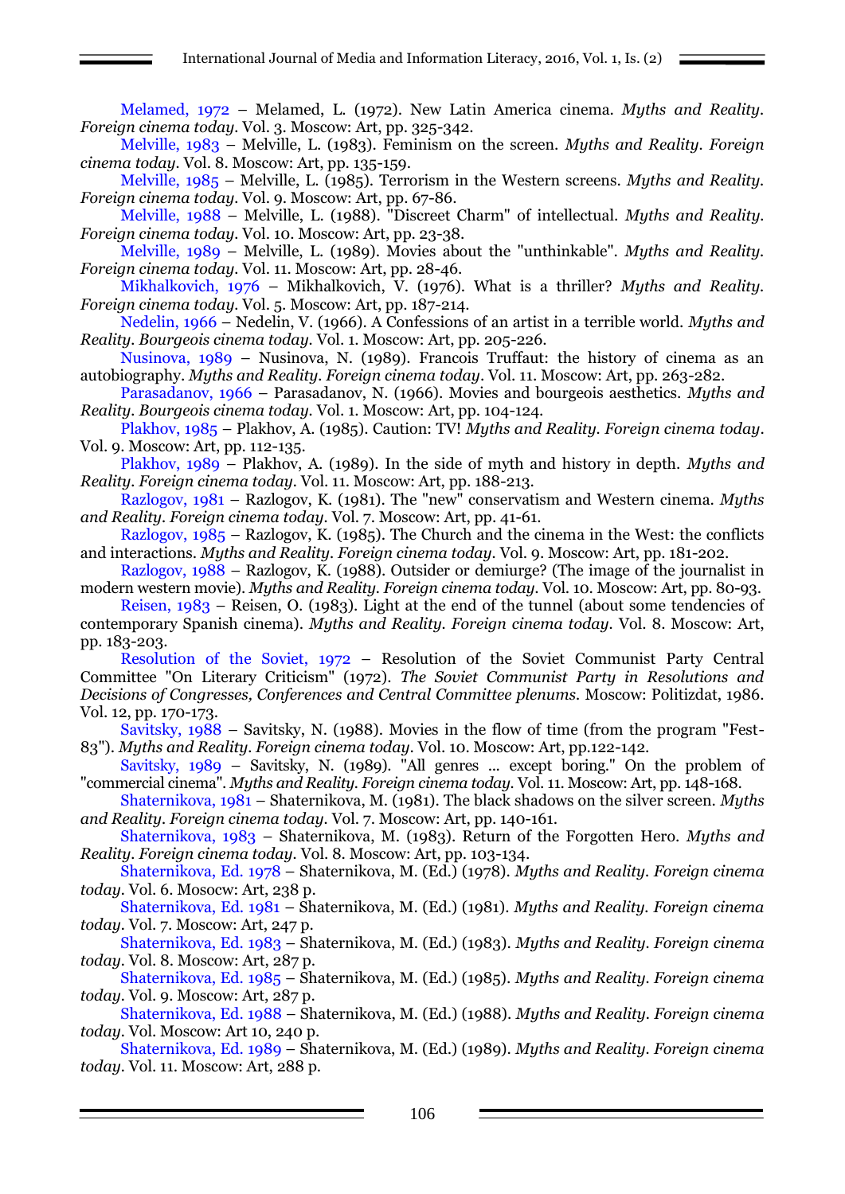Melamed, 1972 – Melamed, L. (1972). New Latin America cinema. *Myths and Reality. Foreign cinema today*. Vol. 3. Moscow: Art, pp. 325-342.

Melville, 1983 – Melville, L. (1983). Feminism on the screen. *Myths and Reality. Foreign cinema today*. Vol. 8. Moscow: Art, pp. 135-159.

Melville, 1985 – Melville, L. (1985). Terrorism in the Western screens. *Myths and Reality. Foreign cinema today*. Vol. 9. Moscow: Art, pp. 67-86.

Melville, 1988 – Melville, L. (1988). "Discreet Charm" of intellectual. *Myths and Reality. Foreign cinema today*. Vol. 10. Moscow: Art, pp. 23-38.

Melville, 1989 – Melville, L. (1989). Movies about the "unthinkable". *Myths and Reality. Foreign cinema today*. Vol. 11. Moscow: Art, pp. 28-46.

Mikhalkovich, 1976 – Mikhalkovich, V. (1976). What is a thriller? *Myths and Reality. Foreign cinema today*. Vol. 5. Moscow: Art, pp. 187-214.

Nedelin, 1966 – Nedelin, V. (1966). A Confessions of an artist in a terrible world. *Myths and Reality. Bourgeois cinema today*. Vol. 1. Moscow: Art, pp. 205-226.

Nusinova, 1989 – Nusinova, N. (1989). Francois Truffaut: the history of cinema as an autobiography. *Myths and Reality. Foreign cinema today*. Vol. 11. Moscow: Art, pp. 263-282.

Parasadanov, 1966 – Parasadanov, N. (1966). Movies and bourgeois aesthetics. *Myths and Reality. Bourgeois cinema today*. Vol. 1. Moscow: Art, pp. 104-124.

Plakhov, 1985 – Plakhov, A. (1985). Caution: TV! *Myths and Reality. Foreign cinema today*. Vol. 9. Moscow: Art, pp. 112-135.

Plakhov, 1989 – Plakhov, A. (1989). In the side of myth and history in depth. *Myths and Reality. Foreign cinema today*. Vol. 11. Moscow: Art, pp. 188-213.

Razlogov, 1981 – Razlogov, K. (1981). The "new" conservatism and Western cinema. *Myths and Reality. Foreign cinema today*. Vol. 7. Moscow: Art, pp. 41-61.

Razlogov, 1985 – Razlogov, K. (1985). The Church and the cinema in the West: the conflicts and interactions. *Myths and Reality. Foreign cinema today*. Vol. 9. Moscow: Art, pp. 181-202.

Razlogov, 1988 – Razlogov, K. (1988). Outsider or demiurge? (The image of the journalist in modern western movie). *Myths and Reality. Foreign cinema today*. Vol. 10. Moscow: Art, pp. 80-93.

Reisen, 1983 – Reisen, O. (1983). Light at the end of the tunnel (about some tendencies of contemporary Spanish cinema). *Myths and Reality. Foreign cinema today*. Vol. 8. Moscow: Art, pp. 183-203.

Resolution of the Soviet, 1972 – Resolution of the Soviet Communist Party Central Committee "On Literary Criticism" (1972). *The Soviet Communist Party in Resolutions and Decisions of Congresses, Conferences and Central Committee plenums*. Moscow: Politizdat, 1986. Vol. 12, pp. 170-173.

Savitsky, 1988 – Savitsky, N. (1988). Movies in the flow of time (from the program "Fest-83"). *Myths and Reality. Foreign cinema today*. Vol. 10. Moscow: Art, pp.122-142.

Savitsky, 1989 – Savitsky, N. (1989). "All genres ... except boring." On the problem of "commercial cinema". *Myths and Reality. Foreign cinema today*. Vol. 11. Moscow: Art, pp. 148-168.

Shaternikova, 1981 – Shaternikova, M. (1981). The black shadows on the silver screen. *Myths and Reality. Foreign cinema today*. Vol. 7. Moscow: Art, pp. 140-161.

Shaternikova, 1983 – Shaternikova, M. (1983). Return of the Forgotten Hero. *Myths and Reality. Foreign cinema today*. Vol. 8. Moscow: Art, pp. 103-134.

Shaternikova, Ed. 1978 – Shaternikova, M. (Ed.) (1978). *Myths and Reality. Foreign cinema today*. Vol. 6. Mosocw: Art, 238 p.

Shaternikova, Ed. 1981 – Shaternikova, M. (Ed.) (1981). *Myths and Reality. Foreign cinema today*. Vol. 7. Moscow: Art, 247 p.

Shaternikova, Ed. 1983 – Shaternikova, M. (Ed.) (1983). *Myths and Reality. Foreign cinema today*. Vol. 8. Moscow: Art, 287 p.

Shaternikova, Ed. 1985 – Shaternikova, M. (Ed.) (1985). *Myths and Reality. Foreign cinema today*. Vol. 9. Moscow: Art, 287 p.

Shaternikova, Ed. 1988 – Shaternikova, M. (Ed.) (1988). *Myths and Reality. Foreign cinema today*. Vol. Moscow: Art 10, 240 p.

Shaternikova, Ed. 1989 – Shaternikova, M. (Ed.) (1989). *Myths and Reality. Foreign cinema today*. Vol. 11. Moscow: Art, 288 p.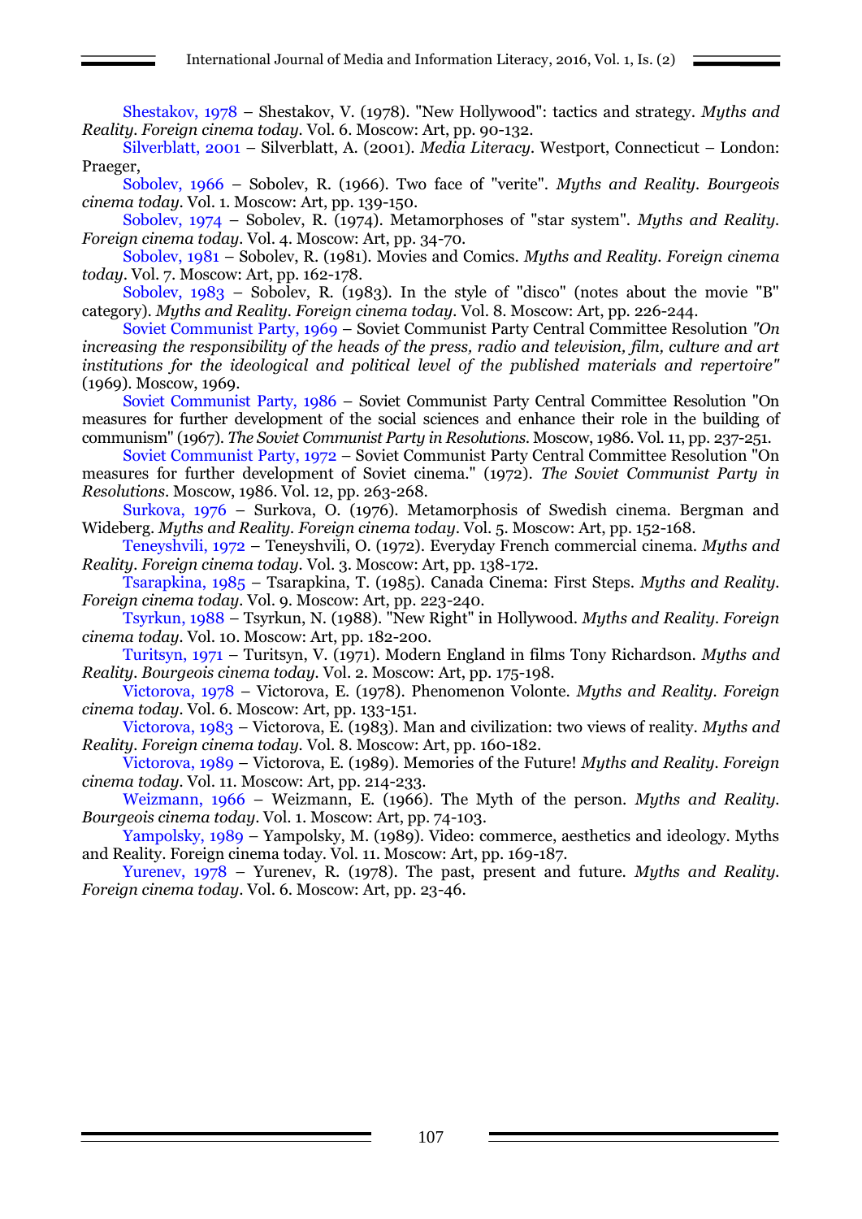Shestakov, 1978 – Shestakov, V. (1978). "New Hollywood": tactics and strategy. *Myths and Reality. Foreign cinema today*. Vol. 6. Moscow: Art, pp. 90-132.

Silverblatt, 2001 – Silverblatt, A. (2001). *Media Literacy*. Westport, Connecticut – London: Praeger,

Sobolev, 1966 – Sobolev, R. (1966). Two face of "verite". *Myths and Reality. Bourgeois cinema today*. Vol. 1. Moscow: Art, pp. 139-150.

Sobolev, 1974 – Sobolev, R. (1974). Metamorphoses of "star system". *Myths and Reality. Foreign cinema today*. Vol. 4. Moscow: Art, pp. 34-70.

Sobolev, 1981 – Sobolev, R. (1981). Movies and Comics. *Myths and Reality. Foreign cinema today*. Vol. 7. Moscow: Art, pp. 162-178.

Sobolev, 1983 – Sobolev, R. (1983). In the style of "disco" (notes about the movie "B" category). *Myths and Reality. Foreign cinema today*. Vol. 8. Moscow: Art, pp. 226-244.

Soviet Communist Party, 1969 – Soviet Communist Party Central Committee Resolution *"On increasing the responsibility of the heads of the press, radio and television, film, culture and art institutions for the ideological and political level of the published materials and repertoire"* (1969). Moscow, 1969.

Soviet Communist Party, 1986 – Soviet Communist Party Central Committee Resolution "On measures for further development of the social sciences and enhance their role in the building of communism" (1967). *The Soviet Communist Party in Resolutions*. Moscow, 1986. Vol. 11, pp. 237-251.

Soviet Communist Party, 1972 – Soviet Communist Party Central Committee Resolution "On measures for further development of Soviet cinema." (1972). *The Soviet Communist Party in Resolutions*. Moscow, 1986. Vol. 12, pp. 263-268.

Surkova, 1976 – Surkova, O. (1976). Metamorphosis of Swedish cinema. Bergman and Wideberg. *Myths and Reality. Foreign cinema today*. Vol. 5. Moscow: Art, pp. 152-168.

Teneyshvili, 1972 – Teneyshvili, O. (1972). Everyday French commercial cinema. *Myths and Reality. Foreign cinema today*. Vol. 3. Moscow: Art, pp. 138-172.

Tsarapkina, 1985 – Tsarapkina, T. (1985). Canada Cinema: First Steps. *Myths and Reality. Foreign cinema today*. Vol. 9. Moscow: Art, pp. 223-240.

Tsyrkun, 1988 – Tsyrkun, N. (1988). "New Right" in Hollywood. *Myths and Reality. Foreign cinema today*. Vol. 10. Moscow: Art, pp. 182-200.

Turitsyn, 1971 – Turitsyn, V. (1971). Modern England in films Tony Richardson. *Myths and Reality. Bourgeois cinema today*. Vol. 2. Moscow: Art, pp. 175-198.

Victorova, 1978 – Victorova, E. (1978). Phenomenon Volonte. *Myths and Reality. Foreign cinema today*. Vol. 6. Moscow: Art, pp. 133-151.

Victorova, 1983 – Victorova, E. (1983). Man and civilization: two views of reality. *Myths and Reality. Foreign cinema today*. Vol. 8. Moscow: Art, pp. 160-182.

Victorova, 1989 – Victorova, E. (1989). Memories of the Future! *Myths and Reality. Foreign cinema today*. Vol. 11. Moscow: Art, pp. 214-233.

Weizmann, 1966 – Weizmann, E. (1966). The Myth of the person. *Myths and Reality. Bourgeois cinema today*. Vol. 1. Moscow: Art, pp. 74-103.

Yampolsky, 1989 – Yampolsky, M. (1989). Video: commerce, aesthetics and ideology. Myths and Reality. Foreign cinema today. Vol. 11. Moscow: Art, pp. 169-187.

Yurenev, 1978 – Yurenev, R. (1978). The past, present and future. *Myths and Reality. Foreign cinema today*. Vol. 6. Moscow: Art, pp. 23-46.